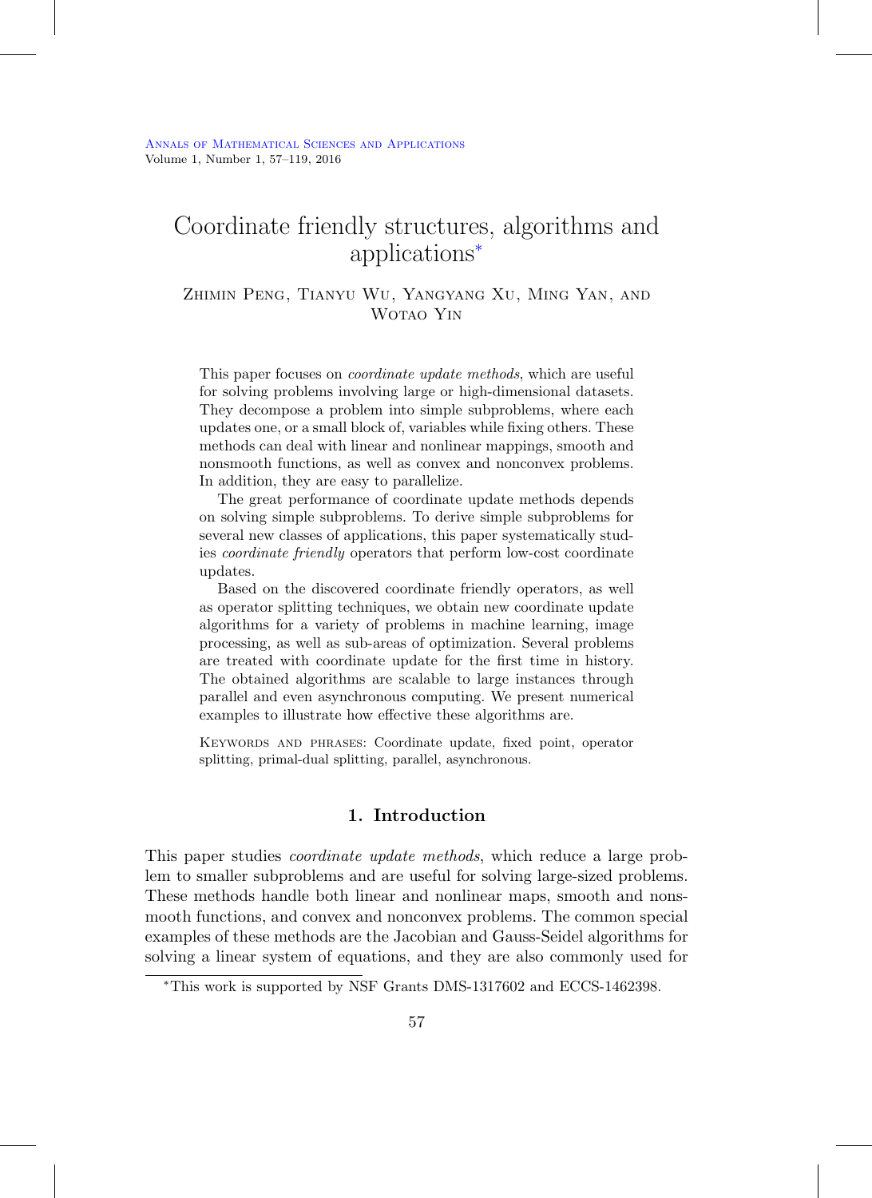# Coordinate friendly structures, algorithms and applications*

Zhimin Peng, Tianyu Wu, Yangyang Xu, Ming Yan, and Wotao Yin

This paper focuses on *coordinate update methods*, which are useful for solving problems involving large or high-dimensional datasets. They decompose a problem into simple subproblems, where each updates one, or a small block of, variables while fixing others. These methods can deal with linear and nonlinear mappings, smooth and nonsmooth functions, as well as convex and nonconvex problems. In addition, they are easy to parallelize.

The great performance of coordinate update methods depends on solving simple subproblems. To derive simple subproblems for several new classes of applications, this paper systematically studies *coordinate friendly* operators that perform low-cost coordinate updates.

Based on the discovered coordinate friendly operators, as well as operator splitting techniques, we obtain new coordinate update algorithms for a variety of problems in machine learning, image processing, as well as sub-areas of optimization. Several problems are treated with coordinate update for the first time in history. The obtained algorithms are scalable to large instances through parallel and even asynchronous computing. We present numerical examples to illustrate how effective these algorithms are.

Keywords and phrases: Coordinate update, fixed point, operator splitting, primal-dual splitting, parallel, asynchronous.

## 1. Introduction

This paper studies *coordinate update methods*, which reduce a large problem to smaller subproblems and are useful for solving large-sized problems. These methods handle both linear and nonlinear maps, smooth and nonsmooth functions, and convex and nonconvex problems. The common special examples of these methods are the Jacobian and Gauss-Seidel algorithms for solving a linear system of equations, and they are also commonly used for

*This work is supported by NSF Grants DMS-1317602 and ECCS-1462398.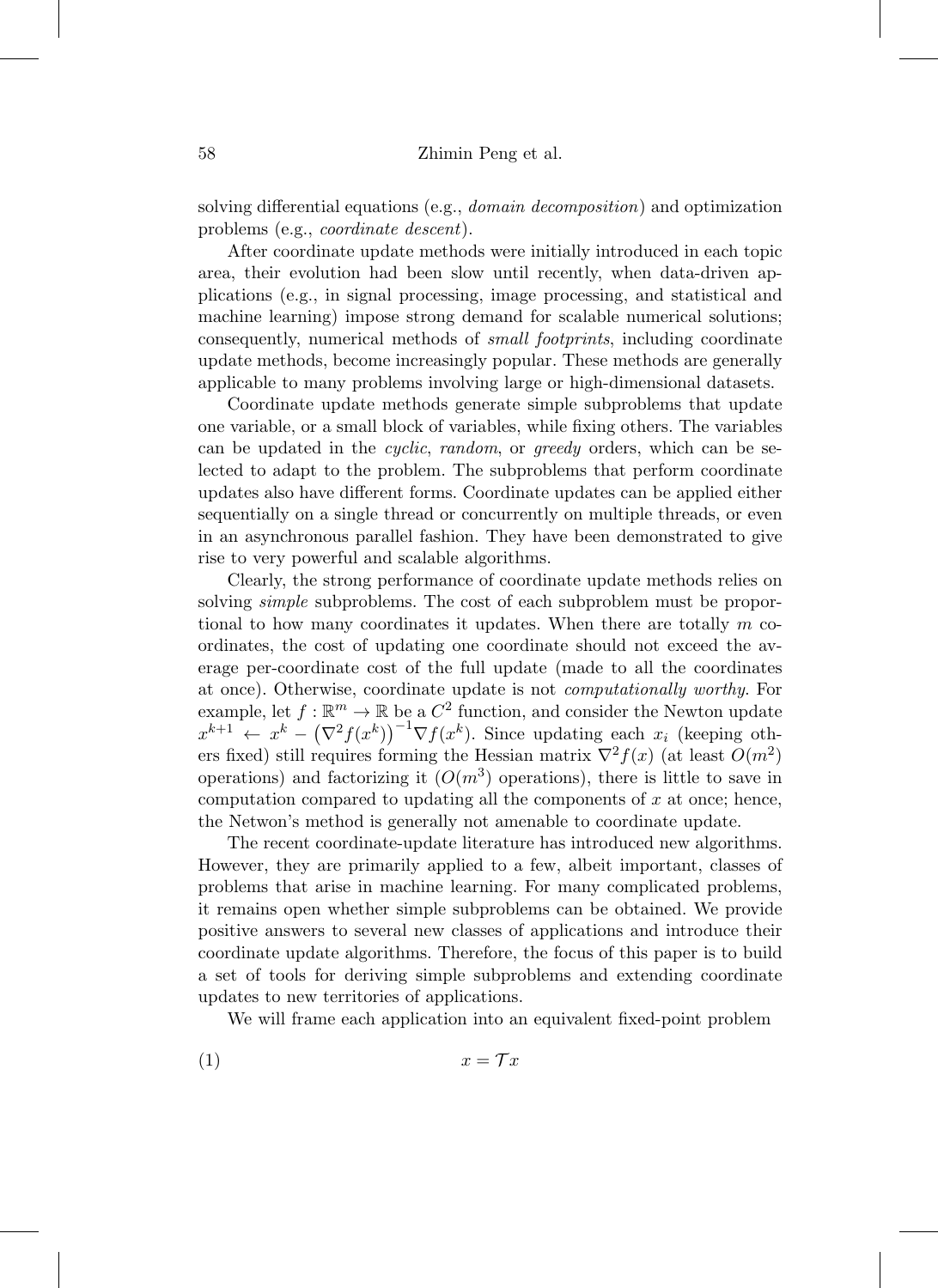solving differential equations (e.g., *domain decomposition*) and optimization problems (e.g., *coordinate descent*).

After coordinate update methods were initially introduced in each topic area, their evolution had been slow until recently, when data-driven applications (e.g., in signal processing, image processing, and statistical and machine learning) impose strong demand for scalable numerical solutions; consequently, numerical methods of *small footprints*, including coordinate update methods, become increasingly popular. These methods are generally applicable to many problems involving large or high-dimensional datasets.

Coordinate update methods generate simple subproblems that update one variable, or a small block of variables, while fixing others. The variables can be updated in the *cyclic*, *random*, or *greedy* orders, which can be selected to adapt to the problem. The subproblems that perform coordinate updates also have different forms. Coordinate updates can be applied either sequentially on a single thread or concurrently on multiple threads, or even in an asynchronous parallel fashion. They have been demonstrated to give rise to very powerful and scalable algorithms.

Clearly, the strong performance of coordinate update methods relies on solving *simple* subproblems. The cost of each subproblem must be proportional to how many coordinates it updates. When there are totally $m$ coordinates, the cost of updating one coordinate should not exceed the average per-coordinate cost of the full update (made to all the coordinates at once). Otherwise, coordinate update is not *computationally worthy*. For example, let $f : \mathbb{R}^m \to \mathbb{R}$ be a $C^2$ function, and consider the Newton update $x^{k+1} \leftarrow x^k - \left(\nabla^2 f(x^k)\right)^{-1} \nabla f(x^k)$. Since updating each $x_i$ (keeping others fixed) still requires forming the Hessian matrix $\nabla^2 f(x)$ (at least $O(m^2)$ operations) and factorizing it ($O(m^3)$ operations), there is little to save in computation compared to updating all the components of $x$ at once; hence, the Netwon's method is generally not amenable to coordinate update.

The recent coordinate-update literature has introduced new algorithms. However, they are primarily applied to a few, albeit important, classes of problems that arise in machine learning. For many complicated problems, it remains open whether simple subproblems can be obtained. We provide positive answers to several new classes of applications and introduce their coordinate update algorithms. Therefore, the focus of this paper is to build a set of tools for deriving simple subproblems and extending coordinate updates to new territories of applications.

We will frame each application into an equivalent fixed-point problem

$$x = \mathcal{T} x \tag{1}$$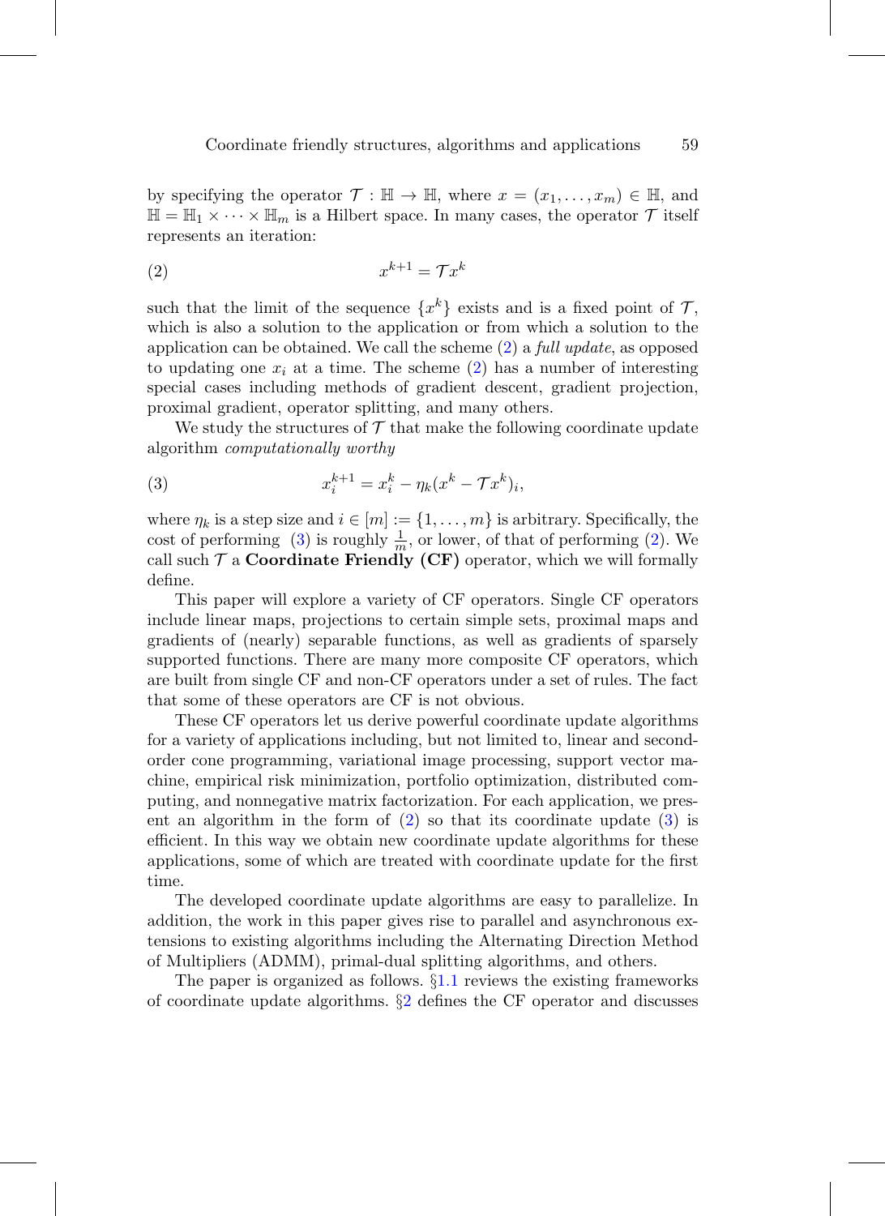by specifying the operator $\mathcal{T} : \mathbb{H} \to \mathbb{H}$, where $x = (x_1, \ldots, x_m) \in \mathbb{H}$, and $\mathbb{H} = \mathbb{H}_1 \times \cdots \times \mathbb{H}_m$ is a Hilbert space. In many cases, the operator $\mathcal{T}$ itself represents an iteration:

$$x^{k+1} = \mathcal{T} x^k \tag{2}$$

such that the limit of the sequence $\{x^k\}$ exists and is a fixed point of $\mathcal{T}$, which is also a solution to the application or from which a solution to the application can be obtained. We call the scheme (2) a *full update*, as opposed to updating one $x_i$ at a time. The scheme (2) has a number of interesting special cases including methods of gradient descent, gradient projection, proximal gradient, operator splitting, and many others.

We study the structures of $\mathcal{T}$ that make the following coordinate update algorithm *computationally worthy*

$$x_i^{k+1} = x_i^k - \eta_k (x^k - \mathcal{T} x^k)_i, \tag{3}$$

where $\eta_k$ is a step size and $i \in [m] := \{1, \ldots, m\}$ is arbitrary. Specifically, the cost of performing (3) is roughly $\frac{1}{m}$, or lower, of that of performing (2). We call such $\mathcal{T}$ a **Coordinate Friendly (CF)** operator, which we will formally define.

This paper will explore a variety of CF operators. Single CF operators include linear maps, projections to certain simple sets, proximal maps and gradients of (nearly) separable functions, as well as gradients of sparsely supported functions. There are many more composite CF operators, which are built from single CF and non-CF operators under a set of rules. The fact that some of these operators are CF is not obvious.

These CF operators let us derive powerful coordinate update algorithms for a variety of applications including, but not limited to, linear and second-order cone programming, variational image processing, support vector machine, empirical risk minimization, portfolio optimization, distributed computing, and nonnegative matrix factorization. For each application, we present an algorithm in the form of (2) so that its coordinate update (3) is efficient. In this way we obtain new coordinate update algorithms for these applications, some of which are treated with coordinate update for the first time.

The developed coordinate update algorithms are easy to parallelize. In addition, the work in this paper gives rise to parallel and asynchronous extensions to existing algorithms including the Alternating Direction Method of Multipliers (ADMM), primal-dual splitting algorithms, and others.

The paper is organized as follows. §1.1 reviews the existing frameworks of coordinate update algorithms. §2 defines the CF operator and discusses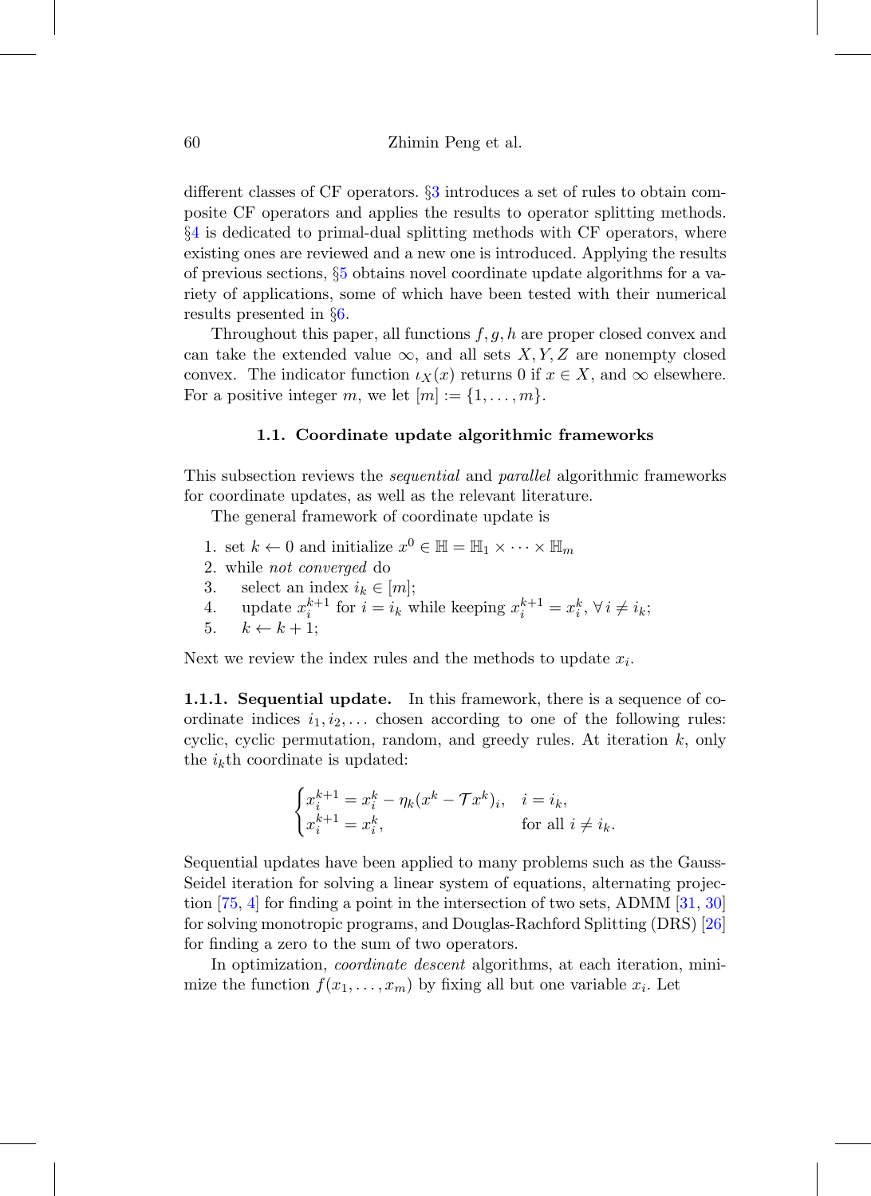different classes of CF operators. §3 introduces a set of rules to obtain composite CF operators and applies the results to operator splitting methods. §4 is dedicated to primal-dual splitting methods with CF operators, where existing ones are reviewed and a new one is introduced. Applying the results of previous sections, §5 obtains novel coordinate update algorithms for a variety of applications, some of which have been tested with their numerical results presented in §6.

Throughout this paper, all functions $f, g, h$ are proper closed convex and can take the extended value $\infty$, and all sets $X, Y, Z$ are nonempty closed convex. The indicator function $\iota_X(x)$ returns 0 if $x \in X$, and $\infty$ elsewhere. For a positive integer $m$, we let $[m] := \{1, \ldots, m\}$.

### 1.1. Coordinate update algorithmic frameworks

This subsection reviews the *sequential* and *parallel* algorithmic frameworks for coordinate updates, as well as the relevant literature.

The general framework of coordinate update is

1. set $k \leftarrow 0$ and initialize $x^0 \in \mathbb{H} = \mathbb{H}_1 \times \cdots \times \mathbb{H}_m$
2. while *not converged* do
3. select an index $i_k \in [m]$;
4. update $x_i^{k+1}$ for $i = i_k$ while keeping $x_i^{k+1} = x_i^k, \forall\, i \neq i_k$;
5. $k \leftarrow k + 1$;

Next we review the index rules and the methods to update $x_i$.

**1.1.1. Sequential update.** In this framework, there is a sequence of coordinate indices $i_1, i_2, \ldots$ chosen according to one of the following rules: cyclic, cyclic permutation, random, and greedy rules. At iteration $k$, only the $i_k$th coordinate is updated:

$$\begin{cases} x_i^{k+1} = x_i^k - \eta_k (x^k - \mathcal{T} x^k)_i, & i = i_k, \\ x_i^{k+1} = x_i^k, & \text{for all } i \neq i_k. \end{cases}$$

Sequential updates have been applied to many problems such as the Gauss-Seidel iteration for solving a linear system of equations, alternating projection [75, 4] for finding a point in the intersection of two sets, ADMM [31, 30] for solving monotropic programs, and Douglas-Rachford Splitting (DRS) [26] for finding a zero to the sum of two operators.

In optimization, *coordinate descent* algorithms, at each iteration, minimize the function $f(x_1, \ldots, x_m)$ by fixing all but one variable $x_i$. Let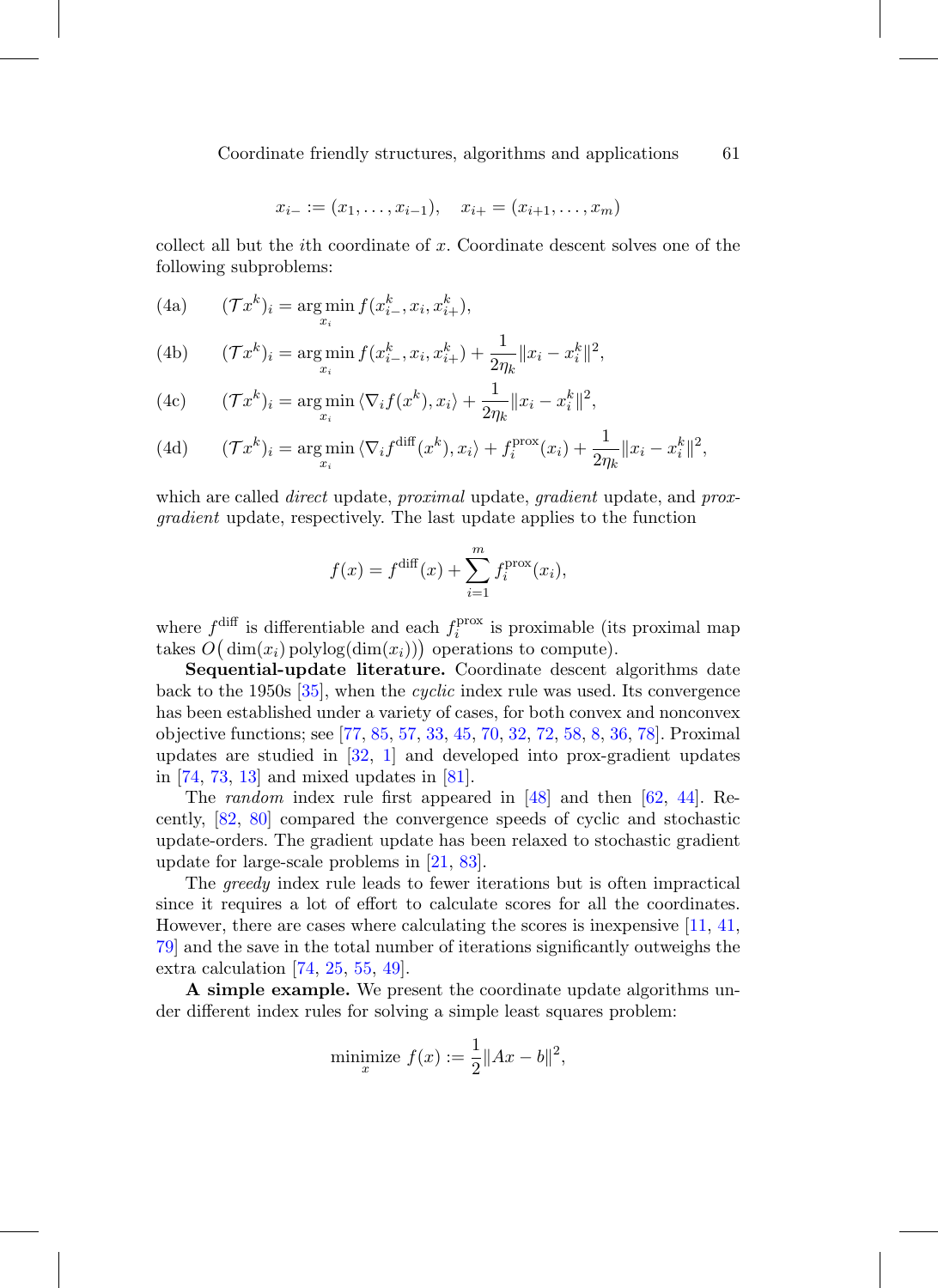$$x_{i-} := (x_1, \ldots, x_{i-1}), \quad x_{i+} = (x_{i+1}, \ldots, x_m)$$

collect all but the $i$th coordinate of $x$. Coordinate descent solves one of the following subproblems:

(4a) $\quad (\mathcal{T}x^k)_i = \arg\min_{x_i} f(x^k_{i-}, x_i, x^k_{i+}),$

(4b) $\quad (\mathcal{T}x^k)_i = \arg\min_{x_i} f(x^k_{i-}, x_i, x^k_{i+}) + \frac{1}{2\eta_k}\|x_i - x^k_i\|^2,$

(4c) $\quad (\mathcal{T}x^k)_i = \arg\min_{x_i} \langle \nabla_i f(x^k), x_i \rangle + \frac{1}{2\eta_k}\|x_i - x^k_i\|^2,$

(4d) $\quad (\mathcal{T}x^k)_i = \arg\min_{x_i} \langle \nabla_i f^{\text{diff}}(x^k), x_i \rangle + f^{\text{prox}}_i(x_i) + \frac{1}{2\eta_k}\|x_i - x^k_i\|^2,$

which are called *direct* update, *proximal* update, *gradient* update, and *prox-gradient* update, respectively. The last update applies to the function

$$f(x) = f^{\text{diff}}(x) + \sum_{i=1}^{m} f^{\text{prox}}_i(x_i),$$

where $f^{\text{diff}}$ is differentiable and each $f^{\text{prox}}_i$ is proximable (its proximal map takes $O\big(\dim(x_i)\,\text{polylog}(\dim(x_i))\big)$ operations to compute).

**Sequential-update literature.** Coordinate descent algorithms date back to the 1950s [35], when the *cyclic* index rule was used. Its convergence has been established under a variety of cases, for both convex and nonconvex objective functions; see [77, 85, 57, 33, 45, 70, 32, 72, 58, 8, 36, 78]. Proximal updates are studied in [32, 1] and developed into prox-gradient updates in [74, 73, 13] and mixed updates in [81].

The *random* index rule first appeared in [48] and then [62, 44]. Recently, [82, 80] compared the convergence speeds of cyclic and stochastic update-orders. The gradient update has been relaxed to stochastic gradient update for large-scale problems in [21, 83].

The *greedy* index rule leads to fewer iterations but is often impractical since it requires a lot of effort to calculate scores for all the coordinates. However, there are cases where calculating the scores is inexpensive [11, 41, 79] and the save in the total number of iterations significantly outweighs the extra calculation [74, 25, 55, 49].

**A simple example.** We present the coordinate update algorithms under different index rules for solving a simple least squares problem:

$$\underset{x}{\text{minimize}} \; f(x) := \frac{1}{2}\|Ax - b\|^2,$$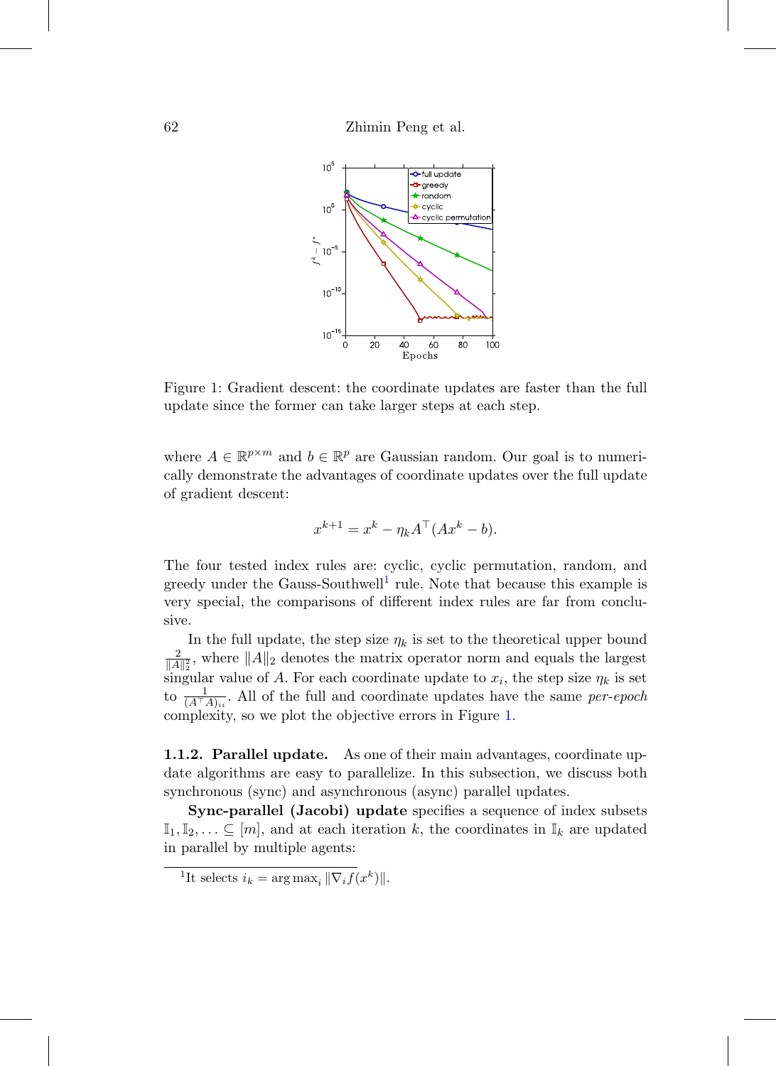Figure 1: Gradient descent: the coordinate updates are faster than the full update since the former can take larger steps at each step.

where $A \in \mathbb{R}^{p\times m}$ and $b \in \mathbb{R}^p$ are Gaussian random. Our goal is to numerically demonstrate the advantages of coordinate updates over the full update of gradient descent:

$$x^{k+1} = x^k - \eta_k A^\top(Ax^k - b).$$

The four tested index rules are: cyclic, cyclic permutation, random, and greedy under the Gauss-Southwell[1] rule. Note that because this example is very special, the comparisons of different index rules are far from conclusive.

In the full update, the step size $\eta_k$ is set to the theoretical upper bound $\frac{2}{\|A\|_2^2}$, where $\|A\|_2$ denotes the matrix operator norm and equals the largest singular value of $A$. For each coordinate update to $x_i$, the step size $\eta_k$ is set to $\frac{1}{(A^\top A)_{ii}}$. All of the full and coordinate updates have the same *per-epoch* complexity, so we plot the objective errors in Figure 1.

**1.1.2. Parallel update.** As one of their main advantages, coordinate update algorithms are easy to parallelize. In this subsection, we discuss both synchronous (sync) and asynchronous (async) parallel updates.

**Sync-parallel (Jacobi) update** specifies a sequence of index subsets $\mathbb{I}_1, \mathbb{I}_2, \ldots \subseteq [m]$, and at each iteration $k$, the coordinates in $\mathbb{I}_k$ are updated in parallel by multiple agents:

[1] It selects $i_k = \arg\max_i \|\nabla_i f(x^k)\|$.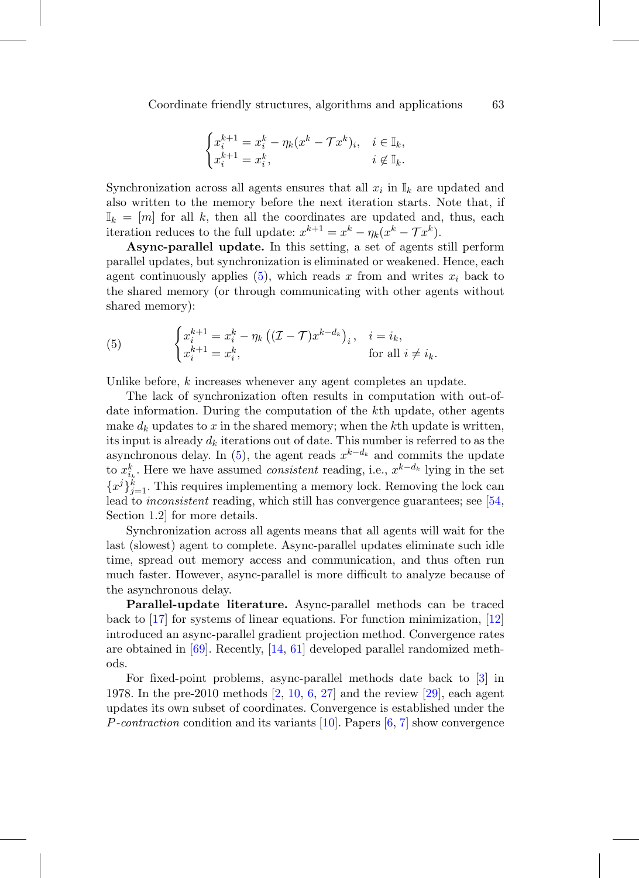$$\begin{cases} x_i^{k+1} = x_i^k - \eta_k (x^k - \mathcal{T} x^k)_i, & i \in \mathbb{I}_k, \\ x_i^{k+1} = x_i^k, & i \notin \mathbb{I}_k. \end{cases}$$

Synchronization across all agents ensures that all $x_i$ in $\mathbb{I}_k$ are updated and also written to the memory before the next iteration starts. Note that, if $\mathbb{I}_k = [m]$ for all $k$, then all the coordinates are updated and, thus, each iteration reduces to the full update: $x^{k+1} = x^k - \eta_k (x^k - \mathcal{T} x^k)$.

**Async-parallel update.** In this setting, a set of agents still perform parallel updates, but synchronization is eliminated or weakened. Hence, each agent continuously applies (5), which reads $x$ from and writes $x_i$ back to the shared memory (or through communicating with other agents without shared memory):

$$\begin{cases} x_i^{k+1} = x_i^k - \eta_k \left( (\mathcal{I} - \mathcal{T}) x^{k-d_k} \right)_i, & i = i_k, \\ x_i^{k+1} = x_i^k, & \text{for all } i \neq i_k. \end{cases} \tag{5}$$

Unlike before, $k$ increases whenever any agent completes an update.

The lack of synchronization often results in computation with out-of-date information. During the computation of the $k$th update, other agents make $d_k$ updates to $x$ in the shared memory; when the $k$th update is written, its input is already $d_k$ iterations out of date. This number is referred to as the asynchronous delay. In (5), the agent reads $x^{k-d_k}$ and commits the update to $x_{i_k}^k$. Here we have assumed *consistent* reading, i.e., $x^{k-d_k}$ lying in the set $\{x^j\}_{j=1}^k$. This requires implementing a memory lock. Removing the lock can lead to *inconsistent* reading, which still has convergence guarantees; see [54, Section 1.2] for more details.

Synchronization across all agents means that all agents will wait for the last (slowest) agent to complete. Async-parallel updates eliminate such idle time, spread out memory access and communication, and thus often run much faster. However, async-parallel is more difficult to analyze because of the asynchronous delay.

**Parallel-update literature.** Async-parallel methods can be traced back to [17] for systems of linear equations. For function minimization, [12] introduced an async-parallel gradient projection method. Convergence rates are obtained in [69]. Recently, [14, 61] developed parallel randomized methods.

For fixed-point problems, async-parallel methods date back to [3] in 1978. In the pre-2010 methods [2, 10, 6, 27] and the review [29], each agent updates its own subset of coordinates. Convergence is established under the *P-contraction* condition and its variants [10]. Papers [6, 7] show convergence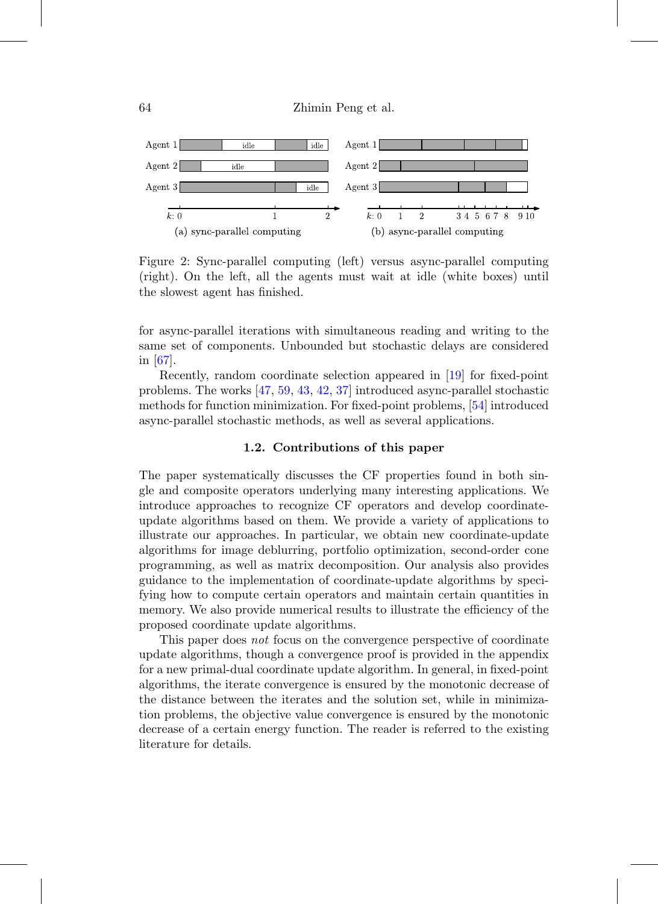Figure 2: Sync-parallel computing (left) versus async-parallel computing (right). On the left, all the agents must wait at idle (white boxes) until the slowest agent has finished.

for async-parallel iterations with simultaneous reading and writing to the same set of components. Unbounded but stochastic delays are considered in [67].

Recently, random coordinate selection appeared in [19] for fixed-point problems. The works [47, 59, 43, 42, 37] introduced async-parallel stochastic methods for function minimization. For fixed-point problems, [54] introduced async-parallel stochastic methods, as well as several applications.

### 1.2. Contributions of this paper

The paper systematically discusses the CF properties found in both single and composite operators underlying many interesting applications. We introduce approaches to recognize CF operators and develop coordinate-update algorithms based on them. We provide a variety of applications to illustrate our approaches. In particular, we obtain new coordinate-update algorithms for image deblurring, portfolio optimization, second-order cone programming, as well as matrix decomposition. Our analysis also provides guidance to the implementation of coordinate-update algorithms by specifying how to compute certain operators and maintain certain quantities in memory. We also provide numerical results to illustrate the efficiency of the proposed coordinate update algorithms.

This paper does *not* focus on the convergence perspective of coordinate update algorithms, though a convergence proof is provided in the appendix for a new primal-dual coordinate update algorithm. In general, in fixed-point algorithms, the iterate convergence is ensured by the monotonic decrease of the distance between the iterates and the solution set, while in minimization problems, the objective value convergence is ensured by the monotonic decrease of a certain energy function. The reader is referred to the existing literature for details.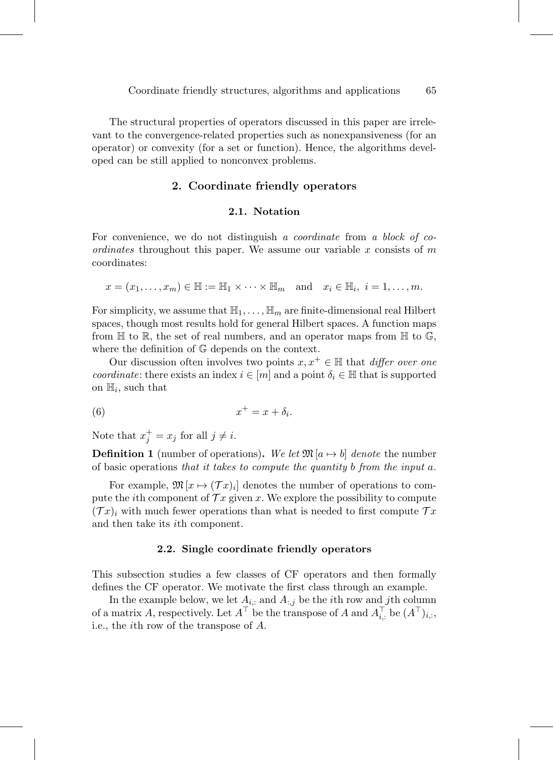The structural properties of operators discussed in this paper are irrelevant to the convergence-related properties such as nonexpansiveness (for an operator) or convexity (for a set or function). Hence, the algorithms developed can be still applied to nonconvex problems.

## 2. Coordinate friendly operators

### 2.1. Notation

For convenience, we do not distinguish *a coordinate* from *a block of coordinates* throughout this paper. We assume our variable $x$ consists of $m$ coordinates:

$$x = (x_1, \dots, x_m) \in \mathbb{H} := \mathbb{H}_1 \times \cdots \times \mathbb{H}_m \quad \text{and} \quad x_i \in \mathbb{H}_i, \; i = 1, \dots, m.$$

For simplicity, we assume that $\mathbb{H}_1, \dots, \mathbb{H}_m$ are finite-dimensional real Hilbert spaces, though most results hold for general Hilbert spaces. A function maps from $\mathbb{H}$ to $\mathbb{R}$, the set of real numbers, and an operator maps from $\mathbb{H}$ to $\mathbb{G}$, where the definition of $\mathbb{G}$ depends on the context.

Our discussion often involves two points $x, x^+ \in \mathbb{H}$ that *differ over one coordinate*: there exists an index $i \in [m]$ and a point $\delta_i \in \mathbb{H}$ that is supported on $\mathbb{H}_i$, such that

$$x^+ = x + \delta_i. \tag{6}$$

Note that $x_j^+ = x_j$ for all $j \neq i$.

**Definition 1** (number of operations)**.** *We let* $\mathfrak{M}[a \mapsto b]$ *denote* the number of basic operations *that it takes to compute the quantity $b$ from the input $a$.*

For example, $\mathfrak{M}[x \mapsto (\mathcal{T}x)_i]$ denotes the number of operations to compute the $i$th component of $\mathcal{T}x$ given $x$. We explore the possibility to compute $(\mathcal{T}x)_i$ with much fewer operations than what is needed to first compute $\mathcal{T}x$ and then take its $i$th component.

### 2.2. Single coordinate friendly operators

This subsection studies a few classes of CF operators and then formally defines the CF operator. We motivate the first class through an example.

In the example below, we let $A_{i,:}$ and $A_{:,j}$ be the $i$th row and $j$th column of a matrix $A$, respectively. Let $A^\top$ be the transpose of $A$ and $A^\top_{i,:}$ be $(A^\top)_{i,:}$, i.e., the $i$th row of the transpose of $A$.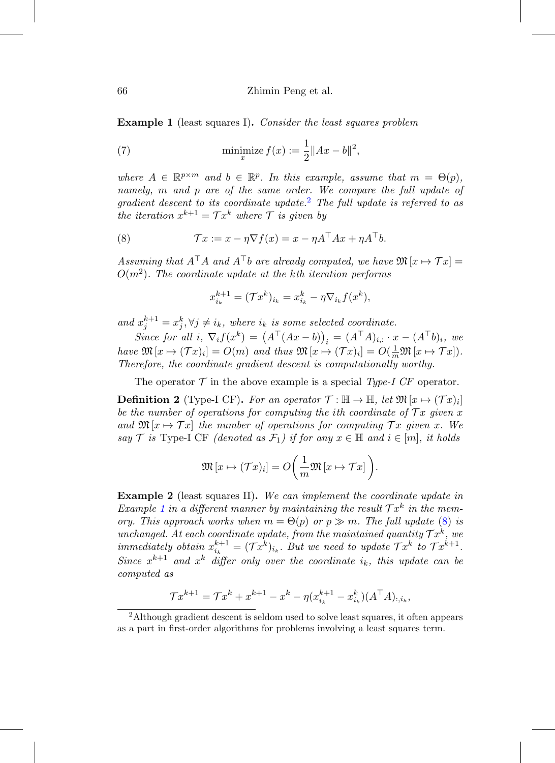**Example 1** (least squares I)**.** *Consider the least squares problem*

$$\underset{x}{\text{minimize}}\, f(x) := \frac{1}{2}\|Ax - b\|^2, \tag{7}$$

*where $A \in \mathbb{R}^{p\times m}$ and $b \in \mathbb{R}^p$. In this example, assume that $m = \Theta(p)$, namely, $m$ and $p$ are of the same order. We compare the full update of gradient descent to its coordinate update.*[2] *The full update is referred to as the iteration $x^{k+1} = \mathcal{T}x^k$ where $\mathcal{T}$ is given by*

$$\mathcal{T}x := x - \eta\nabla f(x) = x - \eta A^\top Ax + \eta A^\top b. \tag{8}$$

*Assuming that $A^\top A$ and $A^\top b$ are already computed, we have $\mathfrak{M}[x \mapsto \mathcal{T}x] = O(m^2)$. The coordinate update at the kth iteration performs*

$$x_{i_k}^{k+1} = (\mathcal{T}x^k)_{i_k} = x_{i_k}^k - \eta\nabla_{i_k} f(x^k),$$

*and $x_j^{k+1} = x_j^k, \forall j \neq i_k$, where $i_k$ is some selected coordinate.*

*Since for all $i$, $\nabla_i f(x^k) = \big(A^\top(Ax-b)\big)_i = (A^\top A)_{i,:}\cdot x - (A^\top b)_i$, we have $\mathfrak{M}[x \mapsto (\mathcal{T}x)_i] = O(m)$ and thus $\mathfrak{M}[x \mapsto (\mathcal{T}x)_i] = O(\frac{1}{m}\mathfrak{M}[x \mapsto \mathcal{T}x])$. Therefore, the coordinate gradient descent is computationally worthy.*

The operator $\mathcal{T}$ in the above example is a special *Type-I CF* operator.

**Definition 2** (Type-I CF)**.** *For an operator $\mathcal{T} : \mathbb{H} \to \mathbb{H}$, let $\mathfrak{M}[x \mapsto (\mathcal{T}x)_i]$ be the number of operations for computing the ith coordinate of $\mathcal{T}x$ given $x$ and $\mathfrak{M}[x \mapsto \mathcal{T}x]$ the number of operations for computing $\mathcal{T}x$ given $x$. We say $\mathcal{T}$ is* Type-I CF *(denoted as $\mathcal{F}_1$) if for any $x \in \mathbb{H}$ and $i \in [m]$, it holds*

$$\mathfrak{M}[x \mapsto (\mathcal{T}x)_i] = O\bigg(\frac{1}{m}\mathfrak{M}[x \mapsto \mathcal{T}x]\bigg).$$

**Example 2** (least squares II)**.** *We can implement the coordinate update in Example 1 in a different manner by maintaining the result $\mathcal{T}x^k$ in the memory. This approach works when $m = \Theta(p)$ or $p \gg m$. The full update (8) is unchanged. At each coordinate update, from the maintained quantity $\mathcal{T}x^k$, we immediately obtain $x_{i_k}^{k+1} = (\mathcal{T}x^k)_{i_k}$. But we need to update $\mathcal{T}x^k$ to $\mathcal{T}x^{k+1}$. Since $x^{k+1}$ and $x^k$ differ only over the coordinate $i_k$, this update can be computed as*

$$\mathcal{T}x^{k+1} = \mathcal{T}x^k + x^{k+1} - x^k - \eta(x_{i_k}^{k+1} - x_{i_k}^k)(A^\top A)_{:,i_k},$$

[2] Although gradient descent is seldom used to solve least squares, it often appears as a part in first-order algorithms for problems involving a least squares term.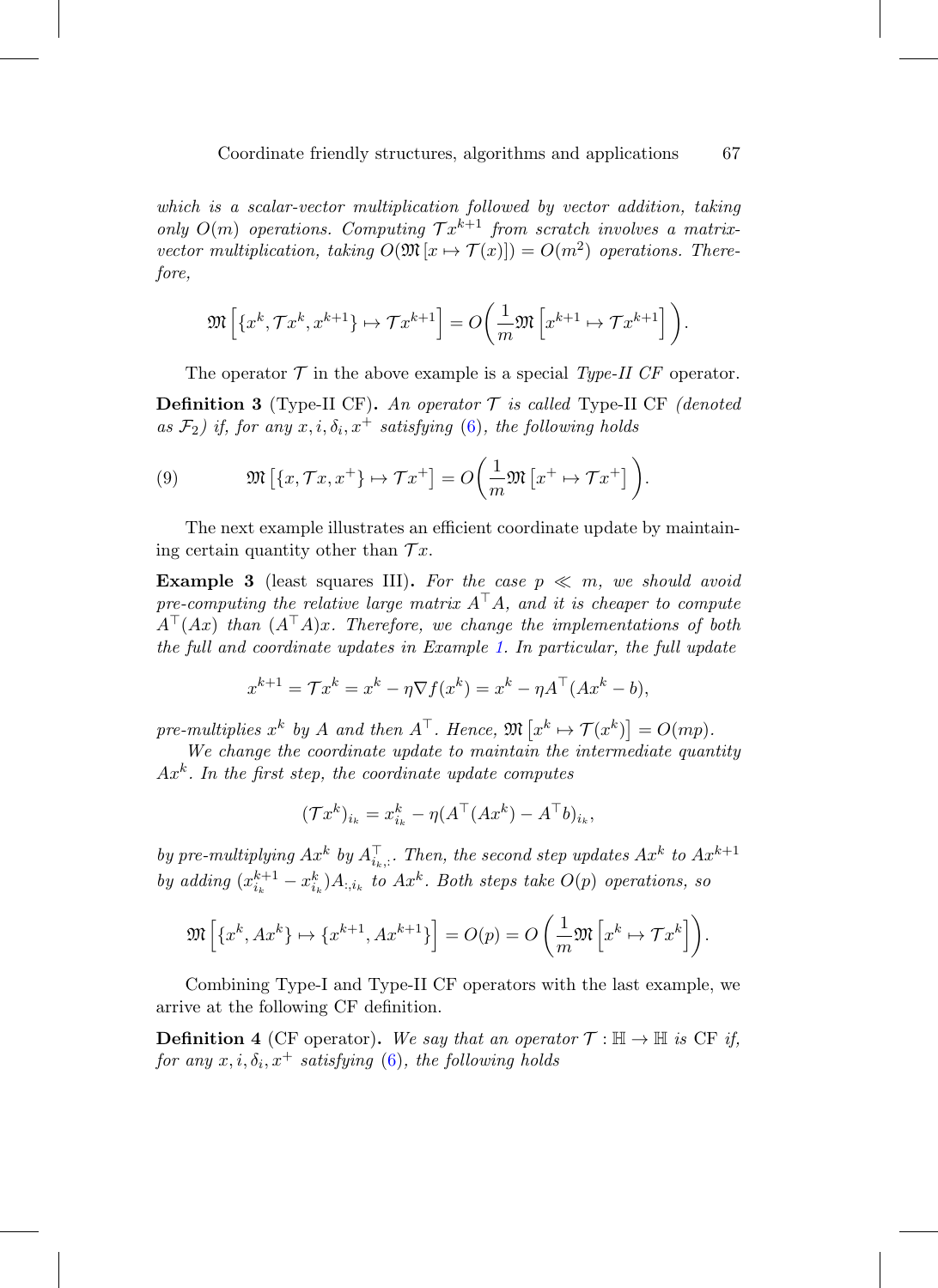*which is a scalar-vector multiplication followed by vector addition, taking only $O(m)$ operations. Computing $\mathcal{T}x^{k+1}$ from scratch involves a matrix-vector multiplication, taking $O(\mathfrak{M}[x \mapsto \mathcal{T}(x)]) = O(m^2)$ operations. Therefore,*

$$\mathfrak{M}\left[\{x^k, \mathcal{T}x^k, x^{k+1}\} \mapsto \mathcal{T}x^{k+1}\right] = O\left(\frac{1}{m}\mathfrak{M}\left[x^{k+1} \mapsto \mathcal{T}x^{k+1}\right]\right).$$

The operator $\mathcal{T}$ in the above example is a special *Type-II CF* operator.

**Definition 3** (Type-II CF)**.** *An operator $\mathcal{T}$ is called* Type-II CF *(denoted as $\mathcal{F}_2$) if, for any $x, i, \delta_i, x^+$ satisfying (6), the following holds*

$$\mathfrak{M}\left[\{x, \mathcal{T}x, x^+\} \mapsto \mathcal{T}x^+\right] = O\left(\frac{1}{m}\mathfrak{M}\left[x^+ \mapsto \mathcal{T}x^+\right]\right). \tag{9}$$

The next example illustrates an efficient coordinate update by maintaining certain quantity other than $\mathcal{T}x$.

**Example 3** (least squares III)**.** *For the case $p \ll m$, we should avoid pre-computing the relative large matrix $A^\top A$, and it is cheaper to compute $A^\top(Ax)$ than $(A^\top A)x$. Therefore, we change the implementations of both the full and coordinate updates in Example 1. In particular, the full update*

$$x^{k+1} = \mathcal{T}x^k = x^k - \eta\nabla f(x^k) = x^k - \eta A^\top(Ax^k - b),$$

*pre-multiplies $x^k$ by $A$ and then $A^\top$. Hence, $\mathfrak{M}\left[x^k \mapsto \mathcal{T}(x^k)\right] = O(mp)$.*

*We change the coordinate update to maintain the intermediate quantity $Ax^k$. In the first step, the coordinate update computes*

$$(\mathcal{T}x^k)_{i_k} = x^k_{i_k} - \eta(A^\top(Ax^k) - A^\top b)_{i_k},$$

*by pre-multiplying $Ax^k$ by $A^\top_{i_k,:}$. Then, the second step updates $Ax^k$ to $Ax^{k+1}$ by adding $(x^{k+1}_{i_k} - x^k_{i_k})A_{:,i_k}$ to $Ax^k$. Both steps take $O(p)$ operations, so*

$$\mathfrak{M}\left[\{x^k, Ax^k\} \mapsto \{x^{k+1}, Ax^{k+1}\}\right] = O(p) = O\left(\frac{1}{m}\mathfrak{M}\left[x^k \mapsto \mathcal{T}x^k\right]\right).$$

Combining Type-I and Type-II CF operators with the last example, we arrive at the following CF definition.

**Definition 4** (CF operator)**.** *We say that an operator $\mathcal{T} : \mathbb{H} \to \mathbb{H}$ is* CF *if, for any $x, i, \delta_i, x^+$ satisfying (6), the following holds*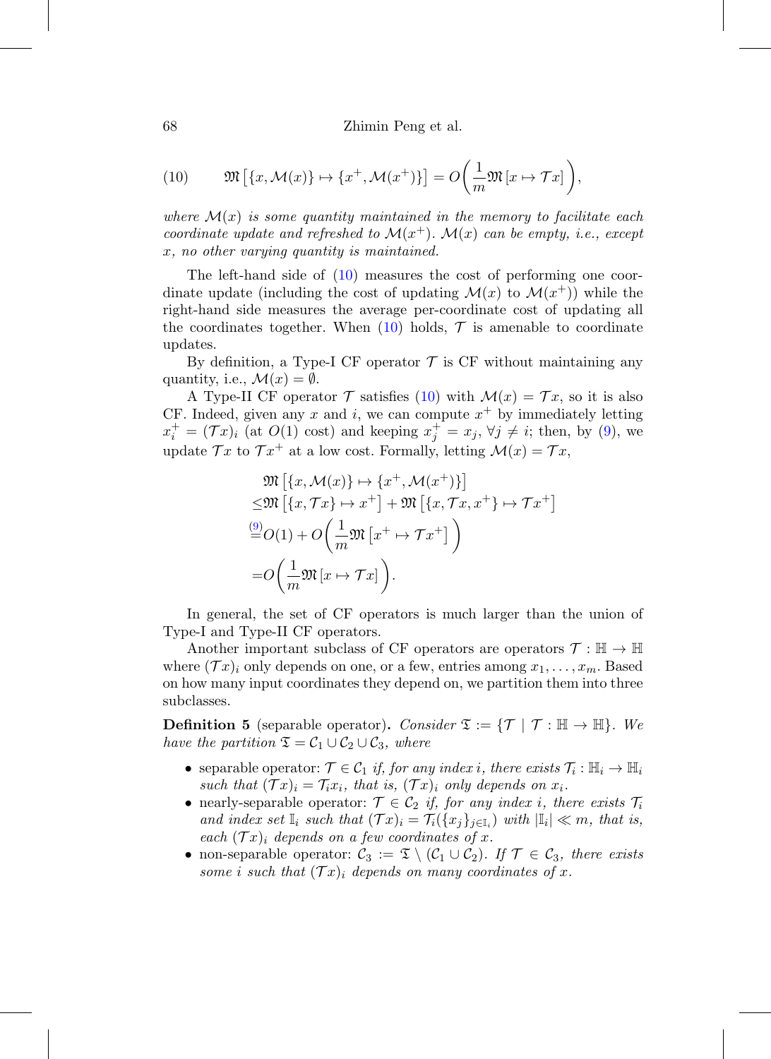$$
\mathfrak{M}\left[\{x, \mathcal{M}(x)\} \mapsto \{x^+, \mathcal{M}(x^+)\}\right] = O\left(\frac{1}{m}\mathfrak{M}\left[x \mapsto \mathcal{T}x\right]\right), \tag{10}
$$

*where $\mathcal{M}(x)$ is some quantity maintained in the memory to facilitate each coordinate update and refreshed to $\mathcal{M}(x^+)$. $\mathcal{M}(x)$ can be empty, i.e., except $x$, no other varying quantity is maintained.*

The left-hand side of (10) measures the cost of performing one coordinate update (including the cost of updating $\mathcal{M}(x)$ to $\mathcal{M}(x^+)$) while the right-hand side measures the average per-coordinate cost of updating all the coordinates together. When (10) holds, $\mathcal{T}$ is amenable to coordinate updates.

By definition, a Type-I CF operator $\mathcal{T}$ is CF without maintaining any quantity, i.e., $\mathcal{M}(x) = \emptyset$.

A Type-II CF operator $\mathcal{T}$ satisfies (10) with $\mathcal{M}(x) = \mathcal{T}x$, so it is also CF. Indeed, given any $x$ and $i$, we can compute $x^+$ by immediately letting $x_i^+ = (\mathcal{T}x)_i$ (at $O(1)$ cost) and keeping $x_j^+ = x_j$, $\forall j \neq i$; then, by (9), we update $\mathcal{T}x$ to $\mathcal{T}x^+$ at a low cost. Formally, letting $\mathcal{M}(x) = \mathcal{T}x$,

$$
\begin{aligned}
&\mathfrak{M}\left[\{x, \mathcal{M}(x)\} \mapsto \{x^+, \mathcal{M}(x^+)\}\right] \\
\leq &\mathfrak{M}\left[\{x, \mathcal{T}x\} \mapsto x^+\right] + \mathfrak{M}\left[\{x, \mathcal{T}x, x^+\} \mapsto \mathcal{T}x^+\right] \\
\overset{(9)}{=} &O(1) + O\left(\frac{1}{m}\mathfrak{M}\left[x^+ \mapsto \mathcal{T}x^+\right]\right) \\
= &O\left(\frac{1}{m}\mathfrak{M}\left[x \mapsto \mathcal{T}x\right]\right).
\end{aligned}
$$

In general, the set of CF operators is much larger than the union of Type-I and Type-II CF operators.

Another important subclass of CF operators are operators $\mathcal{T} : \mathbb{H} \to \mathbb{H}$ where $(\mathcal{T}x)_i$ only depends on one, or a few, entries among $x_1, \ldots, x_m$. Based on how many input coordinates they depend on, we partition them into three subclasses.

**Definition 5** (separable operator)**.** *Consider $\mathfrak{T} := \{\mathcal{T} \mid \mathcal{T} : \mathbb{H} \to \mathbb{H}\}$. We have the partition $\mathfrak{T} = \mathcal{C}_1 \cup \mathcal{C}_2 \cup \mathcal{C}_3$, where*

- separable operator: *$\mathcal{T} \in \mathcal{C}_1$ if, for any index $i$, there exists $\mathcal{T}_i : \mathbb{H}_i \to \mathbb{H}_i$ such that $(\mathcal{T}x)_i = \mathcal{T}_i x_i$, that is, $(\mathcal{T}x)_i$ only depends on $x_i$.*
- nearly-separable operator: *$\mathcal{T} \in \mathcal{C}_2$ if, for any index $i$, there exists $\mathcal{T}_i$ and index set $\mathbb{I}_i$ such that $(\mathcal{T}x)_i = \mathcal{T}_i(\{x_j\}_{j \in \mathbb{I}_i})$ with $|\mathbb{I}_i| \ll m$, that is, each $(\mathcal{T}x)_i$ depends on a few coordinates of $x$.*
- non-separable operator: *$\mathcal{C}_3 := \mathfrak{T} \setminus (\mathcal{C}_1 \cup \mathcal{C}_2)$. If $\mathcal{T} \in \mathcal{C}_3$, there exists some $i$ such that $(\mathcal{T}x)_i$ depends on many coordinates of $x$.*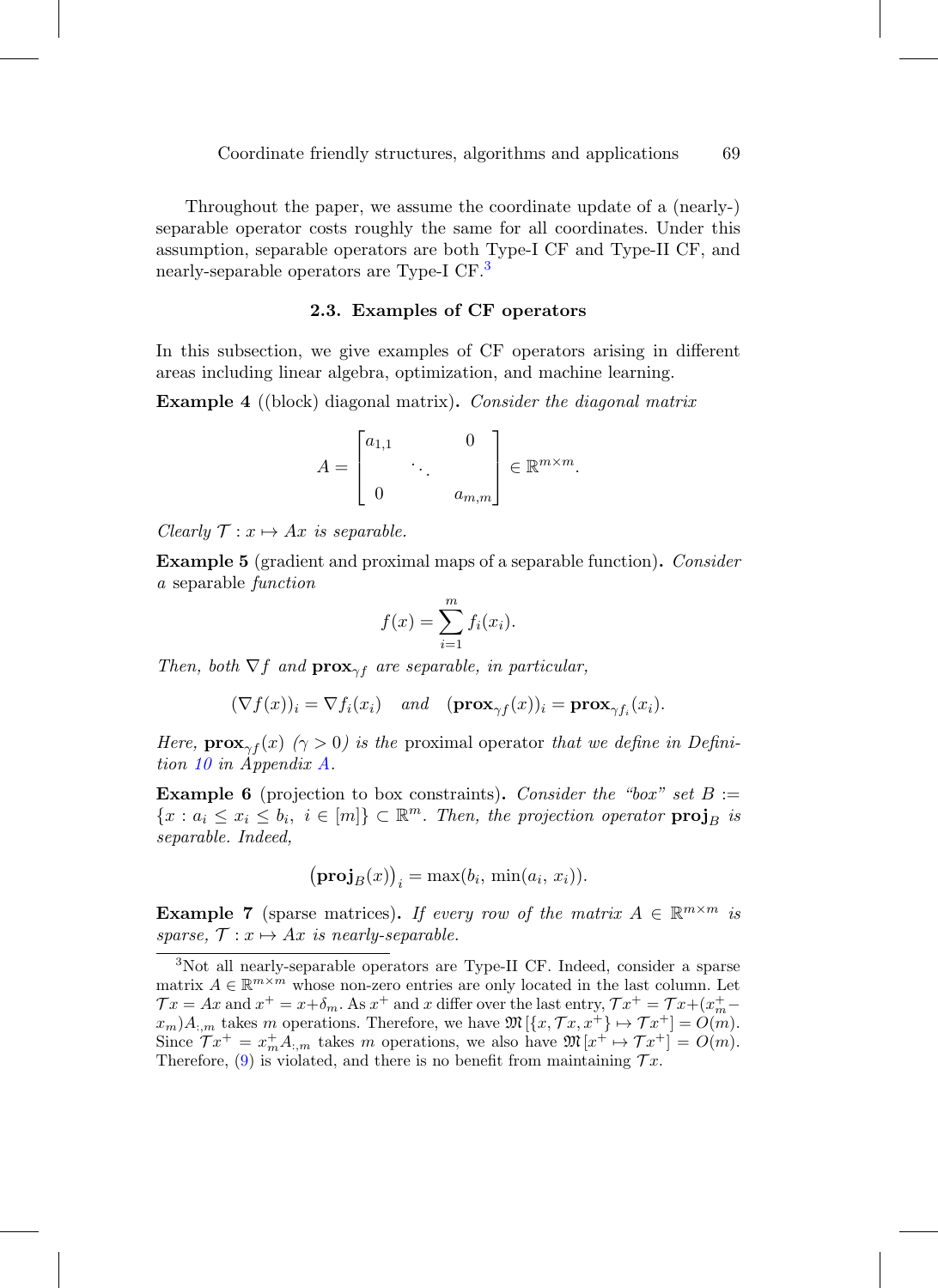Throughout the paper, we assume the coordinate update of a (nearly-) separable operator costs roughly the same for all coordinates. Under this assumption, separable operators are both Type-I CF and Type-II CF, and nearly-separable operators are Type-I CF.[3]

### 2.3. Examples of CF operators

In this subsection, we give examples of CF operators arising in different areas including linear algebra, optimization, and machine learning.

**Example 4** ((block) diagonal matrix)**.** *Consider the diagonal matrix*

$$A = \begin{bmatrix} a_{1,1} & & 0 \\ & \ddots & \\ 0 & & a_{m,m} \end{bmatrix} \in \mathbb{R}^{m \times m}.$$

*Clearly $\mathcal{T} : x \mapsto Ax$ is separable.*

**Example 5** (gradient and proximal maps of a separable function)**.** *Consider a* separable *function*

$$f(x) = \sum_{i=1}^{m} f_i(x_i).$$

*Then, both $\nabla f$ and $\mathbf{prox}_{\gamma f}$ are separable, in particular,*

$$(\nabla f(x))_i = \nabla f_i(x_i) \quad \textit{and} \quad (\mathbf{prox}_{\gamma f}(x))_i = \mathbf{prox}_{\gamma f_i}(x_i).$$

*Here, $\mathbf{prox}_{\gamma f}(x)$ ($\gamma > 0$) is the* proximal operator *that we define in Definition 10 in Appendix A.*

**Example 6** (projection to box constraints)**.** *Consider the "box" set $B := \{x : a_i \le x_i \le b_i,\ i \in [m]\} \subset \mathbb{R}^m$. Then, the projection operator $\mathbf{proj}_B$ is separable. Indeed,*

$$\big(\mathbf{proj}_B(x)\big)_i = \max(b_i, \min(a_i, x_i)).$$

**Example 7** (sparse matrices)**.** *If every row of the matrix $A \in \mathbb{R}^{m \times m}$ is sparse, $\mathcal{T} : x \mapsto Ax$ is nearly-separable.*

---

[3] Not all nearly-separable operators are Type-II CF. Indeed, consider a sparse matrix $A \in \mathbb{R}^{m \times m}$ whose non-zero entries are only located in the last column. Let $\mathcal{T}x = Ax$ and $x^+ = x + \delta_m$. As $x^+$ and $x$ differ over the last entry, $\mathcal{T}x^+ = \mathcal{T}x + (x_m^+ - x_m)A_{:,m}$ takes $m$ operations. Therefore, we have $\mathfrak{M}[\{x, \mathcal{T}x, x^+\} \mapsto \mathcal{T}x^+] = O(m)$. Since $\mathcal{T}x^+ = x_m^+ A_{:,m}$ takes $m$ operations, we also have $\mathfrak{M}[x^+ \mapsto \mathcal{T}x^+] = O(m)$. Therefore, (9) is violated, and there is no benefit from maintaining $\mathcal{T}x$.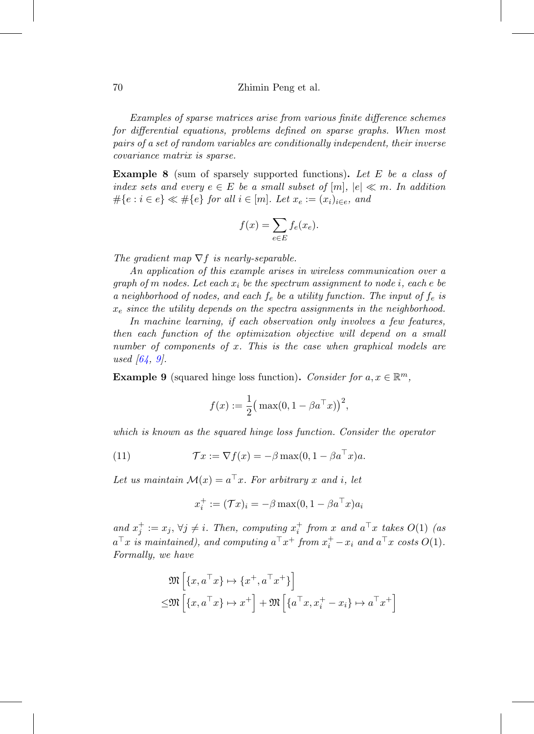*Examples of sparse matrices arise from various finite difference schemes for differential equations, problems defined on sparse graphs. When most pairs of a set of random variables are conditionally independent, their inverse covariance matrix is sparse.*

**Example 8** (sum of sparsely supported functions)**.** *Let $E$ be a class of index sets and every $e \in E$ be a small subset of $[m]$, $|e| \ll m$. In addition $\#\{e : i \in e\} \ll \#\{e\}$ for all $i \in [m]$. Let $x_e := (x_i)_{i \in e}$, and*

$$f(x) = \sum_{e \in E} f_e(x_e).$$

*The gradient map $\nabla f$ is nearly-separable.*

*An application of this example arises in wireless communication over a graph of $m$ nodes. Let each $x_i$ be the spectrum assignment to node $i$, each $e$ be a neighborhood of nodes, and each $f_e$ be a utility function. The input of $f_e$ is $x_e$ since the utility depends on the spectra assignments in the neighborhood.*

*In machine learning, if each observation only involves a few features, then each function of the optimization objective will depend on a small number of components of $x$. This is the case when graphical models are used [64, 9].*

**Example 9** (squared hinge loss function)**.** *Consider for $a, x \in \mathbb{R}^m$,*

$$f(x) := \frac{1}{2}\big(\max(0, 1 - \beta a^\top x)\big)^2,$$

*which is known as the squared hinge loss function. Consider the operator*

$$\mathcal{T}x := \nabla f(x) = -\beta \max(0, 1 - \beta a^\top x) a. \tag{11}$$

*Let us maintain $\mathcal{M}(x) = a^\top x$. For arbitrary $x$ and $i$, let*

$$x_i^+ := (\mathcal{T}x)_i = -\beta \max(0, 1 - \beta a^\top x) a_i$$

*and $x_j^+ := x_j$, $\forall j \neq i$. Then, computing $x_i^+$ from $x$ and $a^\top x$ takes $O(1)$ (as $a^\top x$ is maintained), and computing $a^\top x^+$ from $x_i^+ - x_i$ and $a^\top x$ costs $O(1)$. Formally, we have*

$$\begin{aligned}
&\mathfrak{M}\left[\{x, a^\top x\} \mapsto \{x^+, a^\top x^+\}\right] \\
\leq &\mathfrak{M}\left[\{x, a^\top x\} \mapsto x^+\right] + \mathfrak{M}\left[\{a^\top x, x_i^+ - x_i\} \mapsto a^\top x^+\right]
\end{aligned}$$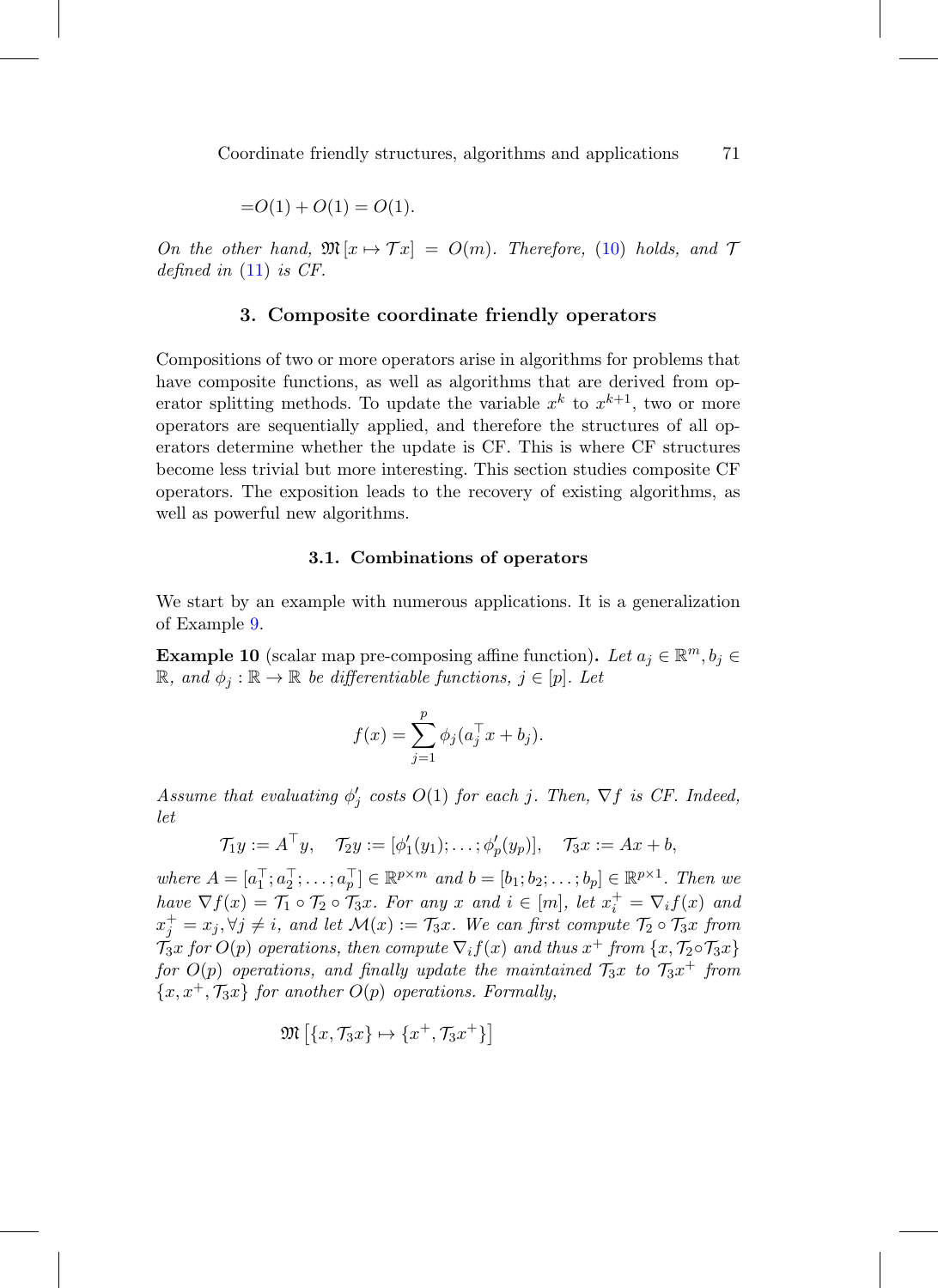$$=O(1) + O(1) = O(1).$$

*On the other hand,* $\mathfrak{M}[x \mapsto \mathcal{T}x] = O(m)$*. Therefore,* (10) *holds, and* $\mathcal{T}$ *defined in* (11) *is CF.*

## 3. Composite coordinate friendly operators

Compositions of two or more operators arise in algorithms for problems that have composite functions, as well as algorithms that are derived from operator splitting methods. To update the variable $x^k$ to $x^{k+1}$, two or more operators are sequentially applied, and therefore the structures of all operators determine whether the update is CF. This is where CF structures become less trivial but more interesting. This section studies composite CF operators. The exposition leads to the recovery of existing algorithms, as well as powerful new algorithms.

### 3.1. Combinations of operators

We start by an example with numerous applications. It is a generalization of Example 9.

**Example 10** (scalar map pre-composing affine function)**.** *Let* $a_j \in \mathbb{R}^m, b_j \in \mathbb{R}$*, and* $\phi_j : \mathbb{R} \to \mathbb{R}$ *be differentiable functions,* $j \in [p]$*. Let*

$$f(x) = \sum_{j=1}^{p} \phi_j(a_j^\top x + b_j).$$

*Assume that evaluating* $\phi_j'$ *costs* $O(1)$ *for each* $j$*. Then,* $\nabla f$ *is CF. Indeed, let*

$$\mathcal{T}_1 y := A^\top y, \quad \mathcal{T}_2 y := [\phi_1'(y_1); \ldots; \phi_p'(y_p)], \quad \mathcal{T}_3 x := Ax + b,$$

*where* $A = [a_1^\top; a_2^\top; \ldots; a_p^\top] \in \mathbb{R}^{p \times m}$ *and* $b = [b_1; b_2; \ldots; b_p] \in \mathbb{R}^{p \times 1}$*. Then we have* $\nabla f(x) = \mathcal{T}_1 \circ \mathcal{T}_2 \circ \mathcal{T}_3 x$*. For any* $x$ *and* $i \in [m]$*, let* $x_i^+ = \nabla_i f(x)$ *and* $x_j^+ = x_j, \forall j \neq i$*, and let* $\mathcal{M}(x) := \mathcal{T}_3 x$*. We can first compute* $\mathcal{T}_2 \circ \mathcal{T}_3 x$ *from* $\mathcal{T}_3 x$ *for* $O(p)$ *operations, then compute* $\nabla_i f(x)$ *and thus* $x^+$ *from* $\{x, \mathcal{T}_2 \circ \mathcal{T}_3 x\}$ *for* $O(p)$ *operations, and finally update the maintained* $\mathcal{T}_3 x$ *to* $\mathcal{T}_3 x^+$ *from* $\{x, x^+, \mathcal{T}_3 x\}$ *for another* $O(p)$ *operations. Formally,*

$$\mathfrak{M}\left[\{x, \mathcal{T}_3 x\} \mapsto \{x^+, \mathcal{T}_3 x^+\}\right]$$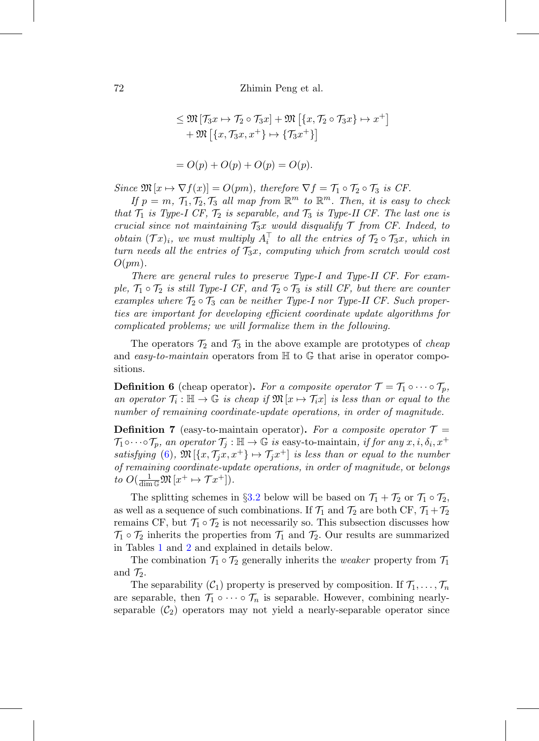$$
\begin{aligned}
&\leq \mathfrak{M}\left[\mathcal{T}_3 x \mapsto \mathcal{T}_2 \circ \mathcal{T}_3 x\right] + \mathfrak{M}\left[\{x, \mathcal{T}_2 \circ \mathcal{T}_3 x\} \mapsto x^+\right] \\
&\quad + \mathfrak{M}\left[\{x, \mathcal{T}_3 x, x^+\} \mapsto \{\mathcal{T}_3 x^+\}\right] \\
&= O(p) + O(p) + O(p) = O(p).
\end{aligned}
$$

*Since* $\mathfrak{M}[x \mapsto \nabla f(x)] = O(pm)$, *therefore* $\nabla f = \mathcal{T}_1 \circ \mathcal{T}_2 \circ \mathcal{T}_3$ *is CF.*

*If* $p = m$, $\mathcal{T}_1, \mathcal{T}_2, \mathcal{T}_3$ *all map from* $\mathbb{R}^m$ *to* $\mathbb{R}^m$. *Then, it is easy to check that* $\mathcal{T}_1$ *is Type-I CF,* $\mathcal{T}_2$ *is separable, and* $\mathcal{T}_3$ *is Type-II CF. The last one is crucial since not maintaining* $\mathcal{T}_3 x$ *would disqualify* $\mathcal{T}$ *from CF. Indeed, to obtain* $(\mathcal{T}x)_i$, *we must multiply* $A_i^\top$ *to all the entries of* $\mathcal{T}_2 \circ \mathcal{T}_3 x$, *which in turn needs all the entries of* $\mathcal{T}_3 x$, *computing which from scratch would cost* $O(pm)$.

*There are general rules to preserve Type-I and Type-II CF. For example,* $\mathcal{T}_1 \circ \mathcal{T}_2$ *is still Type-I CF, and* $\mathcal{T}_2 \circ \mathcal{T}_3$ *is still CF, but there are counter examples where* $\mathcal{T}_2 \circ \mathcal{T}_3$ *can be neither Type-I nor Type-II CF. Such properties are important for developing efficient coordinate update algorithms for complicated problems; we will formalize them in the following.*

The operators $\mathcal{T}_2$ and $\mathcal{T}_3$ in the above example are prototypes of *cheap* and *easy-to-maintain* operators from $\mathbb{H}$ to $\mathbb{G}$ that arise in operator compositions.

**Definition 6** (cheap operator)**.** *For a composite operator* $\mathcal{T} = \mathcal{T}_1 \circ \cdots \circ \mathcal{T}_p$, *an operator* $\mathcal{T}_i : \mathbb{H} \to \mathbb{G}$ *is cheap if* $\mathfrak{M}[x \mapsto \mathcal{T}_i x]$ *is less than or equal to the number of remaining coordinate-update operations, in order of magnitude.*

**Definition 7** (easy-to-maintain operator)**.** *For a composite operator* $\mathcal{T} = \mathcal{T}_1 \circ \cdots \circ \mathcal{T}_p$, *an operator* $\mathcal{T}_j : \mathbb{H} \to \mathbb{G}$ *is* easy-to-maintain, *if for any* $x, i, \delta_i, x^+$ *satisfying* (6), $\mathfrak{M}[\{x, \mathcal{T}_j x, x^+\} \mapsto \mathcal{T}_j x^+]$ *is less than or equal to the number of remaining coordinate-update operations, in order of magnitude,* or *belongs to* $O(\frac{1}{\dim \mathbb{G}} \mathfrak{M}[x^+ \mapsto \mathcal{T} x^+])$.

The splitting schemes in §3.2 below will be based on $\mathcal{T}_1 + \mathcal{T}_2$ or $\mathcal{T}_1 \circ \mathcal{T}_2$, as well as a sequence of such combinations. If $\mathcal{T}_1$ and $\mathcal{T}_2$ are both CF, $\mathcal{T}_1 + \mathcal{T}_2$ remains CF, but $\mathcal{T}_1 \circ \mathcal{T}_2$ is not necessarily so. This subsection discusses how $\mathcal{T}_1 \circ \mathcal{T}_2$ inherits the properties from $\mathcal{T}_1$ and $\mathcal{T}_2$. Our results are summarized in Tables 1 and 2 and explained in details below.

The combination $\mathcal{T}_1 \circ \mathcal{T}_2$ generally inherits the *weaker* property from $\mathcal{T}_1$ and $\mathcal{T}_2$.

The separability ($\mathcal{C}_1$) property is preserved by composition. If $\mathcal{T}_1, \ldots, \mathcal{T}_n$ are separable, then $\mathcal{T}_1 \circ \cdots \circ \mathcal{T}_n$ is separable. However, combining nearly-separable ($\mathcal{C}_2$) operators may not yield a nearly-separable operator since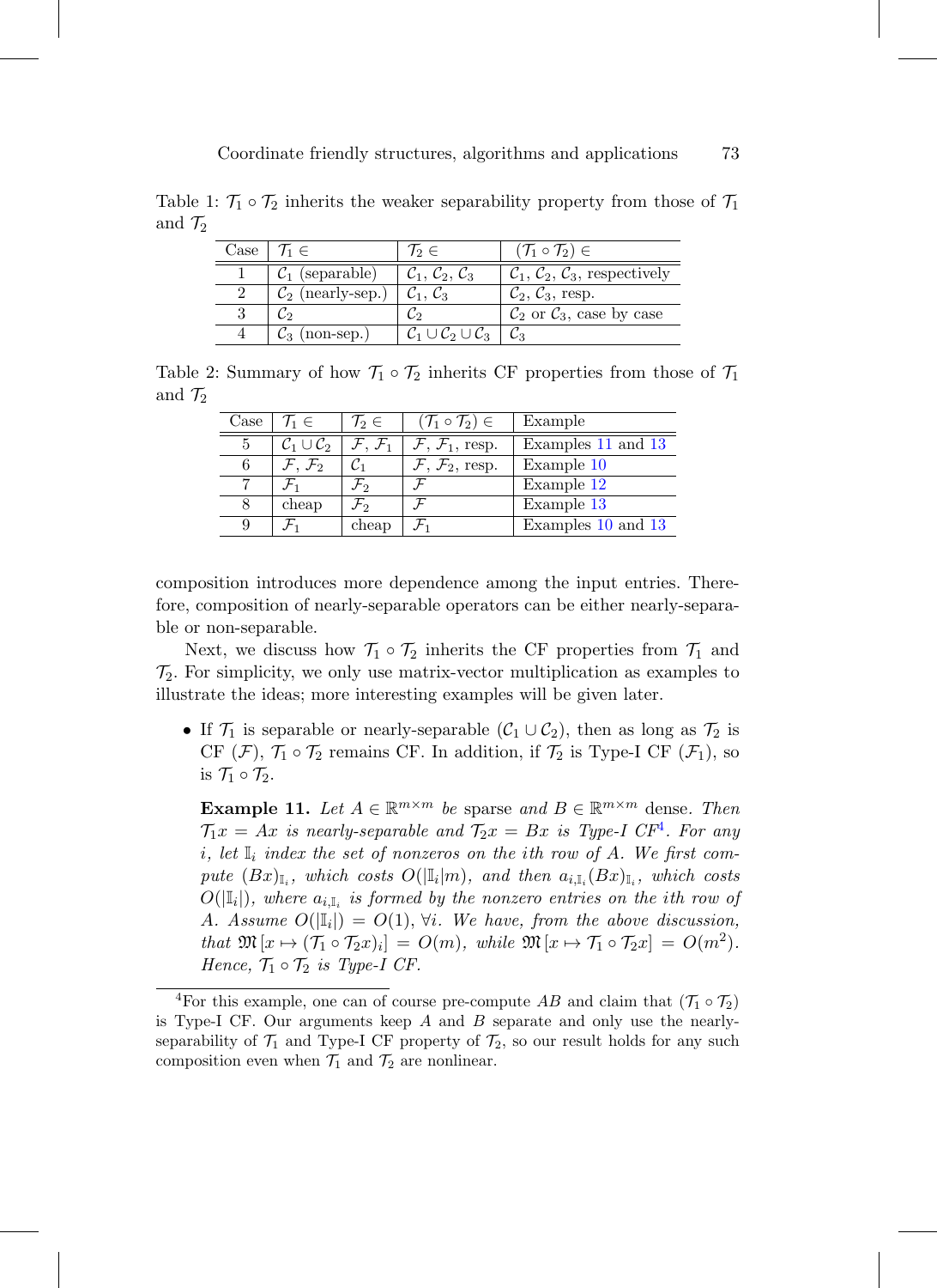Table 1: $\mathcal{T}_1 \circ \mathcal{T}_2$ inherits the weaker separability property from those of $\mathcal{T}_1$ and $\mathcal{T}_2$

| Case | $\mathcal{T}_1 \in$ | $\mathcal{T}_2 \in$ | $(\mathcal{T}_1 \circ \mathcal{T}_2) \in$ |
|---|---|---|---|
| 1 | $\mathcal{C}_1$ (separable) | $\mathcal{C}_1$, $\mathcal{C}_2$, $\mathcal{C}_3$ | $\mathcal{C}_1$, $\mathcal{C}_2$, $\mathcal{C}_3$, respectively |
| 2 | $\mathcal{C}_2$ (nearly-sep.) | $\mathcal{C}_1$, $\mathcal{C}_3$ | $\mathcal{C}_2$, $\mathcal{C}_3$, resp. |
| 3 | $\mathcal{C}_2$ | $\mathcal{C}_2$ | $\mathcal{C}_2$ or $\mathcal{C}_3$, case by case |
| 4 | $\mathcal{C}_3$ (non-sep.) | $\mathcal{C}_1 \cup \mathcal{C}_2 \cup \mathcal{C}_3$ | $\mathcal{C}_3$ |

Table 2: Summary of how $\mathcal{T}_1 \circ \mathcal{T}_2$ inherits CF properties from those of $\mathcal{T}_1$ and $\mathcal{T}_2$

| Case | $\mathcal{T}_1 \in$ | $\mathcal{T}_2 \in$ | $(\mathcal{T}_1 \circ \mathcal{T}_2) \in$ | Example |
|---|---|---|---|---|
| 5 | $\mathcal{C}_1 \cup \mathcal{C}_2$ | $\mathcal{F}$, $\mathcal{F}_1$ | $\mathcal{F}$, $\mathcal{F}_1$, resp. | Examples 11 and 13 |
| 6 | $\mathcal{F}$, $\mathcal{F}_2$ | $\mathcal{C}_1$ | $\mathcal{F}$, $\mathcal{F}_2$, resp. | Example 10 |
| 7 | $\mathcal{F}_1$ | $\mathcal{F}_2$ | $\mathcal{F}$ | Example 12 |
| 8 | cheap | $\mathcal{F}_2$ | $\mathcal{F}$ | Example 13 |
| 9 | $\mathcal{F}_1$ | cheap | $\mathcal{F}_1$ | Examples 10 and 13 |

composition introduces more dependence among the input entries. Therefore, composition of nearly-separable operators can be either nearly-separable or non-separable.

Next, we discuss how $\mathcal{T}_1 \circ \mathcal{T}_2$ inherits the CF properties from $\mathcal{T}_1$ and $\mathcal{T}_2$. For simplicity, we only use matrix-vector multiplication as examples to illustrate the ideas; more interesting examples will be given later.

- If $\mathcal{T}_1$ is separable or nearly-separable ($\mathcal{C}_1 \cup \mathcal{C}_2$), then as long as $\mathcal{T}_2$ is CF ($\mathcal{F}$), $\mathcal{T}_1 \circ \mathcal{T}_2$ remains CF. In addition, if $\mathcal{T}_2$ is Type-I CF ($\mathcal{F}_1$), so is $\mathcal{T}_1 \circ \mathcal{T}_2$.

  **Example 11.** *Let $A \in \mathbb{R}^{m\times m}$ be* sparse *and $B \in \mathbb{R}^{m\times m}$* dense. *Then $\mathcal{T}_1 x = Ax$ is nearly-separable and $\mathcal{T}_2 x = Bx$ is Type-I CF*[4]. *For any $i$, let $\mathbb{I}_i$ index the set of nonzeros on the $i$th row of $A$. We first compute $(Bx)_{\mathbb{I}_i}$, which costs $O(|\mathbb{I}_i|m)$, and then $a_{i,\mathbb{I}_i}(Bx)_{\mathbb{I}_i}$, which costs $O(|\mathbb{I}_i|)$, where $a_{i,\mathbb{I}_i}$ is formed by the nonzero entries on the $i$th row of $A$. Assume $O(|\mathbb{I}_i|) = O(1)$, $\forall i$. We have, from the above discussion, that $\mathfrak{M}\left[x \mapsto (\mathcal{T}_1 \circ \mathcal{T}_2 x)_i\right] = O(m)$, while $\mathfrak{M}\left[x \mapsto \mathcal{T}_1 \circ \mathcal{T}_2 x\right] = O(m^2)$. Hence, $\mathcal{T}_1 \circ \mathcal{T}_2$ is Type-I CF.*

[4] For this example, one can of course pre-compute $AB$ and claim that $(\mathcal{T}_1 \circ \mathcal{T}_2)$ is Type-I CF. Our arguments keep $A$ and $B$ separate and only use the nearly-separability of $\mathcal{T}_1$ and Type-I CF property of $\mathcal{T}_2$, so our result holds for any such composition even when $\mathcal{T}_1$ and $\mathcal{T}_2$ are nonlinear.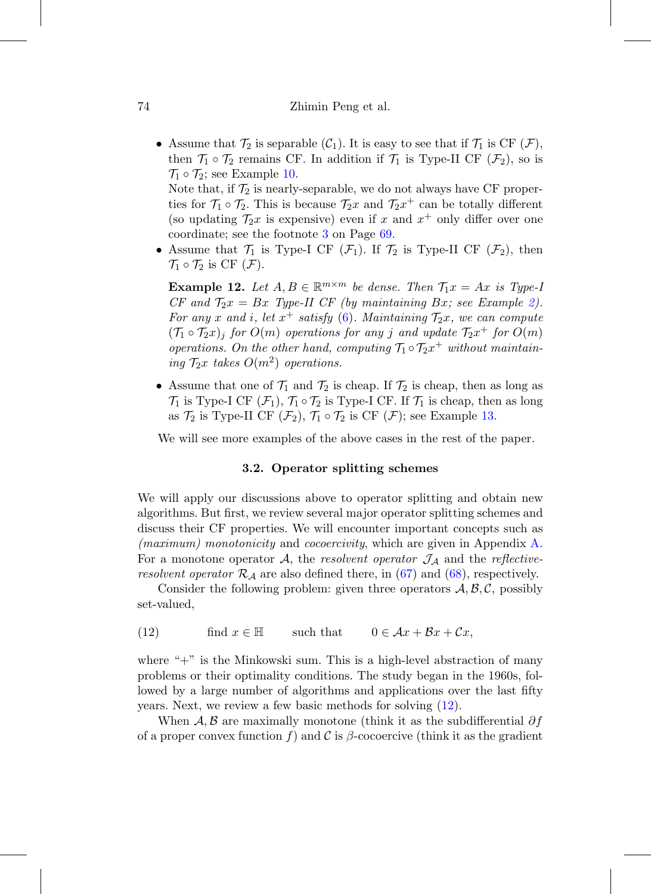- Assume that $\mathcal{T}_2$ is separable ($\mathcal{C}_1$). It is easy to see that if $\mathcal{T}_1$ is CF ($\mathcal{F}$), then $\mathcal{T}_1 \circ \mathcal{T}_2$ remains CF. In addition if $\mathcal{T}_1$ is Type-II CF ($\mathcal{F}_2$), so is $\mathcal{T}_1 \circ \mathcal{T}_2$; see Example 10.

  Note that, if $\mathcal{T}_2$ is nearly-separable, we do not always have CF properties for $\mathcal{T}_1 \circ \mathcal{T}_2$. This is because $\mathcal{T}_2 x$ and $\mathcal{T}_2 x^+$ can be totally different (so updating $\mathcal{T}_2 x$ is expensive) even if $x$ and $x^+$ only differ over one coordinate; see the footnote 3 on Page 69.
- Assume that $\mathcal{T}_1$ is Type-I CF ($\mathcal{F}_1$). If $\mathcal{T}_2$ is Type-II CF ($\mathcal{F}_2$), then $\mathcal{T}_1 \circ \mathcal{T}_2$ is CF ($\mathcal{F}$).

  **Example 12.** *Let $A, B \in \mathbb{R}^{m\times m}$ be dense. Then $\mathcal{T}_1 x = Ax$ is Type-I CF and $\mathcal{T}_2 x = Bx$ Type-II CF (by maintaining $Bx$; see Example 2). For any $x$ and $i$, let $x^+$ satisfy (6). Maintaining $\mathcal{T}_2 x$, we can compute $(\mathcal{T}_1 \circ \mathcal{T}_2 x)_j$ for $O(m)$ operations for any $j$ and update $\mathcal{T}_2 x^+$ for $O(m)$ operations. On the other hand, computing $\mathcal{T}_1 \circ \mathcal{T}_2 x^+$ without maintaining $\mathcal{T}_2 x$ takes $O(m^2)$ operations.*

- Assume that one of $\mathcal{T}_1$ and $\mathcal{T}_2$ is cheap. If $\mathcal{T}_2$ is cheap, then as long as $\mathcal{T}_1$ is Type-I CF ($\mathcal{F}_1$), $\mathcal{T}_1 \circ \mathcal{T}_2$ is Type-I CF. If $\mathcal{T}_1$ is cheap, then as long as $\mathcal{T}_2$ is Type-II CF ($\mathcal{F}_2$), $\mathcal{T}_1 \circ \mathcal{T}_2$ is CF ($\mathcal{F}$); see Example 13.

We will see more examples of the above cases in the rest of the paper.

### 3.2. Operator splitting schemes

We will apply our discussions above to operator splitting and obtain new algorithms. But first, we review several major operator splitting schemes and discuss their CF properties. We will encounter important concepts such as *(maximum) monotonicity* and *cocoercivity*, which are given in Appendix A. For a monotone operator $\mathcal{A}$, the *resolvent operator* $\mathcal{J}_{\mathcal{A}}$ and the *reflective-resolvent operator* $\mathcal{R}_{\mathcal{A}}$ are also defined there, in (67) and (68), respectively.

Consider the following problem: given three operators $\mathcal{A}, \mathcal{B}, \mathcal{C}$, possibly set-valued,

$$\text{find } x \in \mathbb{H} \qquad \text{such that} \qquad 0 \in \mathcal{A}x + \mathcal{B}x + \mathcal{C}x, \tag{12}$$

where "+" is the Minkowski sum. This is a high-level abstraction of many problems or their optimality conditions. The study began in the 1960s, followed by a large number of algorithms and applications over the last fifty years. Next, we review a few basic methods for solving (12).

When $\mathcal{A}, \mathcal{B}$ are maximally monotone (think it as the subdifferential $\partial f$ of a proper convex function $f$) and $\mathcal{C}$ is $\beta$-cocoercive (think it as the gradient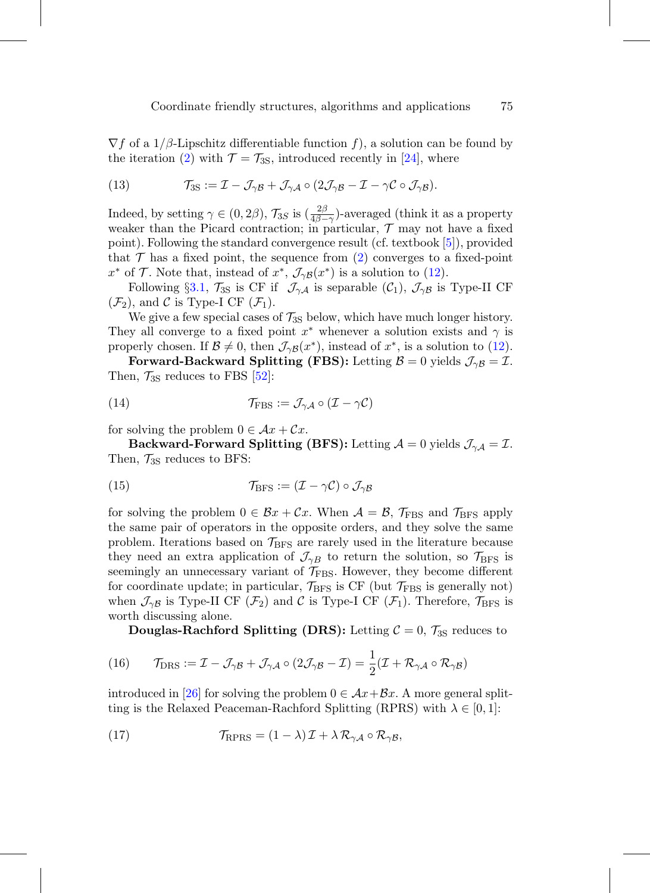$\nabla f$ of a $1/\beta$-Lipschitz differentiable function $f$), a solution can be found by the iteration (2) with $\mathcal{T} = \mathcal{T}_{3S}$, introduced recently in [24], where

$$\mathcal{T}_{3S} := \mathcal{I} - \mathcal{J}_{\gamma\mathcal{B}} + \mathcal{J}_{\gamma\mathcal{A}} \circ (2\mathcal{J}_{\gamma\mathcal{B}} - \mathcal{I} - \gamma\mathcal{C} \circ \mathcal{J}_{\gamma\mathcal{B}}). \tag{13}$$

Indeed, by setting $\gamma \in (0, 2\beta)$, $\mathcal{T}_{3S}$ is $(\frac{2\beta}{4\beta-\gamma})$-averaged (think it as a property weaker than the Picard contraction; in particular, $\mathcal{T}$ may not have a fixed point). Following the standard convergence result (cf. textbook [5]), provided that $\mathcal{T}$ has a fixed point, the sequence from (2) converges to a fixed-point $x^*$ of $\mathcal{T}$. Note that, instead of $x^*$, $\mathcal{J}_{\gamma\mathcal{B}}(x^*)$ is a solution to (12).

Following §3.1, $\mathcal{T}_{3S}$ is CF if $\mathcal{J}_{\gamma\mathcal{A}}$ is separable ($\mathcal{C}_1$), $\mathcal{J}_{\gamma\mathcal{B}}$ is Type-II CF ($\mathcal{F}_2$), and $\mathcal{C}$ is Type-I CF ($\mathcal{F}_1$).

We give a few special cases of $\mathcal{T}_{3S}$ below, which have much longer history. They all converge to a fixed point $x^*$ whenever a solution exists and $\gamma$ is properly chosen. If $\mathcal{B} \neq 0$, then $\mathcal{J}_{\gamma\mathcal{B}}(x^*)$, instead of $x^*$, is a solution to (12).

**Forward-Backward Splitting (FBS):** Letting $\mathcal{B} = 0$ yields $\mathcal{J}_{\gamma\mathcal{B}} = \mathcal{I}$. Then, $\mathcal{T}_{3S}$ reduces to FBS [52]:

$$\mathcal{T}_{\text{FBS}} := \mathcal{J}_{\gamma\mathcal{A}} \circ (\mathcal{I} - \gamma\mathcal{C}) \tag{14}$$

for solving the problem $0 \in \mathcal{A}x + \mathcal{C}x$.

**Backward-Forward Splitting (BFS):** Letting $\mathcal{A} = 0$ yields $\mathcal{J}_{\gamma\mathcal{A}} = \mathcal{I}$. Then, $\mathcal{T}_{3S}$ reduces to BFS:

$$\mathcal{T}_{\text{BFS}} := (\mathcal{I} - \gamma\mathcal{C}) \circ \mathcal{J}_{\gamma\mathcal{B}} \tag{15}$$

for solving the problem $0 \in \mathcal{B}x + \mathcal{C}x$. When $\mathcal{A} = \mathcal{B}$, $\mathcal{T}_{\text{FBS}}$ and $\mathcal{T}_{\text{BFS}}$ apply the same pair of operators in the opposite orders, and they solve the same problem. Iterations based on $\mathcal{T}_{\text{BFS}}$ are rarely used in the literature because they need an extra application of $\mathcal{J}_{\gamma B}$ to return the solution, so $\mathcal{T}_{\text{BFS}}$ is seemingly an unnecessary variant of $\mathcal{T}_{\text{FBS}}$. However, they become different for coordinate update; in particular, $\mathcal{T}_{\text{BFS}}$ is CF (but $\mathcal{T}_{\text{FBS}}$ is generally not) when $\mathcal{J}_{\gamma\mathcal{B}}$ is Type-II CF ($\mathcal{F}_2$) and $\mathcal{C}$ is Type-I CF ($\mathcal{F}_1$). Therefore, $\mathcal{T}_{\text{BFS}}$ is worth discussing alone.

**Douglas-Rachford Splitting (DRS):** Letting $\mathcal{C} = 0$, $\mathcal{T}_{3S}$ reduces to

$$\mathcal{T}_{\text{DRS}} := \mathcal{I} - \mathcal{J}_{\gamma\mathcal{B}} + \mathcal{J}_{\gamma\mathcal{A}} \circ (2\mathcal{J}_{\gamma\mathcal{B}} - \mathcal{I}) = \frac{1}{2}(\mathcal{I} + \mathcal{R}_{\gamma\mathcal{A}} \circ \mathcal{R}_{\gamma\mathcal{B}}) \tag{16}$$

introduced in [26] for solving the problem $0 \in \mathcal{A}x + \mathcal{B}x$. A more general splitting is the Relaxed Peaceman-Rachford Splitting (RPRS) with $\lambda \in [0, 1]$:

$$\mathcal{T}_{\text{RPRS}} = (1 - \lambda)\mathcal{I} + \lambda\,\mathcal{R}_{\gamma\mathcal{A}} \circ \mathcal{R}_{\gamma\mathcal{B}}, \tag{17}$$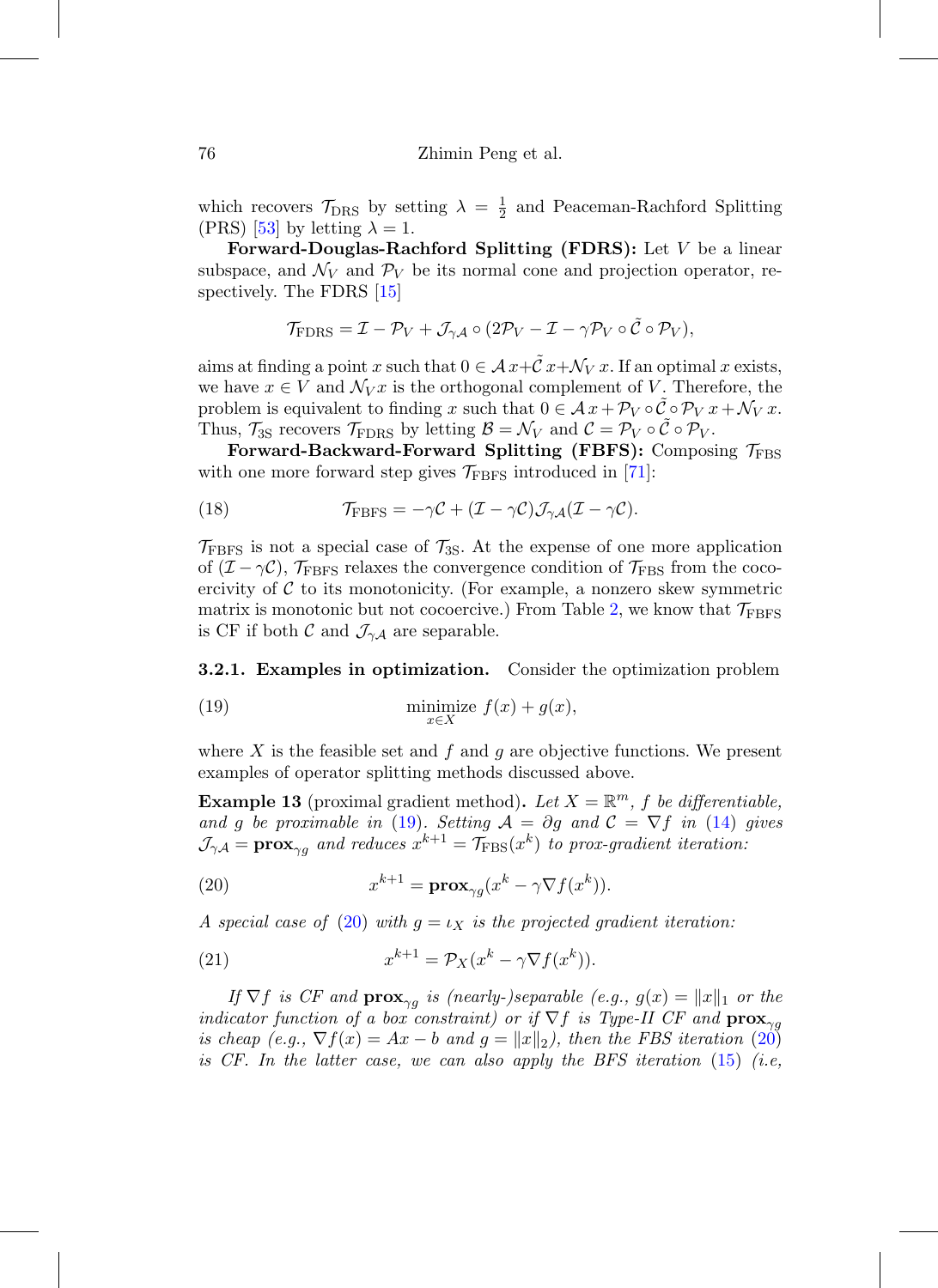which recovers $\mathcal{T}_{\text{DRS}}$ by setting $\lambda = \frac{1}{2}$ and Peaceman-Rachford Splitting (PRS) [53] by letting $\lambda = 1$.

**Forward-Douglas-Rachford Splitting (FDRS):** Let $V$ be a linear subspace, and $\mathcal{N}_V$ and $\mathcal{P}_V$ be its normal cone and projection operator, respectively. The FDRS [15]

$$\mathcal{T}_{\text{FDRS}} = \mathcal{I} - \mathcal{P}_V + \mathcal{J}_{\gamma\mathcal{A}} \circ (2\mathcal{P}_V - \mathcal{I} - \gamma\mathcal{P}_V \circ \tilde{\mathcal{C}} \circ \mathcal{P}_V),$$

aims at finding a point $x$ such that $0 \in \mathcal{A}\,x + \tilde{\mathcal{C}}\,x + \mathcal{N}_V\,x$. If an optimal $x$ exists, we have $x \in V$ and $\mathcal{N}_V x$ is the orthogonal complement of $V$. Therefore, the problem is equivalent to finding $x$ such that $0 \in \mathcal{A}\,x + \mathcal{P}_V \circ \tilde{\mathcal{C}} \circ \mathcal{P}_V\,x + \mathcal{N}_V\,x$. Thus, $\mathcal{T}_{3\text{S}}$ recovers $\mathcal{T}_{\text{FDRS}}$ by letting $\mathcal{B} = \mathcal{N}_V$ and $\mathcal{C} = \mathcal{P}_V \circ \tilde{\mathcal{C}} \circ \mathcal{P}_V$.

**Forward-Backward-Forward Splitting (FBFS):** Composing $\mathcal{T}_{\text{FBS}}$ with one more forward step gives $\mathcal{T}_{\text{FBFS}}$ introduced in [71]:

$$\mathcal{T}_{\text{FBFS}} = -\gamma\mathcal{C} + (\mathcal{I} - \gamma\mathcal{C})\mathcal{J}_{\gamma\mathcal{A}}(\mathcal{I} - \gamma\mathcal{C}). \tag{18}$$

$\mathcal{T}_{\text{FBFS}}$ is not a special case of $\mathcal{T}_{3\text{S}}$. At the expense of one more application of $(\mathcal{I} - \gamma\mathcal{C})$, $\mathcal{T}_{\text{FBFS}}$ relaxes the convergence condition of $\mathcal{T}_{\text{FBS}}$ from the cocoercivity of $\mathcal{C}$ to its monotonicity. (For example, a nonzero skew symmetric matrix is monotonic but not cocoercive.) From Table 2, we know that $\mathcal{T}_{\text{FBFS}}$ is CF if both $\mathcal{C}$ and $\mathcal{J}_{\gamma\mathcal{A}}$ are separable.

**3.2.1. Examples in optimization.** Consider the optimization problem

$$\underset{x \in X}{\text{minimize}}\ f(x) + g(x), \tag{19}$$

where $X$ is the feasible set and $f$ and $g$ are objective functions. We present examples of operator splitting methods discussed above.

**Example 13** (proximal gradient method)**.** *Let $X = \mathbb{R}^m$, $f$ be differentiable, and $g$ be proximable in (19). Setting $\mathcal{A} = \partial g$ and $\mathcal{C} = \nabla f$ in (14) gives $\mathcal{J}_{\gamma\mathcal{A}} = \mathbf{prox}_{\gamma g}$ and reduces $x^{k+1} = \mathcal{T}_{\text{FBS}}(x^k)$ to prox-gradient iteration:*

$$x^{k+1} = \mathbf{prox}_{\gamma g}(x^k - \gamma\nabla f(x^k)). \tag{20}$$

*A special case of (20) with $g = \iota_X$ is the projected gradient iteration:*

$$x^{k+1} = \mathcal{P}_X(x^k - \gamma\nabla f(x^k)). \tag{21}$$

*If $\nabla f$ is CF and $\mathbf{prox}_{\gamma g}$ is (nearly-)separable (e.g., $g(x) = \|x\|_1$ or the indicator function of a box constraint) or if $\nabla f$ is Type-II CF and $\mathbf{prox}_{\gamma g}$ is cheap (e.g., $\nabla f(x) = Ax - b$ and $g = \|x\|_2$), then the FBS iteration (20) is CF. In the latter case, we can also apply the BFS iteration (15) (i.e,*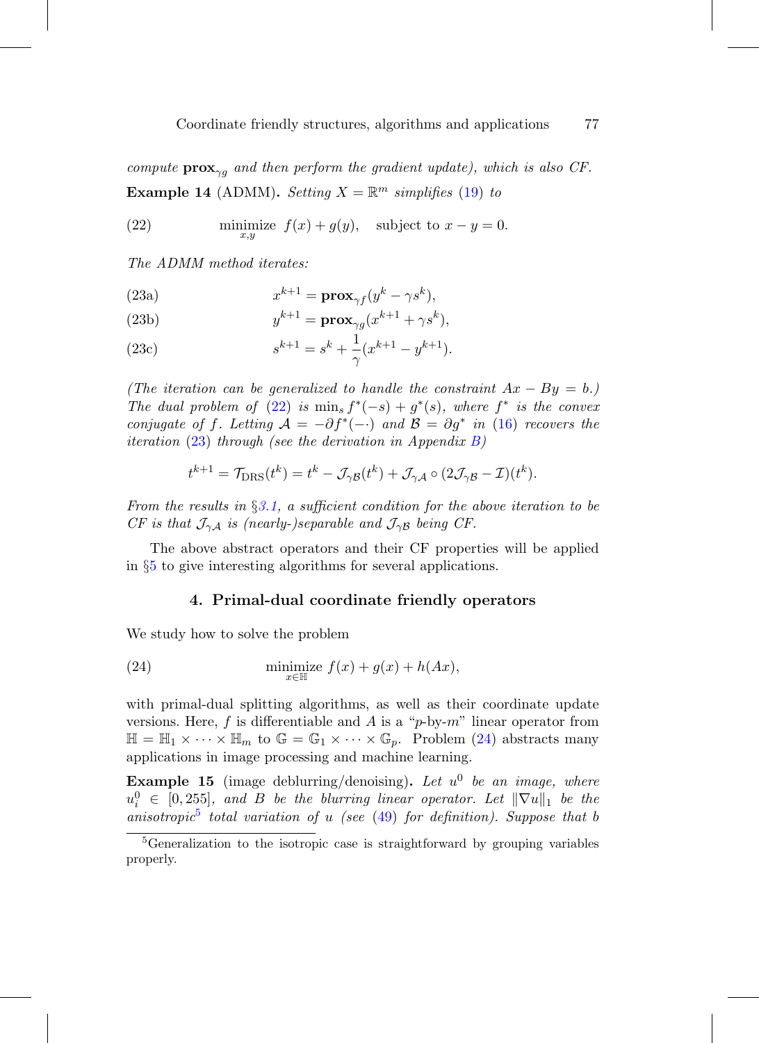*compute* $\mathbf{prox}_{\gamma g}$ *and then perform the gradient update), which is also CF.*

**Example 14** (ADMM)**.** *Setting* $X = \mathbb{R}^m$ *simplifies* (19) *to*

$$\underset{x,y}{\text{minimize}} \;\; f(x) + g(y), \quad \text{subject to } x - y = 0. \tag{22}$$

*The ADMM method iterates:*

$$x^{k+1} = \mathbf{prox}_{\gamma f}(y^k - \gamma s^k), \tag{23a}$$

$$y^{k+1} = \mathbf{prox}_{\gamma g}(x^{k+1} + \gamma s^k), \tag{23b}$$

$$s^{k+1} = s^k + \frac{1}{\gamma}(x^{k+1} - y^{k+1}). \tag{23c}$$

*(The iteration can be generalized to handle the constraint* $Ax - By = b$*.) The dual problem of* (22) *is* $\min_s f^*(-s) + g^*(s)$*, where* $f^*$ *is the convex conjugate of* $f$*. Letting* $\mathcal{A} = -\partial f^*(-\cdot)$ *and* $\mathcal{B} = \partial g^*$ *in* (16) *recovers the iteration* (23) *through (see the derivation in Appendix B)*

$$t^{k+1} = \mathcal{T}_{\text{DRS}}(t^k) = t^k - \mathcal{J}_{\gamma\mathcal{B}}(t^k) + \mathcal{J}_{\gamma\mathcal{A}} \circ (2\mathcal{J}_{\gamma\mathcal{B}} - \mathcal{I})(t^k).$$

*From the results in §3.1, a sufficient condition for the above iteration to be CF is that* $\mathcal{J}_{\gamma\mathcal{A}}$ *is (nearly-)separable and* $\mathcal{J}_{\gamma\mathcal{B}}$ *being CF.*

The above abstract operators and their CF properties will be applied in §5 to give interesting algorithms for several applications.

## 4. Primal-dual coordinate friendly operators

We study how to solve the problem

$$\underset{x \in \mathbb{H}}{\text{minimize}} \;\; f(x) + g(x) + h(Ax), \tag{24}$$

with primal-dual splitting algorithms, as well as their coordinate update versions. Here, $f$ is differentiable and $A$ is a "$p$-by-$m$" linear operator from $\mathbb{H} = \mathbb{H}_1 \times \cdots \times \mathbb{H}_m$ to $\mathbb{G} = \mathbb{G}_1 \times \cdots \times \mathbb{G}_p$. Problem (24) abstracts many applications in image processing and machine learning.

**Example 15** (image deblurring/denoising)**.** *Let* $u^0$ *be an image, where* $u_i^0 \in [0, 255]$*, and* $B$ *be the blurring linear operator. Let* $\|\nabla u\|_1$ *be the anisotropic*[5] *total variation of* $u$ *(see* (49) *for definition). Suppose that* $b$

[5] Generalization to the isotropic case is straightforward by grouping variables properly.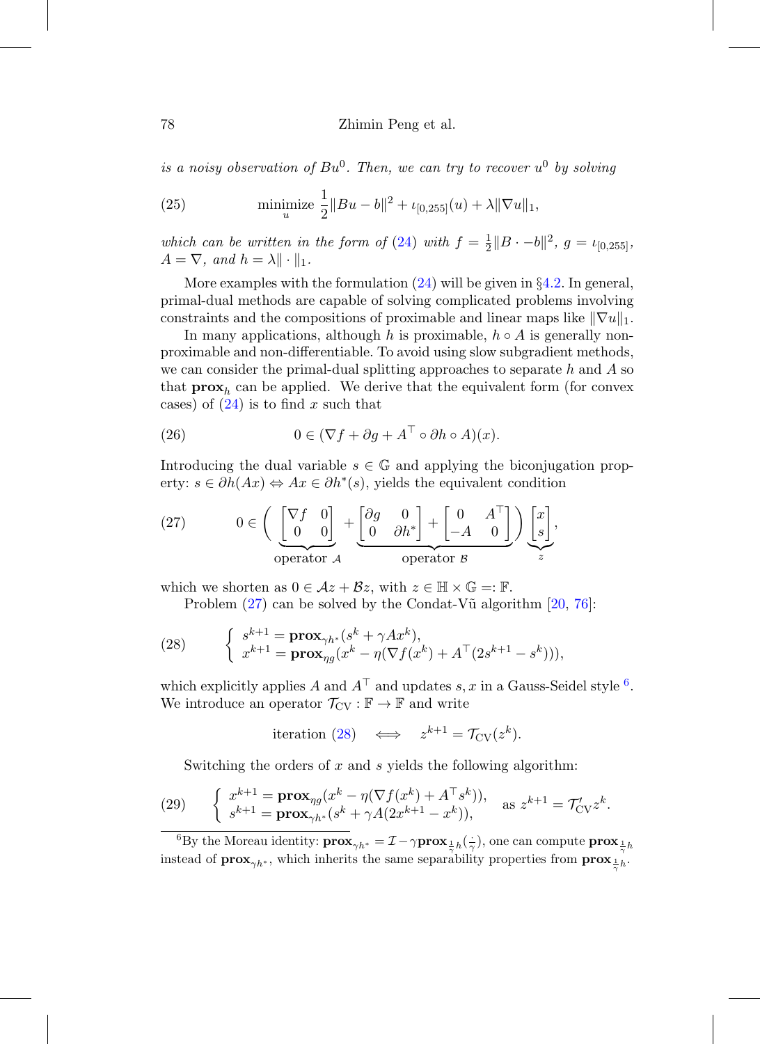*is a noisy observation of $Bu^0$. Then, we can try to recover $u^0$ by solving*

$$\underset{u}{\text{minimize}}\ \frac{1}{2}\|Bu - b\|^2 + \iota_{[0,255]}(u) + \lambda\|\nabla u\|_1, \tag{25}$$

*which can be written in the form of (24) with $f = \frac{1}{2}\|B\cdot - b\|^2$, $g = \iota_{[0,255]}$, $A = \nabla$, and $h = \lambda\|\cdot\|_1$.*

More examples with the formulation (24) will be given in §4.2. In general, primal-dual methods are capable of solving complicated problems involving constraints and the compositions of proximable and linear maps like $\|\nabla u\|_1$.

In many applications, although $h$ is proximable, $h \circ A$ is generally non-proximable and non-differentiable. To avoid using slow subgradient methods, we can consider the primal-dual splitting approaches to separate $h$ and $A$ so that $\mathbf{prox}_h$ can be applied. We derive that the equivalent form (for convex cases) of (24) is to find $x$ such that

$$0 \in (\nabla f + \partial g + A^\top \circ \partial h \circ A)(x). \tag{26}$$

Introducing the dual variable $s \in \mathbb{G}$ and applying the biconjugation property: $s \in \partial h(Ax) \Leftrightarrow Ax \in \partial h^*(s)$, yields the equivalent condition

$$0 \in \Bigg( \underbrace{\begin{bmatrix} \nabla f & 0 \\ 0 & 0 \end{bmatrix}}_{\text{operator } \mathcal{A}} + \underbrace{\begin{bmatrix} \partial g & 0 \\ 0 & \partial h^* \end{bmatrix} + \begin{bmatrix} 0 & A^\top \\ -A & 0 \end{bmatrix}}_{\text{operator } \mathcal{B}} \Bigg) \underbrace{\begin{bmatrix} x \\ s \end{bmatrix}}_{z}, \tag{27}$$

which we shorten as $0 \in \mathcal{A}z + \mathcal{B}z$, with $z \in \mathbb{H} \times \mathbb{G} =: \mathbb{F}$.

Problem (27) can be solved by the Condat-Vũ algorithm [20, 76]:

$$\begin{cases} s^{k+1} = \mathbf{prox}_{\gamma h^*}(s^k + \gamma A x^k), \\ x^{k+1} = \mathbf{prox}_{\eta g}(x^k - \eta(\nabla f(x^k) + A^\top(2s^{k+1} - s^k))), \end{cases} \tag{28}$$

which explicitly applies $A$ and $A^\top$ and updates $s, x$ in a Gauss-Seidel style [6]. We introduce an operator $\mathcal{T}_{\text{CV}} : \mathbb{F} \to \mathbb{F}$ and write

$$\text{iteration (28)} \quad \Longleftrightarrow \quad z^{k+1} = \mathcal{T}_{\text{CV}}(z^k).$$

Switching the orders of $x$ and $s$ yields the following algorithm:

$$\begin{cases} x^{k+1} = \mathbf{prox}_{\eta g}(x^k - \eta(\nabla f(x^k) + A^\top s^k)), \\ s^{k+1} = \mathbf{prox}_{\gamma h^*}(s^k + \gamma A(2x^{k+1} - x^k)), \end{cases} \quad \text{as } z^{k+1} = \mathcal{T}'_{\text{CV}} z^k. \tag{29}$$

[6] By the Moreau identity: $\mathbf{prox}_{\gamma h^*} = \mathcal{I} - \gamma \mathbf{prox}_{\frac{1}{\gamma}h}(\frac{\cdot}{\gamma})$, one can compute $\mathbf{prox}_{\frac{1}{\gamma}h}$ instead of $\mathbf{prox}_{\gamma h^*}$, which inherits the same separability properties from $\mathbf{prox}_{\frac{1}{\gamma}h}$.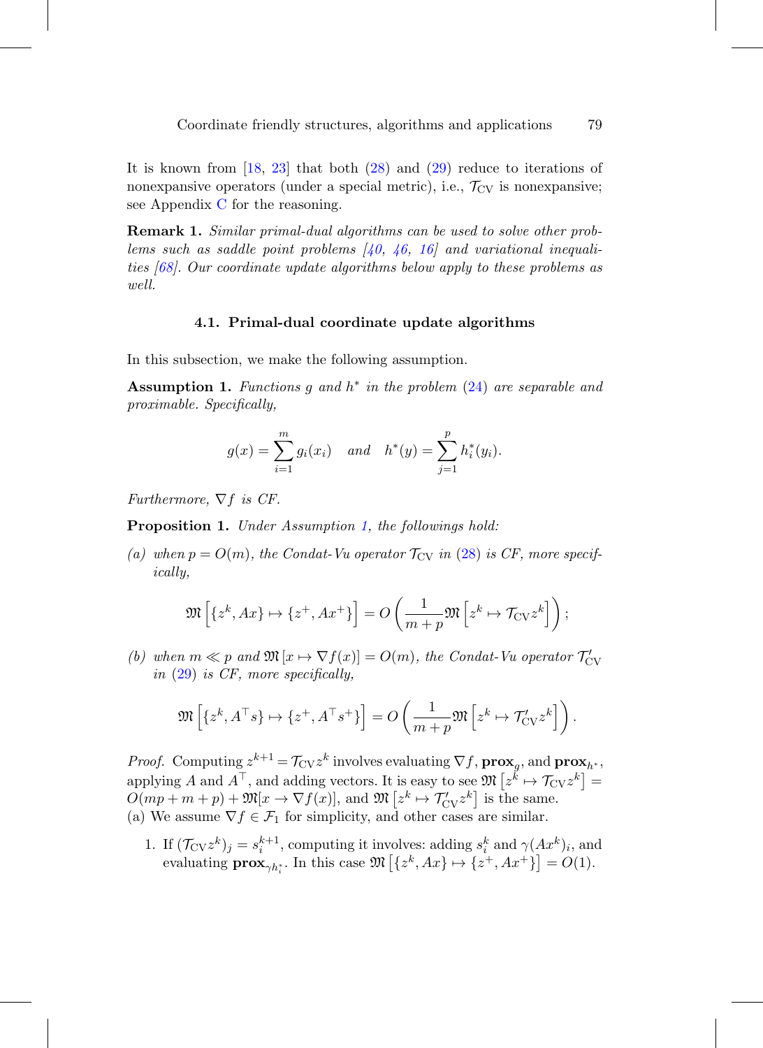It is known from [18, 23] that both (28) and (29) reduce to iterations of nonexpansive operators (under a special metric), i.e., $\mathcal{T}_{\rm CV}$ is nonexpansive; see Appendix C for the reasoning.

**Remark 1.** *Similar primal-dual algorithms can be used to solve other problems such as saddle point problems [40, 46, 16] and variational inequalities [68]. Our coordinate update algorithms below apply to these problems as well.*

### 4.1. Primal-dual coordinate update algorithms

In this subsection, we make the following assumption.

**Assumption 1.** *Functions $g$ and $h^*$ in the problem (24) are separable and proximable. Specifically,*

$$g(x) = \sum_{i=1}^{m} g_i(x_i) \quad and \quad h^*(y) = \sum_{j=1}^{p} h_i^*(y_i).$$

*Furthermore, $\nabla f$ is CF.*

**Proposition 1.** *Under Assumption 1, the followings hold:*

*(a) when $p = O(m)$, the Condat-Vu operator $\mathcal{T}_{\rm CV}$ in (28) is CF, more specifically,*

$$\mathfrak{M}\left[\{z^k, Ax\} \mapsto \{z^+, Ax^+\}\right] = O\left(\frac{1}{m+p}\mathfrak{M}\left[z^k \mapsto \mathcal{T}_{\rm CV} z^k\right]\right);$$

*(b) when $m \ll p$ and $\mathfrak{M}\left[x \mapsto \nabla f(x)\right] = O(m)$, the Condat-Vu operator $\mathcal{T}'_{\rm CV}$ in (29) is CF, more specifically,*

$$\mathfrak{M}\left[\{z^k, A^\top s\} \mapsto \{z^+, A^\top s^+\}\right] = O\left(\frac{1}{m+p}\mathfrak{M}\left[z^k \mapsto \mathcal{T}'_{\rm CV} z^k\right]\right).$$

*Proof.* Computing $z^{k+1} = \mathcal{T}_{\rm CV} z^k$ involves evaluating $\nabla f$, $\mathbf{prox}_g$, and $\mathbf{prox}_{h^*}$, applying $A$ and $A^\top$, and adding vectors. It is easy to see $\mathfrak{M}\left[z^k \mapsto \mathcal{T}_{\rm CV} z^k\right] = O(mp + m + p) + \mathfrak{M}[x \to \nabla f(x)]$, and $\mathfrak{M}\left[z^k \mapsto \mathcal{T}'_{\rm CV} z^k\right]$ is the same.
(a) We assume $\nabla f \in \mathcal{F}_1$ for simplicity, and other cases are similar.

1. If $(\mathcal{T}_{\rm CV} z^k)_j = s_i^{k+1}$, computing it involves: adding $s_i^k$ and $\gamma(Ax^k)_i$, and evaluating $\mathbf{prox}_{\gamma h_i^*}$. In this case $\mathfrak{M}\left[\{z^k, Ax\} \mapsto \{z^+, Ax^+\}\right] = O(1)$.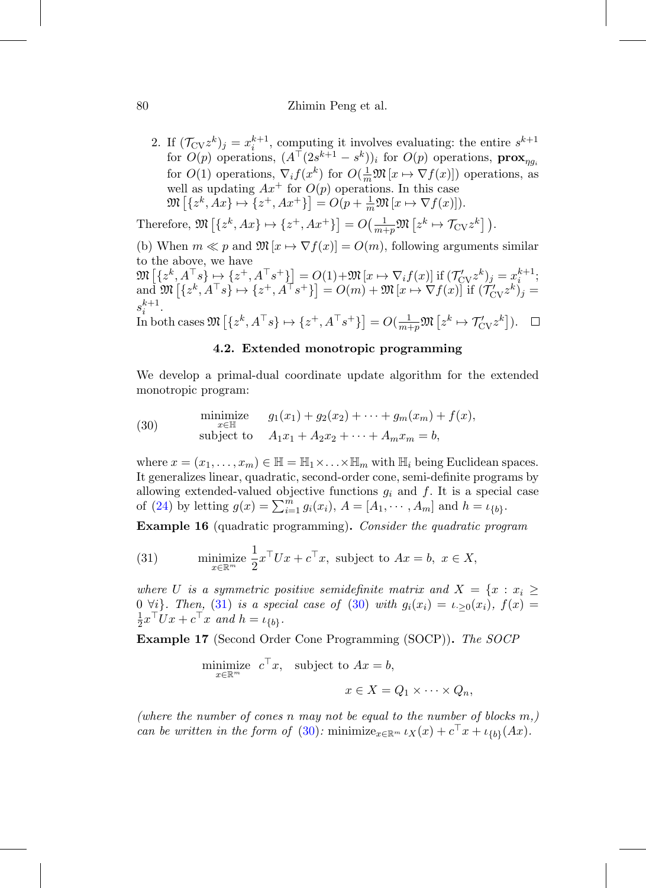2. If $(\mathcal{T}_{\rm CV} z^k)_j = x_i^{k+1}$, computing it involves evaluating: the entire $s^{k+1}$ for $O(p)$ operations, $(A^\top(2s^{k+1}-s^k))_i$ for $O(p)$ operations, $\mathbf{prox}_{\eta g_i}$ for $O(1)$ operations, $\nabla_i f(x^k)$ for $O(\frac{1}{m}\mathfrak{M}[x \mapsto \nabla f(x)])$ operations, as well as updating $Ax^+$ for $O(p)$ operations. In this case $\mathfrak{M}\left[\{z^k, Ax\} \mapsto \{z^+, Ax^+\}\right] = O(p + \frac{1}{m}\mathfrak{M}[x \mapsto \nabla f(x)])$.

Therefore, $\mathfrak{M}\left[\{z^k, Ax\} \mapsto \{z^+, Ax^+\}\right] = O\big(\frac{1}{m+p}\mathfrak{M}\left[z^k \mapsto \mathcal{T}_{\rm CV} z^k\right]\big)$.

(b) When $m \ll p$ and $\mathfrak{M}[x \mapsto \nabla f(x)] = O(m)$, following arguments similar to the above, we have
$\mathfrak{M}\left[\{z^k, A^\top s\} \mapsto \{z^+, A^\top s^+\}\right] = O(1) + \mathfrak{M}[x \mapsto \nabla_i f(x)]$ if $(\mathcal{T}'_{\rm CV} z^k)_j = x_i^{k+1}$; and $\mathfrak{M}\left[\{z^k, A^\top s\} \mapsto \{z^+, A^\top s^+\}\right] = O(m) + \mathfrak{M}[x \mapsto \nabla f(x)]$ if $(\mathcal{T}'_{\rm CV} z^k)_j = s_i^{k+1}$.
In both cases $\mathfrak{M}\left[\{z^k, A^\top s\} \mapsto \{z^+, A^\top s^+\}\right] = O(\frac{1}{m+p}\mathfrak{M}\left[z^k \mapsto \mathcal{T}'_{\rm CV} z^k\right])$. □

### 4.2. Extended monotropic programming

We develop a primal-dual coordinate update algorithm for the extended monotropic program:

$$
\begin{array}{lll}
(30) & \underset{x \in \mathbb{H}}{\text{minimize}} & g_1(x_1) + g_2(x_2) + \cdots + g_m(x_m) + f(x), \\
 & \text{subject to} & A_1 x_1 + A_2 x_2 + \cdots + A_m x_m = b,
\end{array}
$$

where $x = (x_1, \ldots, x_m) \in \mathbb{H} = \mathbb{H}_1 \times \ldots \times \mathbb{H}_m$ with $\mathbb{H}_i$ being Euclidean spaces. It generalizes linear, quadratic, second-order cone, semi-definite programs by allowing extended-valued objective functions $g_i$ and $f$. It is a special case of (24) by letting $g(x) = \sum_{i=1}^m g_i(x_i)$, $A = [A_1, \cdots, A_m]$ and $h = \iota_{\{b\}}$.

**Example 16** (quadratic programming)**.** *Consider the quadratic program*

$$
(31) \qquad \underset{x \in \mathbb{R}^m}{\text{minimize}}\ \frac{1}{2}x^\top U x + c^\top x, \ \text{subject to } Ax = b, \ x \in X,
$$

*where $U$ is a symmetric positive semidefinite matrix and $X = \{x : x_i \geq 0\ \forall i\}$. Then, (31) is a special case of (30) with $g_i(x_i) = \iota_{\cdot \geq 0}(x_i)$, $f(x) = \frac{1}{2}x^\top U x + c^\top x$ and $h = \iota_{\{b\}}$.*

**Example 17** (Second Order Cone Programming (SOCP))**.** *The SOCP*

$$
\begin{aligned}
\underset{x \in \mathbb{R}^m}{\text{minimize}}\ \ c^\top x, \quad & \text{subject to } Ax = b, \\
& x \in X = Q_1 \times \cdots \times Q_n,
\end{aligned}
$$

*(where the number of cones $n$ may not be equal to the number of blocks $m$,) can be written in the form of (30):* $\text{minimize}_{x \in \mathbb{R}^m}\ \iota_X(x) + c^\top x + \iota_{\{b\}}(Ax)$.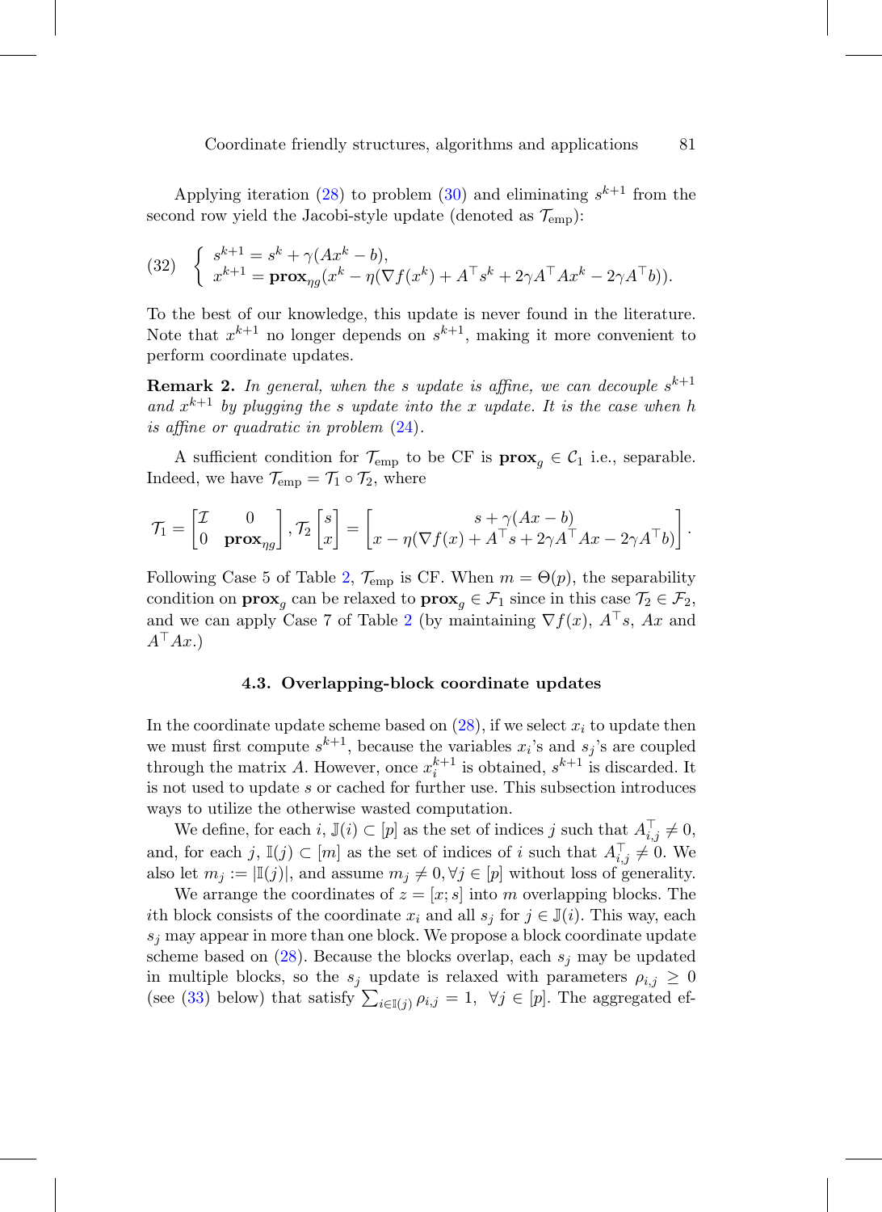Applying iteration (28) to problem (30) and eliminating $s^{k+1}$ from the second row yield the Jacobi-style update (denoted as $\mathcal{T}_{\text{emp}}$):

$$
(32) \quad \begin{cases} s^{k+1} = s^k + \gamma(Ax^k - b), \\ x^{k+1} = \mathbf{prox}_{\eta g}(x^k - \eta(\nabla f(x^k) + A^\top s^k + 2\gamma A^\top A x^k - 2\gamma A^\top b)). \end{cases}
$$

To the best of our knowledge, this update is never found in the literature. Note that $x^{k+1}$ no longer depends on $s^{k+1}$, making it more convenient to perform coordinate updates.

**Remark 2.** *In general, when the $s$ update is affine, we can decouple $s^{k+1}$ and $x^{k+1}$ by plugging the $s$ update into the $x$ update. It is the case when $h$ is affine or quadratic in problem (24).*

A sufficient condition for $\mathcal{T}_{\text{emp}}$ to be CF is $\mathbf{prox}_g \in \mathcal{C}_1$ i.e., separable. Indeed, we have $\mathcal{T}_{\text{emp}} = \mathcal{T}_1 \circ \mathcal{T}_2$, where

$$
\mathcal{T}_1 = \begin{bmatrix} \mathcal{I} & 0 \\ 0 & \mathbf{prox}_{\eta g} \end{bmatrix}, \mathcal{T}_2 \begin{bmatrix} s \\ x \end{bmatrix} = \begin{bmatrix} s + \gamma(Ax - b) \\ x - \eta(\nabla f(x) + A^\top s + 2\gamma A^\top A x - 2\gamma A^\top b) \end{bmatrix}.
$$

Following Case 5 of Table 2, $\mathcal{T}_{\text{emp}}$ is CF. When $m = \Theta(p)$, the separability condition on $\mathbf{prox}_g$ can be relaxed to $\mathbf{prox}_g \in \mathcal{F}_1$ since in this case $\mathcal{T}_2 \in \mathcal{F}_2$, and we can apply Case 7 of Table 2 (by maintaining $\nabla f(x)$, $A^\top s$, $Ax$ and $A^\top A x$.)

### 4.3. Overlapping-block coordinate updates

In the coordinate update scheme based on (28), if we select $x_i$ to update then we must first compute $s^{k+1}$, because the variables $x_i$'s and $s_j$'s are coupled through the matrix $A$. However, once $x_i^{k+1}$ is obtained, $s^{k+1}$ is discarded. It is not used to update $s$ or cached for further use. This subsection introduces ways to utilize the otherwise wasted computation.

We define, for each $i$, $\mathbb{J}(i) \subset [p]$ as the set of indices $j$ such that $A^\top_{i,j} \neq 0$, and, for each $j$, $\mathbb{I}(j) \subset [m]$ as the set of indices of $i$ such that $A^\top_{i,j} \neq 0$. We also let $m_j := |\mathbb{I}(j)|$, and assume $m_j \neq 0, \forall j \in [p]$ without loss of generality.

We arrange the coordinates of $z = [x; s]$ into $m$ overlapping blocks. The $i$th block consists of the coordinate $x_i$ and all $s_j$ for $j \in \mathbb{J}(i)$. This way, each $s_j$ may appear in more than one block. We propose a block coordinate update scheme based on (28). Because the blocks overlap, each $s_j$ may be updated in multiple blocks, so the $s_j$ update is relaxed with parameters $\rho_{i,j} \geq 0$ (see (33) below) that satisfy $\sum_{i \in \mathbb{I}(j)} \rho_{i,j} = 1, \;\; \forall j \in [p]$. The aggregated ef-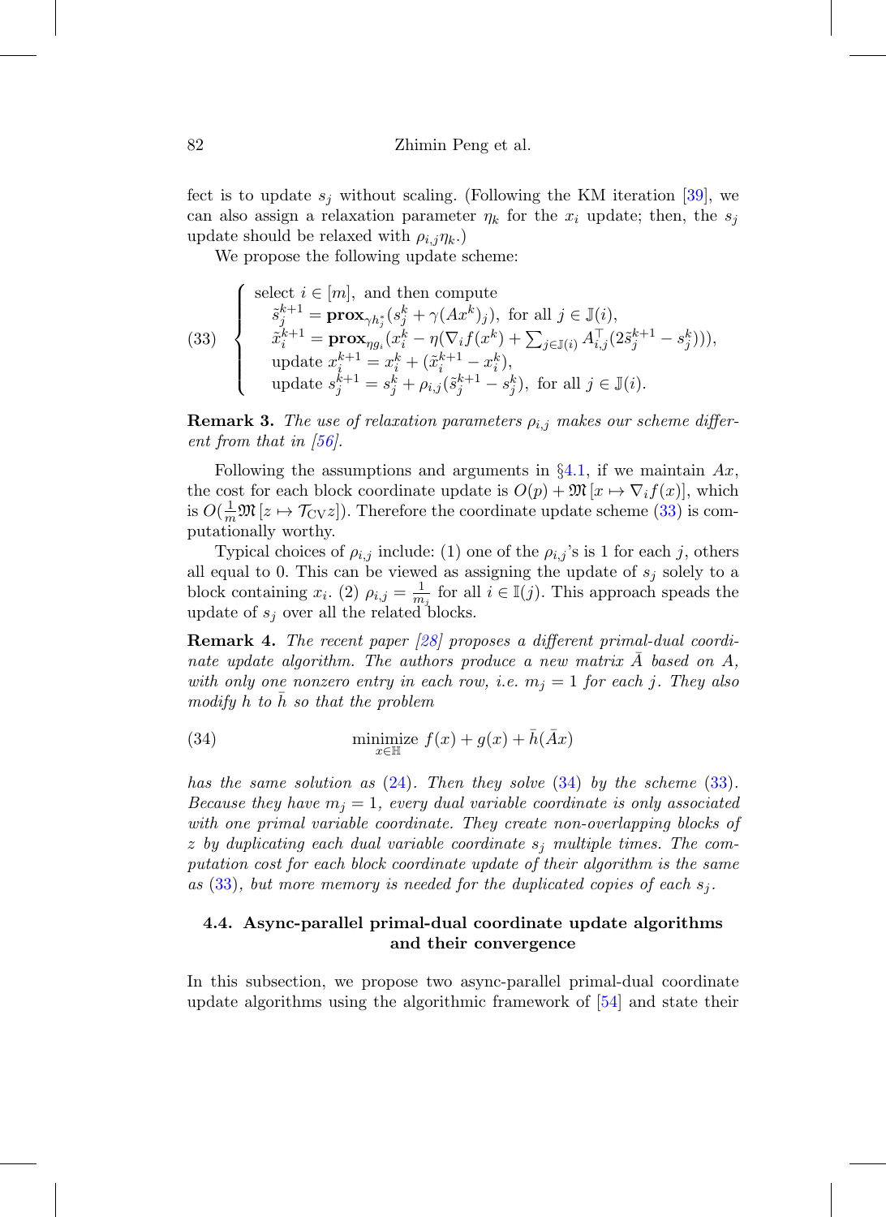fect is to update $s_j$ without scaling. (Following the KM iteration [39], we can also assign a relaxation parameter $\eta_k$ for the $x_i$ update; then, the $s_j$ update should be relaxed with $\rho_{i,j}\eta_k$.)

We propose the following update scheme:

$$
(33)\quad \begin{cases} \text{select } i \in [m], \text{ and then compute} \\ \quad \tilde{s}_j^{k+1} = \mathbf{prox}_{\gamma h_j^*}(s_j^k + \gamma(Ax^k)_j), \text{ for all } j \in \mathbb{J}(i), \\ \quad \tilde{x}_i^{k+1} = \mathbf{prox}_{\eta g_i}(x_i^k - \eta(\nabla_i f(x^k) + \sum_{j\in\mathbb{J}(i)} A_{i,j}^\top (2\tilde{s}_j^{k+1} - s_j^k))), \\ \quad \text{update } x_i^{k+1} = x_i^k + (\tilde{x}_i^{k+1} - x_i^k), \\ \quad \text{update } s_j^{k+1} = s_j^k + \rho_{i,j}(\tilde{s}_j^{k+1} - s_j^k), \text{ for all } j \in \mathbb{J}(i). \end{cases}
$$

**Remark 3.** *The use of relaxation parameters $\rho_{i,j}$ makes our scheme different from that in [56].*

Following the assumptions and arguments in §4.1, if we maintain $Ax$, the cost for each block coordinate update is $O(p) + \mathfrak{M}[x \mapsto \nabla_i f(x)]$, which is $O(\frac{1}{m}\mathfrak{M}[z \mapsto \mathcal{T}_{\mathrm{CV}} z])$. Therefore the coordinate update scheme (33) is computationally worthy.

Typical choices of $\rho_{i,j}$ include: (1) one of the $\rho_{i,j}$'s is 1 for each $j$, others all equal to 0. This can be viewed as assigning the update of $s_j$ solely to a block containing $x_i$. (2) $\rho_{i,j} = \frac{1}{m_j}$ for all $i \in \mathbb{I}(j)$. This approach speads the update of $s_j$ over all the related blocks.

**Remark 4.** *The recent paper [28] proposes a different primal-dual coordinate update algorithm. The authors produce a new matrix $\bar{A}$ based on $A$, with only one nonzero entry in each row, i.e. $m_j = 1$ for each $j$. They also modify $h$ to $\bar{h}$ so that the problem*

$$
(34)\qquad \operatorname*{minimize}_{x\in\mathbb{H}}\ f(x) + g(x) + \bar{h}(\bar{A}x)
$$

*has the same solution as (24). Then they solve (34) by the scheme (33). Because they have $m_j = 1$, every dual variable coordinate is only associated with one primal variable coordinate. They create non-overlapping blocks of $z$ by duplicating each dual variable coordinate $s_j$ multiple times. The computation cost for each block coordinate update of their algorithm is the same as (33), but more memory is needed for the duplicated copies of each $s_j$.*

### 4.4. Async-parallel primal-dual coordinate update algorithms and their convergence

In this subsection, we propose two async-parallel primal-dual coordinate update algorithms using the algorithmic framework of [54] and state their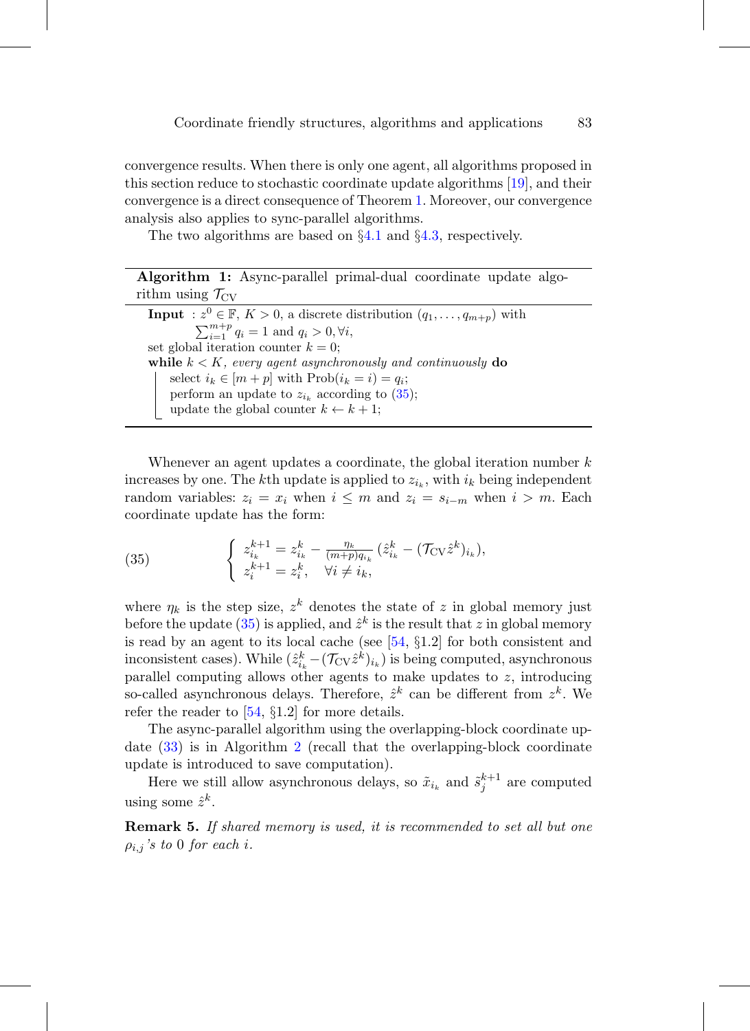convergence results. When there is only one agent, all algorithms proposed in this section reduce to stochastic coordinate update algorithms [19], and their convergence is a direct consequence of Theorem 1. Moreover, our convergence analysis also applies to sync-parallel algorithms.

The two algorithms are based on §4.1 and §4.3, respectively.

---

**Algorithm 1:** Async-parallel primal-dual coordinate update algorithm using $\mathcal{T}_{\mathrm{CV}}$

---

**Input** : $z^0 \in \mathbb{F}$, $K > 0$, a discrete distribution $(q_1, \ldots, q_{m+p})$ with $\sum_{i=1}^{m+p} q_i = 1$ and $q_i > 0, \forall i$,

set global iteration counter $k = 0$;

**while** $k < K$, *every agent asynchronously and continuously* **do**

  select $i_k \in [m+p]$ with $\mathrm{Prob}(i_k = i) = q_i$;

  perform an update to $z_{i_k}$ according to (35);

  update the global counter $k \leftarrow k+1$;

---

Whenever an agent updates a coordinate, the global iteration number $k$ increases by one. The $k$th update is applied to $z_{i_k}$, with $i_k$ being independent random variables: $z_i = x_i$ when $i \leq m$ and $z_i = s_{i-m}$ when $i > m$. Each coordinate update has the form:

$$
\begin{cases} z_{i_k}^{k+1} = z_{i_k}^k - \frac{\eta_k}{(m+p)q_{i_k}} (\hat{z}_{i_k}^k - (\mathcal{T}_{\mathrm{CV}} \hat{z}^k)_{i_k}), \\ z_i^{k+1} = z_i^k, \quad \forall i \neq i_k, \end{cases} \tag{35}
$$

where $\eta_k$ is the step size, $z^k$ denotes the state of $z$ in global memory just before the update (35) is applied, and $\hat{z}^k$ is the result that $z$ in global memory is read by an agent to its local cache (see [54, §1.2] for both consistent and inconsistent cases). While $(\hat{z}_{i_k}^k - (\mathcal{T}_{\mathrm{CV}} \hat{z}^k)_{i_k})$ is being computed, asynchronous parallel computing allows other agents to make updates to $z$, introducing so-called asynchronous delays. Therefore, $\hat{z}^k$ can be different from $z^k$. We refer the reader to [54, §1.2] for more details.

The async-parallel algorithm using the overlapping-block coordinate update (33) is in Algorithm 2 (recall that the overlapping-block coordinate update is introduced to save computation).

Here we still allow asynchronous delays, so $\tilde{x}_{i_k}$ and $\tilde{s}_j^{k+1}$ are computed using some $\hat{z}^k$.

**Remark 5.** *If shared memory is used, it is recommended to set all but one $\rho_{i,j}$'s to 0 for each $i$.*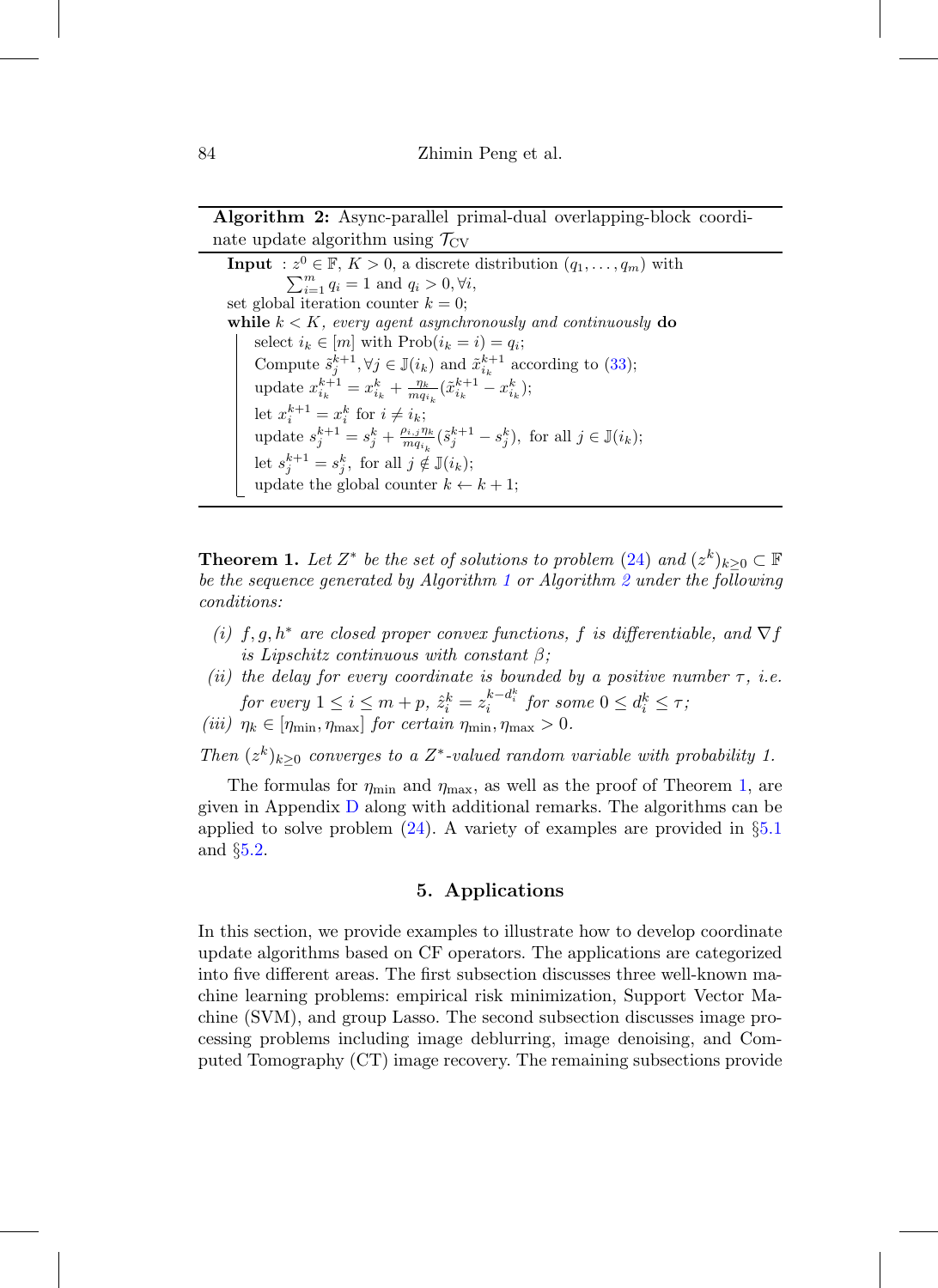**Algorithm 2:** Async-parallel primal-dual overlapping-block coordinate update algorithm using $\mathcal{T}_{\text{CV}}$

**Input** : $z^0 \in \mathbb{F}$, $K > 0$, a discrete distribution $(q_1, \ldots, q_m)$ with $\sum_{i=1}^m q_i = 1$ and $q_i > 0, \forall i$,
set global iteration counter $k = 0$;
**while** $k < K$, *every agent asynchronously and continuously* **do**
  select $i_k \in [m]$ with $\text{Prob}(i_k = i) = q_i$;
  Compute $\tilde{s}_j^{k+1}, \forall j \in \mathbb{J}(i_k)$ and $\tilde{x}_{i_k}^{k+1}$ according to (33);
  update $x_{i_k}^{k+1} = x_{i_k}^k + \frac{\eta_k}{m q_{i_k}}(\tilde{x}_{i_k}^{k+1} - x_{i_k}^k)$;
  let $x_i^{k+1} = x_i^k$ for $i \neq i_k$;
  update $s_j^{k+1} = s_j^k + \frac{\rho_{i,j}\eta_k}{m q_{i_k}}(\tilde{s}_j^{k+1} - s_j^k)$, for all $j \in \mathbb{J}(i_k)$;
  let $s_j^{k+1} = s_j^k$, for all $j \notin \mathbb{J}(i_k)$;
  update the global counter $k \leftarrow k + 1$;

**Theorem 1.** *Let $Z^*$ be the set of solutions to problem (24) and $(z^k)_{k \geq 0} \subset \mathbb{F}$ be the sequence generated by Algorithm 1 or Algorithm 2 under the following conditions:*

*(i) $f, g, h^*$ are closed proper convex functions, $f$ is differentiable, and $\nabla f$ is Lipschitz continuous with constant $\beta$;*
*(ii) the delay for every coordinate is bounded by a positive number $\tau$, i.e. for every $1 \leq i \leq m + p$, $\hat{z}_i^k = z_i^{k - d_i^k}$ for some $0 \leq d_i^k \leq \tau$;*
*(iii) $\eta_k \in [\eta_{\min}, \eta_{\max}]$ for certain $\eta_{\min}, \eta_{\max} > 0$.*

*Then $(z^k)_{k \geq 0}$ converges to a $Z^*$-valued random variable with probability 1.*

The formulas for $\eta_{\min}$ and $\eta_{\max}$, as well as the proof of Theorem 1, are given in Appendix D along with additional remarks. The algorithms can be applied to solve problem (24). A variety of examples are provided in §5.1 and §5.2.

## 5. Applications

In this section, we provide examples to illustrate how to develop coordinate update algorithms based on CF operators. The applications are categorized into five different areas. The first subsection discusses three well-known machine learning problems: empirical risk minimization, Support Vector Machine (SVM), and group Lasso. The second subsection discusses image processing problems including image deblurring, image denoising, and Computed Tomography (CT) image recovery. The remaining subsections provide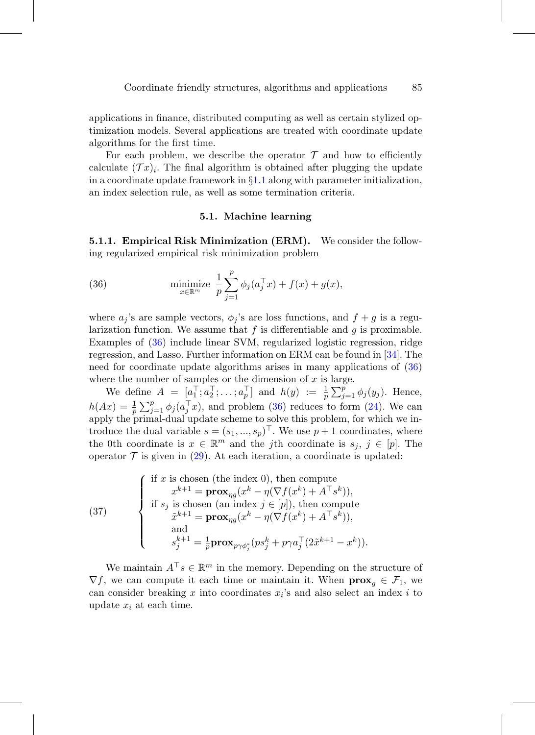applications in finance, distributed computing as well as certain stylized optimization models. Several applications are treated with coordinate update algorithms for the first time.

For each problem, we describe the operator $\mathcal{T}$ and how to efficiently calculate $(\mathcal{T}x)_i$. The final algorithm is obtained after plugging the update in a coordinate update framework in §1.1 along with parameter initialization, an index selection rule, as well as some termination criteria.

### 5.1. Machine learning

**5.1.1. Empirical Risk Minimization (ERM).** We consider the following regularized empirical risk minimization problem

$$\operatorname*{minimize}_{x\in\mathbb{R}^m} \; \frac{1}{p}\sum_{j=1}^{p}\phi_j(a_j^\top x) + f(x) + g(x), \tag{36}$$

where $a_j$'s are sample vectors, $\phi_j$'s are loss functions, and $f+g$ is a regularization function. We assume that $f$ is differentiable and $g$ is proximable. Examples of (36) include linear SVM, regularized logistic regression, ridge regression, and Lasso. Further information on ERM can be found in [34]. The need for coordinate update algorithms arises in many applications of (36) where the number of samples or the dimension of $x$ is large.

We define $A = [a_1^\top; a_2^\top; \ldots; a_p^\top]$ and $h(y) := \frac{1}{p}\sum_{j=1}^{p}\phi_j(y_j)$. Hence, $h(Ax) = \frac{1}{p}\sum_{j=1}^{p}\phi_j(a_j^\top x)$, and problem (36) reduces to form (24). We can apply the primal-dual update scheme to solve this problem, for which we introduce the dual variable $s = (s_1, ..., s_p)^\top$. We use $p+1$ coordinates, where the 0th coordinate is $x \in \mathbb{R}^m$ and the $j$th coordinate is $s_j$, $j \in [p]$. The operator $\mathcal{T}$ is given in (29). At each iteration, a coordinate is updated:

$$\begin{cases} \text{if } x \text{ is chosen (the index 0), then compute} \\ \qquad x^{k+1} = \mathbf{prox}_{\eta g}(x^k - \eta(\nabla f(x^k) + A^\top s^k)), \\ \text{if } s_j \text{ is chosen (an index } j \in [p]\text{), then compute} \\ \qquad \tilde{x}^{k+1} = \mathbf{prox}_{\eta g}(x^k - \eta(\nabla f(x^k) + A^\top s^k)), \\ \qquad \text{and} \\ \qquad s_j^{k+1} = \frac{1}{p}\mathbf{prox}_{p\gamma\phi_j^*}(p s_j^k + p\gamma a_j^\top(2\tilde{x}^{k+1} - x^k)). \end{cases} \tag{37}$$

We maintain $A^\top s \in \mathbb{R}^m$ in the memory. Depending on the structure of $\nabla f$, we can compute it each time or maintain it. When $\mathbf{prox}_g \in \mathcal{F}_1$, we can consider breaking $x$ into coordinates $x_i$'s and also select an index $i$ to update $x_i$ at each time.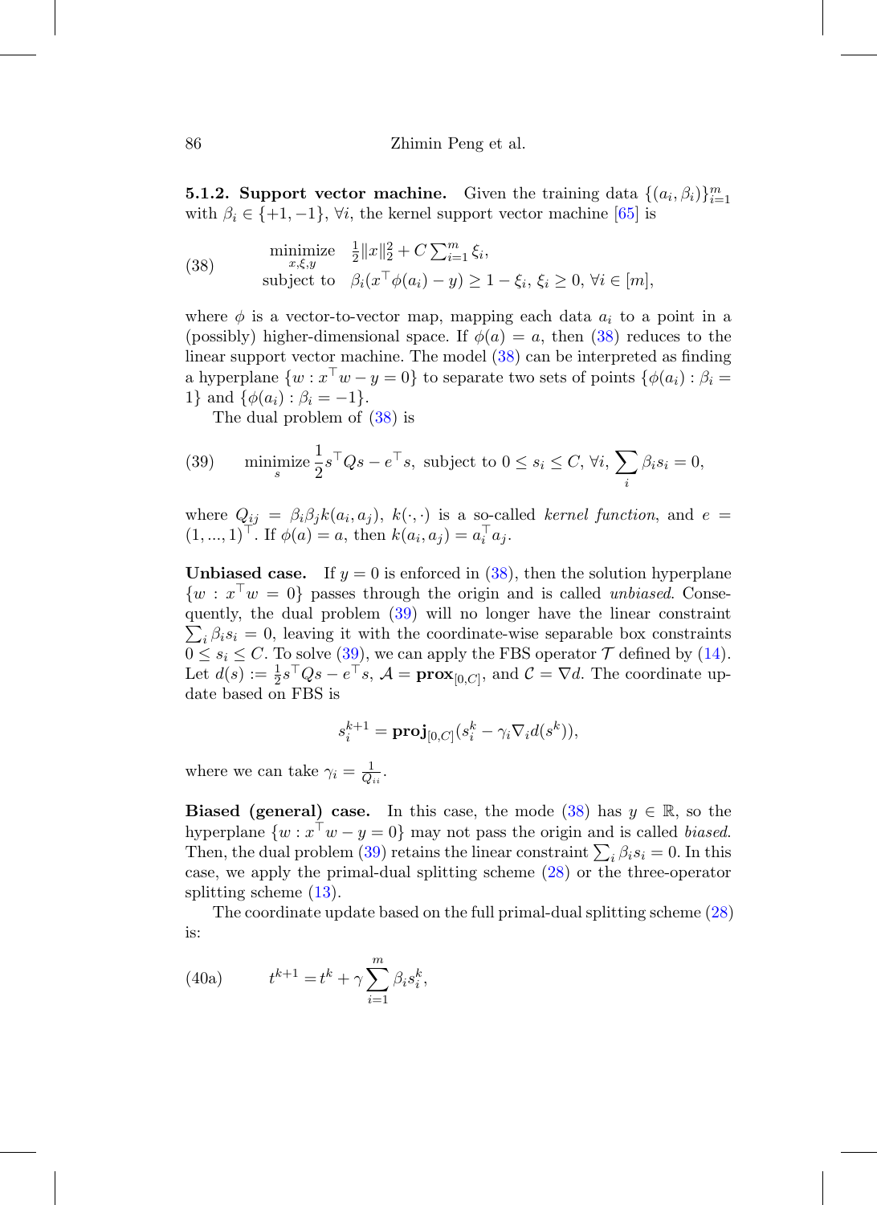**5.1.2. Support vector machine.** Given the training data $\{(a_i, \beta_i)\}_{i=1}^m$ with $\beta_i \in \{+1, -1\}$, $\forall i$, the kernel support vector machine [65] is

$$
\begin{array}{ll}
\underset{x,\xi,y}{\text{minimize}} & \frac{1}{2}\|x\|_2^2 + C\sum_{i=1}^m \xi_i, \\
\text{subject to} & \beta_i(x^\top \phi(a_i) - y) \geq 1 - \xi_i,\ \xi_i \geq 0,\ \forall i \in [m],
\end{array}
\tag{38}
$$

where $\phi$ is a vector-to-vector map, mapping each data $a_i$ to a point in a (possibly) higher-dimensional space. If $\phi(a) = a$, then (38) reduces to the linear support vector machine. The model (38) can be interpreted as finding a hyperplane $\{w : x^\top w - y = 0\}$ to separate two sets of points $\{\phi(a_i) : \beta_i = 1\}$ and $\{\phi(a_i) : \beta_i = -1\}$.

The dual problem of (38) is

$$
\underset{s}{\text{minimize}}\ \frac{1}{2}s^\top Q s - e^\top s, \text{ subject to } 0 \leq s_i \leq C,\ \forall i,\ \sum_i \beta_i s_i = 0,
\tag{39}
$$

where $Q_{ij} = \beta_i \beta_j k(a_i, a_j)$, $k(\cdot,\cdot)$ is a so-called *kernel function*, and $e = (1, ..., 1)^\top$. If $\phi(a) = a$, then $k(a_i, a_j) = a_i^\top a_j$.

**Unbiased case.** If $y = 0$ is enforced in (38), then the solution hyperplane $\{w : x^\top w = 0\}$ passes through the origin and is called *unbiased*. Consequently, the dual problem (39) will no longer have the linear constraint $\sum_i \beta_i s_i = 0$, leaving it with the coordinate-wise separable box constraints $0 \leq s_i \leq C$. To solve (39), we can apply the FBS operator $\mathcal{T}$ defined by (14). Let $d(s) := \frac{1}{2}s^\top Q s - e^\top s$, $\mathcal{A} = \mathbf{prox}_{[0,C]}$, and $\mathcal{C} = \nabla d$. The coordinate update based on FBS is

$$
s_i^{k+1} = \mathbf{proj}_{[0,C]}(s_i^k - \gamma_i \nabla_i d(s^k)),
$$

where we can take $\gamma_i = \frac{1}{Q_{ii}}$.

**Biased (general) case.** In this case, the mode (38) has $y \in \mathbb{R}$, so the hyperplane $\{w : x^\top w - y = 0\}$ may not pass the origin and is called *biased*. Then, the dual problem (39) retains the linear constraint $\sum_i \beta_i s_i = 0$. In this case, we apply the primal-dual splitting scheme (28) or the three-operator splitting scheme (13).

The coordinate update based on the full primal-dual splitting scheme (28) is:

$$
t^{k+1} = t^k + \gamma \sum_{i=1}^m \beta_i s_i^k,
\tag{40a}
$$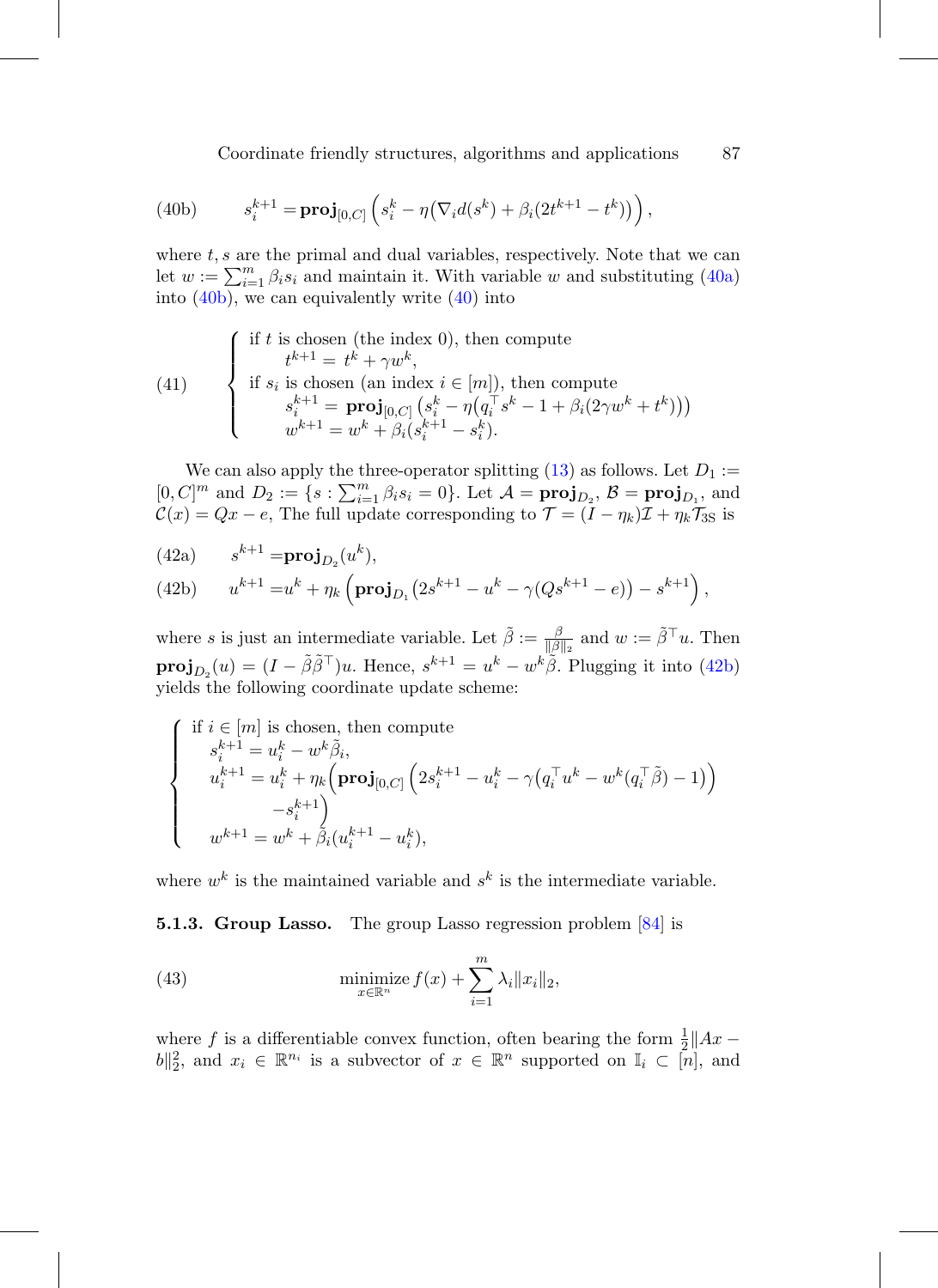$$s_i^{k+1} = \mathbf{proj}_{[0,C]}\left(s_i^k - \eta\big(\nabla_i d(s^k) + \beta_i(2t^{k+1} - t^k)\big)\right), \tag{40b}$$

where $t, s$ are the primal and dual variables, respectively. Note that we can let $w := \sum_{i=1}^m \beta_i s_i$ and maintain it. With variable $w$ and substituting (40a) into (40b), we can equivalently write (40) into

$$\begin{cases} \text{if } t \text{ is chosen (the index 0), then compute} \\ \qquad t^{k+1} = t^k + \gamma w^k, \\ \text{if } s_i \text{ is chosen (an index } i \in [m]\text{), then compute} \\ \qquad s_i^{k+1} = \mathbf{proj}_{[0,C]}\left(s_i^k - \eta\big(q_i^\top s^k - 1 + \beta_i(2\gamma w^k + t^k)\big)\right) \\ \qquad w^{k+1} = w^k + \beta_i(s_i^{k+1} - s_i^k). \end{cases} \tag{41}$$

We can also apply the three-operator splitting (13) as follows. Let $D_1 := [0, C]^m$ and $D_2 := \{s : \sum_{i=1}^m \beta_i s_i = 0\}$. Let $\mathcal{A} = \mathbf{proj}_{D_2}$, $\mathcal{B} = \mathbf{proj}_{D_1}$, and $\mathcal{C}(x) = Qx - e$, The full update corresponding to $\mathcal{T} = (I - \eta_k)\mathcal{I} + \eta_k \mathcal{T}_{3S}$ is

$$s^{k+1} = \mathbf{proj}_{D_2}(u^k), \tag{42a}$$

$$u^{k+1} = u^k + \eta_k \left(\mathbf{proj}_{D_1}\big(2s^{k+1} - u^k - \gamma(Qs^{k+1} - e)\big) - s^{k+1}\right), \tag{42b}$$

where $s$ is just an intermediate variable. Let $\tilde{\beta} := \frac{\beta}{\|\beta\|_2}$ and $w := \tilde{\beta}^\top u$. Then $\mathbf{proj}_{D_2}(u) = (I - \tilde{\beta}\tilde{\beta}^\top)u$. Hence, $s^{k+1} = u^k - w^k \tilde{\beta}$. Plugging it into (42b) yields the following coordinate update scheme:

$$\begin{cases} \text{if } i \in [m] \text{ is chosen, then compute} \\ \quad s_i^{k+1} = u_i^k - w^k \tilde{\beta}_i, \\ \quad u_i^{k+1} = u_i^k + \eta_k\Big(\mathbf{proj}_{[0,C]}\Big(2s_i^{k+1} - u_i^k - \gamma\big(q_i^\top u^k - w^k(q_i^\top \tilde{\beta}) - 1\big)\Big) \\ \qquad\qquad -s_i^{k+1}\Big) \\ \quad w^{k+1} = w^k + \tilde{\beta}_i(u_i^{k+1} - u_i^k), \end{cases}$$

where $w^k$ is the maintained variable and $s^k$ is the intermediate variable.

**5.1.3. Group Lasso.** The group Lasso regression problem [84] is

$$\underset{x \in \mathbb{R}^n}{\text{minimize}}\, f(x) + \sum_{i=1}^m \lambda_i \|x_i\|_2, \tag{43}$$

where $f$ is a differentiable convex function, often bearing the form $\frac{1}{2}\|Ax - b\|_2^2$, and $x_i \in \mathbb{R}^{n_i}$ is a subvector of $x \in \mathbb{R}^n$ supported on $\mathbb{I}_i \subset [n]$, and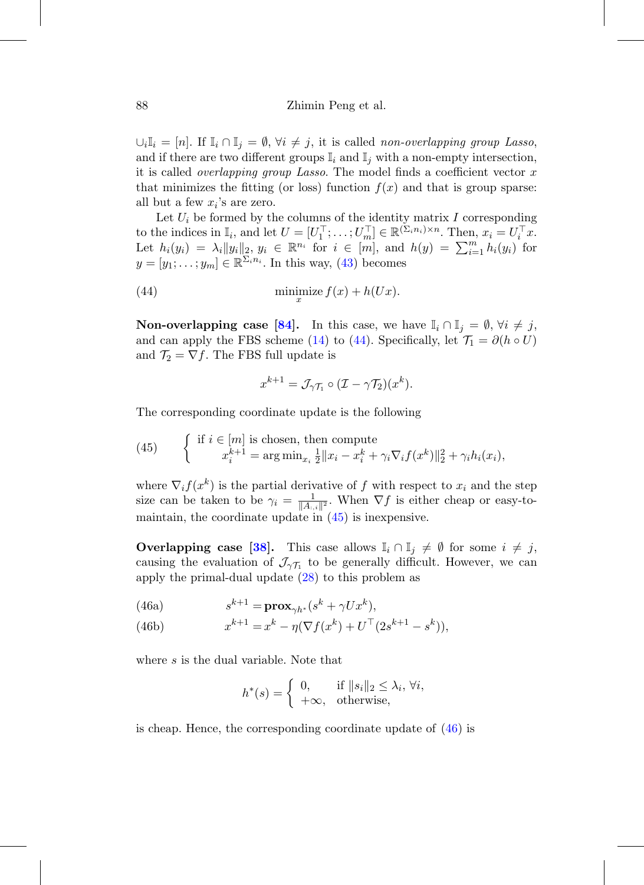$\cup_i \mathbb{I}_i = [n]$. If $\mathbb{I}_i \cap \mathbb{I}_j = \emptyset$, $\forall i \neq j$, it is called *non-overlapping group Lasso*, and if there are two different groups $\mathbb{I}_i$ and $\mathbb{I}_j$ with a non-empty intersection, it is called *overlapping group Lasso*. The model finds a coefficient vector $x$ that minimizes the fitting (or loss) function $f(x)$ and that is group sparse: all but a few $x_i$'s are zero.

Let $U_i$ be formed by the columns of the identity matrix $I$ corresponding to the indices in $\mathbb{I}_i$, and let $U = [U_1^\top; \ldots; U_m^\top] \in \mathbb{R}^{(\Sigma_i n_i) \times n}$. Then, $x_i = U_i^\top x$. Let $h_i(y_i) = \lambda_i \|y_i\|_2$, $y_i \in \mathbb{R}^{n_i}$ for $i \in [m]$, and $h(y) = \sum_{i=1}^m h_i(y_i)$ for $y = [y_1; \ldots; y_m] \in \mathbb{R}^{\Sigma_i n_i}$. In this way, (43) becomes

$$\underset{x}{\text{minimize}}\, f(x) + h(Ux). \tag{44}$$

**Non-overlapping case [84].** In this case, we have $\mathbb{I}_i \cap \mathbb{I}_j = \emptyset$, $\forall i \neq j$, and can apply the FBS scheme (14) to (44). Specifically, let $\mathcal{T}_1 = \partial(h \circ U)$ and $\mathcal{T}_2 = \nabla f$. The FBS full update is

$$x^{k+1} = \mathcal{J}_{\gamma \mathcal{T}_1} \circ (\mathcal{I} - \gamma \mathcal{T}_2)(x^k).$$

The corresponding coordinate update is the following

$$\begin{cases} \text{if } i \in [m] \text{ is chosen, then compute} \\ \quad x_i^{k+1} = \arg\min_{x_i} \frac{1}{2}\|x_i - x_i^k + \gamma_i \nabla_i f(x^k)\|_2^2 + \gamma_i h_i(x_i), \end{cases} \tag{45}$$

where $\nabla_i f(x^k)$ is the partial derivative of $f$ with respect to $x_i$ and the step size can be taken to be $\gamma_i = \frac{1}{\|A_{:,i}\|^2}$. When $\nabla f$ is either cheap or easy-to-maintain, the coordinate update in (45) is inexpensive.

**Overlapping case [38].** This case allows $\mathbb{I}_i \cap \mathbb{I}_j \neq \emptyset$ for some $i \neq j$, causing the evaluation of $\mathcal{J}_{\gamma \mathcal{T}_1}$ to be generally difficult. However, we can apply the primal-dual update (28) to this problem as

$$s^{k+1} = \mathbf{prox}_{\gamma h^*}(s^k + \gamma U x^k), \tag{46a}$$

$$x^{k+1} = x^k - \eta(\nabla f(x^k) + U^\top(2s^{k+1} - s^k)), \tag{46b}$$

where $s$ is the dual variable. Note that

$$h^*(s) = \begin{cases} 0, & \text{if } \|s_i\|_2 \leq \lambda_i, \forall i, \\ +\infty, & \text{otherwise}, \end{cases}$$

is cheap. Hence, the corresponding coordinate update of (46) is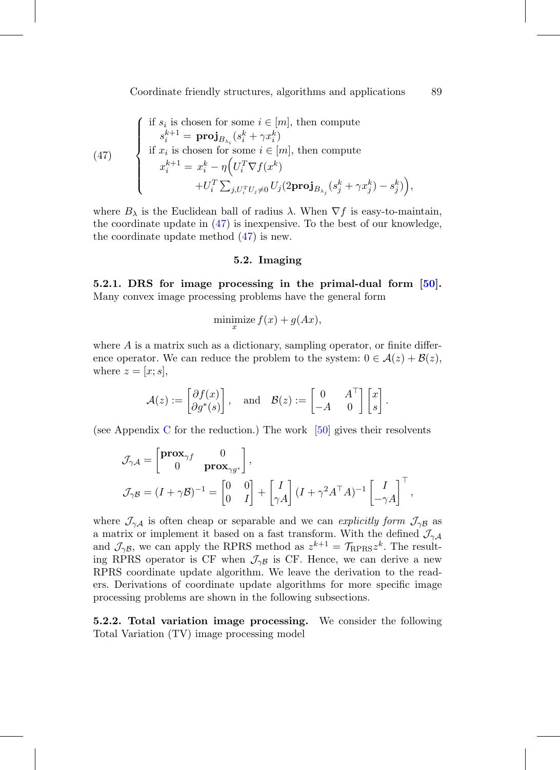$$
(47) \quad \begin{cases} \text{if } s_i \text{ is chosen for some } i \in [m], \text{ then compute} \\ \quad s_i^{k+1} = \mathbf{proj}_{B_{\lambda_i}}(s_i^k + \gamma x_i^k) \\ \text{if } x_i \text{ is chosen for some } i \in [m], \text{ then compute} \\ \quad x_i^{k+1} = x_i^k - \eta\Big(U_i^T \nabla f(x^k) \\ \qquad\qquad + U_i^T \sum_{j, U_i^T U_j \neq 0} U_j (2\mathbf{proj}_{B_{\lambda_j}}(s_j^k + \gamma x_j^k) - s_j^k)\Big), \end{cases}
$$

where $B_\lambda$ is the Euclidean ball of radius $\lambda$. When $\nabla f$ is easy-to-maintain, the coordinate update in (47) is inexpensive. To the best of our knowledge, the coordinate update method (47) is new.

### 5.2. Imaging

**5.2.1. DRS for image processing in the primal-dual form [50].** Many convex image processing problems have the general form

$$
\underset{x}{\text{minimize}}\, f(x) + g(Ax),
$$

where $A$ is a matrix such as a dictionary, sampling operator, or finite difference operator. We can reduce the problem to the system: $0 \in \mathcal{A}(z) + \mathcal{B}(z)$, where $z = [x; s]$,

$$
\mathcal{A}(z) := \begin{bmatrix} \partial f(x) \\ \partial g^*(s) \end{bmatrix}, \quad \text{and} \quad \mathcal{B}(z) := \begin{bmatrix} 0 & A^\top \\ -A & 0 \end{bmatrix} \begin{bmatrix} x \\ s \end{bmatrix}.
$$

(see Appendix C for the reduction.) The work [50] gives their resolvents

$$
\mathcal{J}_{\gamma\mathcal{A}} = \begin{bmatrix} \mathbf{prox}_{\gamma f} & 0 \\ 0 & \mathbf{prox}_{\gamma g^*} \end{bmatrix},
$$

$$
\mathcal{J}_{\gamma\mathcal{B}} = (I + \gamma\mathcal{B})^{-1} = \begin{bmatrix} 0 & 0 \\ 0 & I \end{bmatrix} + \begin{bmatrix} I \\ \gamma A \end{bmatrix} (I + \gamma^2 A^\top A)^{-1} \begin{bmatrix} I \\ -\gamma A \end{bmatrix}^\top,
$$

where $\mathcal{J}_{\gamma\mathcal{A}}$ is often cheap or separable and we can *explicitly form* $\mathcal{J}_{\gamma\mathcal{B}}$ as a matrix or implement it based on a fast transform. With the defined $\mathcal{J}_{\gamma\mathcal{A}}$ and $\mathcal{J}_{\gamma\mathcal{B}}$, we can apply the RPRS method as $z^{k+1} = \mathcal{T}_{\text{RPRS}} z^k$. The resulting RPRS operator is CF when $\mathcal{J}_{\gamma\mathcal{B}}$ is CF. Hence, we can derive a new RPRS coordinate update algorithm. We leave the derivation to the readers. Derivations of coordinate update algorithms for more specific image processing problems are shown in the following subsections.

**5.2.2. Total variation image processing.** We consider the following Total Variation (TV) image processing model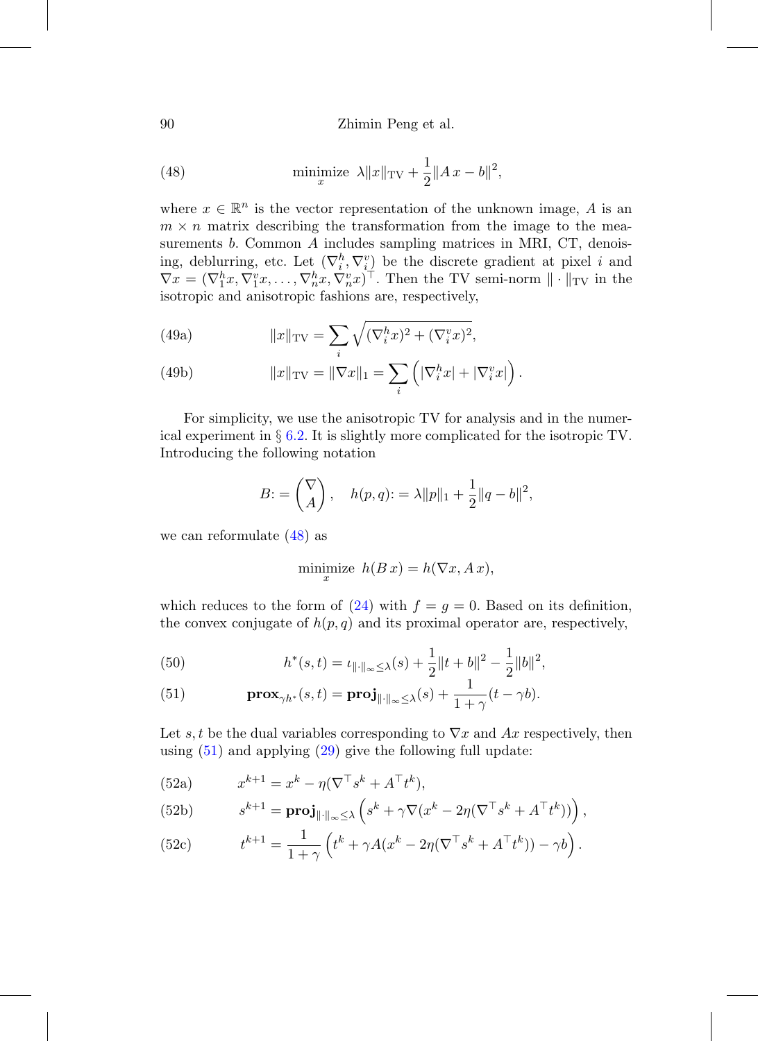$$\underset{x}{\text{minimize}} \;\; \lambda\|x\|_{\text{TV}} + \frac{1}{2}\|A\,x - b\|^2, \tag{48}$$

where $x \in \mathbb{R}^n$ is the vector representation of the unknown image, $A$ is an $m \times n$ matrix describing the transformation from the image to the measurements $b$. Common $A$ includes sampling matrices in MRI, CT, denoising, deblurring, etc. Let $(\nabla_i^h, \nabla_i^v)$ be the discrete gradient at pixel $i$ and $\nabla x = (\nabla_1^h x, \nabla_1^v x, \ldots, \nabla_n^h x, \nabla_n^v x)^\top$. Then the TV semi-norm $\|\cdot\|_{\text{TV}}$ in the isotropic and anisotropic fashions are, respectively,

$$\|x\|_{\text{TV}} = \sum_i \sqrt{(\nabla_i^h x)^2 + (\nabla_i^v x)^2}, \tag{49a}$$

$$\|x\|_{\text{TV}} = \|\nabla x\|_1 = \sum_i \left(|\nabla_i^h x| + |\nabla_i^v x|\right). \tag{49b}$$

For simplicity, we use the anisotropic TV for analysis and in the numerical experiment in § 6.2. It is slightly more complicated for the isotropic TV. Introducing the following notation

$$B := \begin{pmatrix} \nabla \\ A \end{pmatrix}, \quad h(p, q) := \lambda\|p\|_1 + \frac{1}{2}\|q - b\|^2,$$

we can reformulate (48) as

$$\underset{x}{\text{minimize}} \;\; h(B\,x) = h(\nabla x, A\,x),$$

which reduces to the form of (24) with $f = g = 0$. Based on its definition, the convex conjugate of $h(p, q)$ and its proximal operator are, respectively,

$$h^*(s, t) = \iota_{\|\cdot\|_\infty \le \lambda}(s) + \frac{1}{2}\|t + b\|^2 - \frac{1}{2}\|b\|^2, \tag{50}$$

$$\mathbf{prox}_{\gamma h^*}(s, t) = \mathbf{proj}_{\|\cdot\|_\infty \le \lambda}(s) + \frac{1}{1+\gamma}(t - \gamma b). \tag{51}$$

Let $s, t$ be the dual variables corresponding to $\nabla x$ and $Ax$ respectively, then using (51) and applying (29) give the following full update:

$$x^{k+1} = x^k - \eta(\nabla^\top s^k + A^\top t^k), \tag{52a}$$

$$s^{k+1} = \mathbf{proj}_{\|\cdot\|_\infty \le \lambda}\left(s^k + \gamma\nabla(x^k - 2\eta(\nabla^\top s^k + A^\top t^k))\right), \tag{52b}$$

$$t^{k+1} = \frac{1}{1+\gamma}\left(t^k + \gamma A(x^k - 2\eta(\nabla^\top s^k + A^\top t^k)) - \gamma b\right). \tag{52c}$$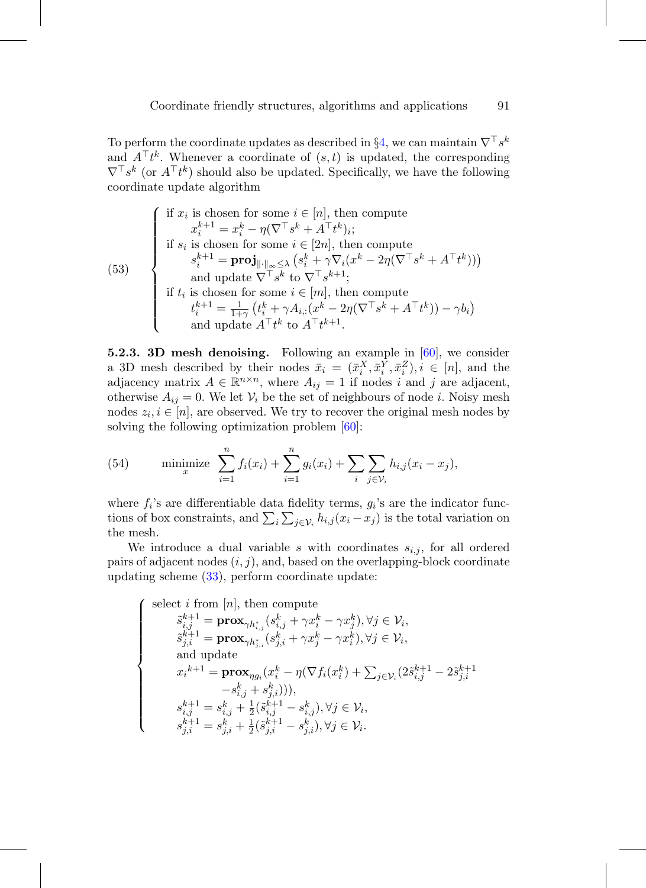To perform the coordinate updates as described in §4, we can maintain $\nabla^\top s^k$ and $A^\top t^k$. Whenever a coordinate of $(s,t)$ is updated, the corresponding $\nabla^\top s^k$ (or $A^\top t^k$) should also be updated. Specifically, we have the following coordinate update algorithm

$$
(53) \qquad \begin{cases}
\text{if } x_i \text{ is chosen for some } i \in [n], \text{ then compute} \\
\qquad x_i^{k+1} = x_i^k - \eta(\nabla^\top s^k + A^\top t^k)_i; \\
\text{if } s_i \text{ is chosen for some } i \in [2n], \text{ then compute} \\
\qquad s_i^{k+1} = \mathbf{proj}_{\|\cdot\|_\infty \le \lambda}\left(s_i^k + \gamma \nabla_i (x^k - 2\eta(\nabla^\top s^k + A^\top t^k))\right) \\
\qquad \text{and update } \nabla^\top s^k \text{ to } \nabla^\top s^{k+1}; \\
\text{if } t_i \text{ is chosen for some } i \in [m], \text{ then compute} \\
\qquad t_i^{k+1} = \frac{1}{1+\gamma}\left(t_i^k + \gamma A_{i,:}(x^k - 2\eta(\nabla^\top s^k + A^\top t^k)) - \gamma b_i\right) \\
\qquad \text{and update } A^\top t^k \text{ to } A^\top t^{k+1}.
\end{cases}
$$

**5.2.3. 3D mesh denoising.** Following an example in [60], we consider a 3D mesh described by their nodes $\bar{x}_i = (\bar{x}_i^X, \bar{x}_i^Y, \bar{x}_i^Z), i \in [n]$, and the adjacency matrix $A \in \mathbb{R}^{n\times n}$, where $A_{ij} = 1$ if nodes $i$ and $j$ are adjacent, otherwise $A_{ij} = 0$. We let $\mathcal{V}_i$ be the set of neighbours of node $i$. Noisy mesh nodes $z_i, i \in [n]$, are observed. We try to recover the original mesh nodes by solving the following optimization problem [60]:

$$
(54) \qquad \underset{x}{\text{minimize}} \ \sum_{i=1}^n f_i(x_i) + \sum_{i=1}^n g_i(x_i) + \sum_i \sum_{j\in\mathcal{V}_i} h_{i,j}(x_i - x_j),
$$

where $f_i$'s are differentiable data fidelity terms, $g_i$'s are the indicator functions of box constraints, and $\sum_i \sum_{j\in\mathcal{V}_i} h_{i,j}(x_i - x_j)$ is the total variation on the mesh.

We introduce a dual variable $s$ with coordinates $s_{i,j}$, for all ordered pairs of adjacent nodes $(i,j)$, and, based on the overlapping-block coordinate updating scheme (33), perform coordinate update:

$$
\begin{cases}
\text{select } i \text{ from } [n], \text{ then compute} \\
\qquad \tilde{s}_{i,j}^{k+1} = \mathbf{prox}_{\gamma h_{i,j}^*}(s_{i,j}^k + \gamma x_i^k - \gamma x_j^k), \forall j \in \mathcal{V}_i, \\
\qquad \tilde{s}_{j,i}^{k+1} = \mathbf{prox}_{\gamma h_{j,i}^*}(s_{j,i}^k + \gamma x_j^k - \gamma x_i^k), \forall j \in \mathcal{V}_i, \\
\qquad \text{and update} \\
\qquad {x_i}^{k+1} = \mathbf{prox}_{\eta g_i}(x_i^k - \eta(\nabla f_i(x_i^k) + \sum_{j\in\mathcal{V}_i}(2\tilde{s}_{i,j}^{k+1} - 2\tilde{s}_{j,i}^{k+1} \\
\qquad\qquad - s_{i,j}^k + s_{j,i}^k))), \\
\qquad s_{i,j}^{k+1} = s_{i,j}^k + \frac{1}{2}(\tilde{s}_{i,j}^{k+1} - s_{i,j}^k), \forall j \in \mathcal{V}_i, \\
\qquad s_{j,i}^{k+1} = s_{j,i}^k + \frac{1}{2}(\tilde{s}_{j,i}^{k+1} - s_{j,i}^k), \forall j \in \mathcal{V}_i.
\end{cases}
$$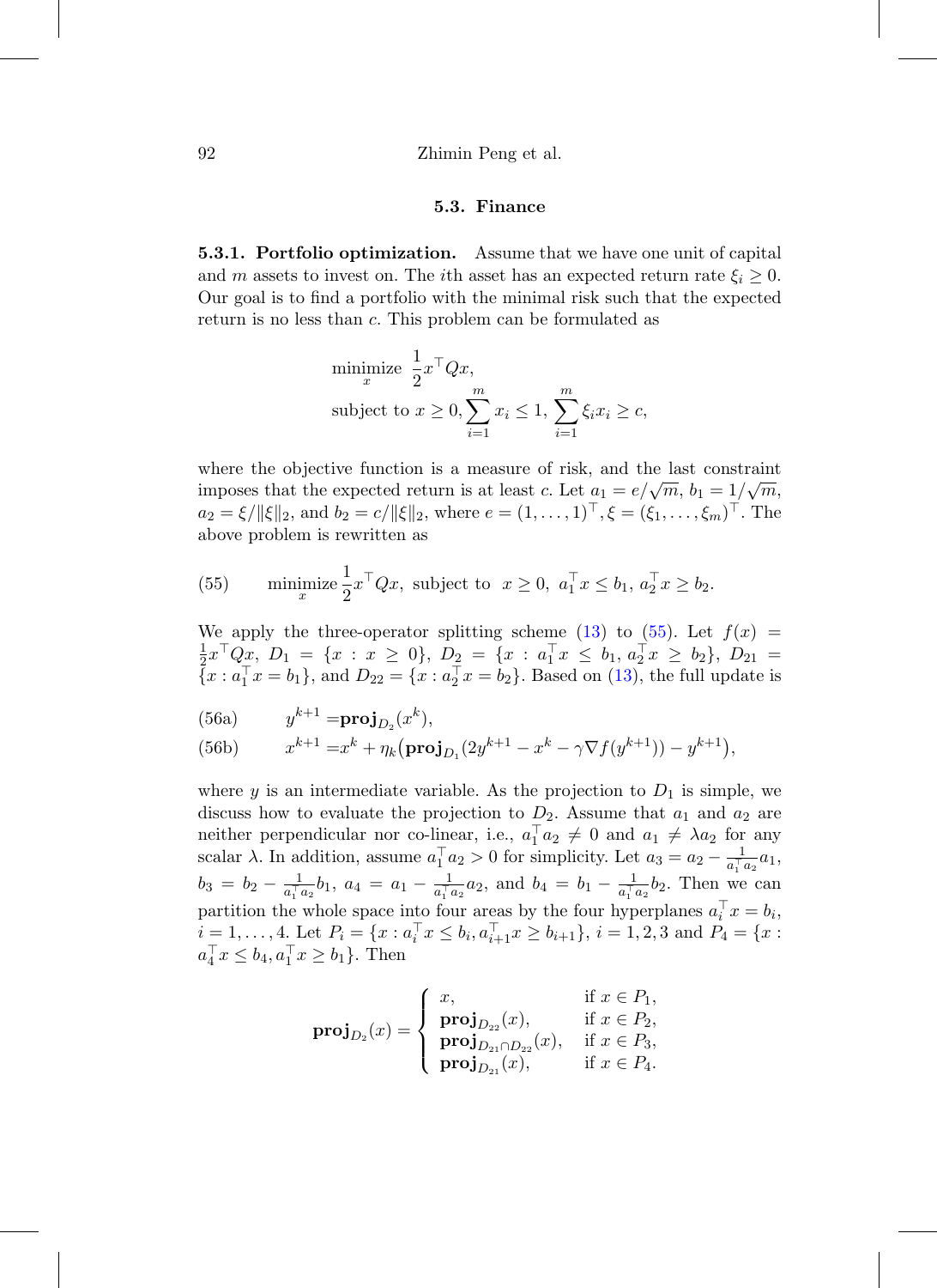### 5.3. Finance

**5.3.1. Portfolio optimization.** Assume that we have one unit of capital and $m$ assets to invest on. The $i$th asset has an expected return rate $\xi_i \geq 0$. Our goal is to find a portfolio with the minimal risk such that the expected return is no less than $c$. This problem can be formulated as

$$
\begin{aligned}
&\underset{x}{\text{minimize}} \ \frac{1}{2}x^\top Qx, \\
&\text{subject to } x \geq 0, \sum_{i=1}^m x_i \leq 1, \sum_{i=1}^m \xi_i x_i \geq c,
\end{aligned}
$$

where the objective function is a measure of risk, and the last constraint imposes that the expected return is at least $c$. Let $a_1 = e/\sqrt{m}$, $b_1 = 1/\sqrt{m}$, $a_2 = \xi/\|\xi\|_2$, and $b_2 = c/\|\xi\|_2$, where $e = (1, \ldots, 1)^\top, \xi = (\xi_1, \ldots, \xi_m)^\top$. The above problem is rewritten as

$$
\underset{x}{\text{minimize}} \frac{1}{2}x^\top Qx, \ \text{subject to} \ \ x \geq 0, \ a_1^\top x \leq b_1, \ a_2^\top x \geq b_2. \tag{55}
$$

We apply the three-operator splitting scheme (13) to (55). Let $f(x) = \frac{1}{2}x^\top Qx$, $D_1 = \{x : x \geq 0\}$, $D_2 = \{x : a_1^\top x \leq b_1, a_2^\top x \geq b_2\}$, $D_{21} = \{x : a_1^\top x = b_1\}$, and $D_{22} = \{x : a_2^\top x = b_2\}$. Based on (13), the full update is

$$
y^{k+1} = \mathbf{proj}_{D_2}(x^k), \tag{56a}
$$

$$
x^{k+1} = x^k + \eta_k\big(\mathbf{proj}_{D_1}(2y^{k+1} - x^k - \gamma \nabla f(y^{k+1})) - y^{k+1}\big), \tag{56b}
$$

where $y$ is an intermediate variable. As the projection to $D_1$ is simple, we discuss how to evaluate the projection to $D_2$. Assume that $a_1$ and $a_2$ are neither perpendicular nor co-linear, i.e., $a_1^\top a_2 \neq 0$ and $a_1 \neq \lambda a_2$ for any scalar $\lambda$. In addition, assume $a_1^\top a_2 > 0$ for simplicity. Let $a_3 = a_2 - \frac{1}{a_1^\top a_2}a_1$, $b_3 = b_2 - \frac{1}{a_1^\top a_2}b_1$, $a_4 = a_1 - \frac{1}{a_1^\top a_2}a_2$, and $b_4 = b_1 - \frac{1}{a_1^\top a_2}b_2$. Then we can partition the whole space into four areas by the four hyperplanes $a_i^\top x = b_i$, $i = 1, \ldots, 4$. Let $P_i = \{x : a_i^\top x \leq b_i, a_{i+1}^\top x \geq b_{i+1}\}$, $i = 1, 2, 3$ and $P_4 = \{x : a_4^\top x \leq b_4, a_1^\top x \geq b_1\}$. Then

$$
\mathbf{proj}_{D_2}(x) = \begin{cases}
x, & \text{if } x \in P_1, \\
\mathbf{proj}_{D_{22}}(x), & \text{if } x \in P_2, \\
\mathbf{proj}_{D_{21} \cap D_{22}}(x), & \text{if } x \in P_3, \\
\mathbf{proj}_{D_{21}}(x), & \text{if } x \in P_4.
\end{cases}
$$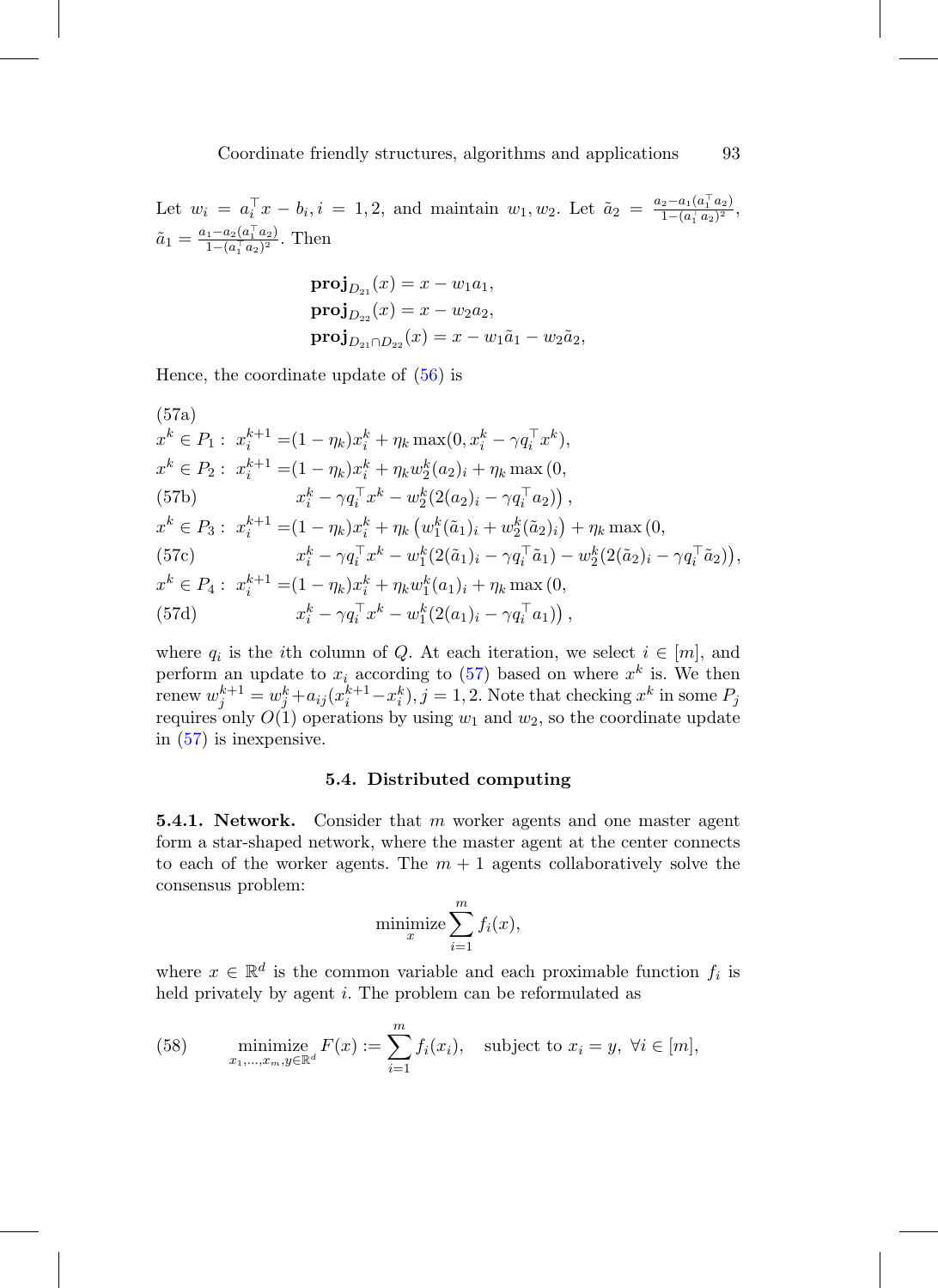Let $w_i = a_i^\top x - b_i, i = 1, 2$, and maintain $w_1, w_2$. Let $\tilde{a}_2 = \frac{a_2 - a_1(a_1^\top a_2)}{1-(a_1^\top a_2)^2}$, $\tilde{a}_1 = \frac{a_1 - a_2(a_1^\top a_2)}{1-(a_1^\top a_2)^2}$. Then

$$
\begin{aligned}
\mathbf{proj}_{D_{21}}(x) &= x - w_1 a_1, \\
\mathbf{proj}_{D_{22}}(x) &= x - w_2 a_2, \\
\mathbf{proj}_{D_{21}\cap D_{22}}(x) &= x - w_1 \tilde{a}_1 - w_2 \tilde{a}_2,
\end{aligned}
$$

Hence, the coordinate update of (56) is

$$
\begin{aligned}
&\text{(57a)} \\
&x^k \in P_1: \; x_i^{k+1} = (1-\eta_k)x_i^k + \eta_k \max(0, x_i^k - \gamma q_i^\top x^k), \\
&x^k \in P_2: \; x_i^{k+1} = (1-\eta_k)x_i^k + \eta_k w_2^k (a_2)_i + \eta_k \max\big(0, \\
&\text{(57b)} \qquad\qquad x_i^k - \gamma q_i^\top x^k - w_2^k(2(a_2)_i - \gamma q_i^\top a_2)\big), \\
&x^k \in P_3: \; x_i^{k+1} = (1-\eta_k)x_i^k + \eta_k \big(w_1^k (\tilde{a}_1)_i + w_2^k (\tilde{a}_2)_i\big) + \eta_k \max\big(0, \\
&\text{(57c)} \qquad\qquad x_i^k - \gamma q_i^\top x^k - w_1^k(2(\tilde{a}_1)_i - \gamma q_i^\top \tilde{a}_1) - w_2^k(2(\tilde{a}_2)_i - \gamma q_i^\top \tilde{a}_2)\big), \\
&x^k \in P_4: \; x_i^{k+1} = (1-\eta_k)x_i^k + \eta_k w_1^k (a_1)_i + \eta_k \max\big(0, \\
&\text{(57d)} \qquad\qquad x_i^k - \gamma q_i^\top x^k - w_1^k(2(a_1)_i - \gamma q_i^\top a_1)\big),
\end{aligned}
$$

where $q_i$ is the $i$th column of $Q$. At each iteration, we select $i \in [m]$, and perform an update to $x_i$ according to (57) based on where $x^k$ is. We then renew $w_j^{k+1} = w_j^k + a_{ij}(x_i^{k+1} - x_i^k), j = 1, 2$. Note that checking $x^k$ in some $P_j$ requires only $O(1)$ operations by using $w_1$ and $w_2$, so the coordinate update in (57) is inexpensive.

## 5.4. Distributed computing

**5.4.1. Network.** Consider that $m$ worker agents and one master agent form a star-shaped network, where the master agent at the center connects to each of the worker agents. The $m+1$ agents collaboratively solve the consensus problem:

$$
\underset{x}{\text{minimize}} \sum_{i=1}^m f_i(x),
$$

where $x \in \mathbb{R}^d$ is the common variable and each proximable function $f_i$ is held privately by agent $i$. The problem can be reformulated as

$$
\underset{x_1,\ldots,x_m,y\in\mathbb{R}^d}{\text{minimize}} \; F(x) := \sum_{i=1}^m f_i(x_i), \quad \text{subject to } x_i = y, \; \forall i \in [m], \tag{58}
$$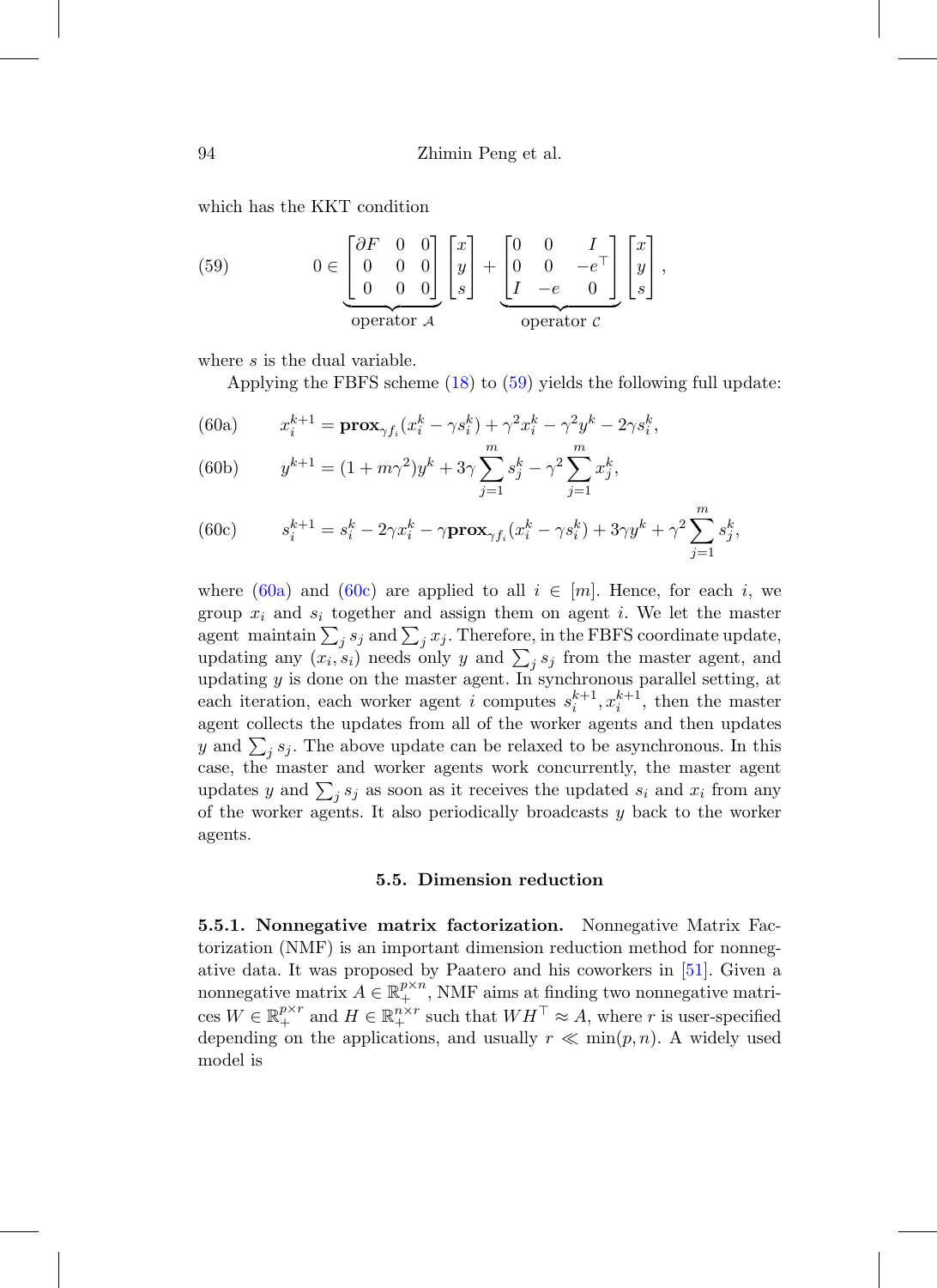which has the KKT condition

$$
0 \in \underbrace{\begin{bmatrix} \partial F & 0 & 0 \\ 0 & 0 & 0 \\ 0 & 0 & 0 \end{bmatrix}}_{\text{operator } \mathcal{A}} \begin{bmatrix} x \\ y \\ s \end{bmatrix} + \underbrace{\begin{bmatrix} 0 & 0 & I \\ 0 & 0 & -e^\top \\ I & -e & 0 \end{bmatrix}}_{\text{operator } \mathcal{C}} \begin{bmatrix} x \\ y \\ s \end{bmatrix}, \tag{59}
$$

where $s$ is the dual variable.

Applying the FBFS scheme (18) to (59) yields the following full update:

$$
x_i^{k+1} = \mathbf{prox}_{\gamma f_i}(x_i^k - \gamma s_i^k) + \gamma^2 x_i^k - \gamma^2 y^k - 2\gamma s_i^k, \tag{60a}
$$

$$
y^{k+1} = (1 + m\gamma^2) y^k + 3\gamma \sum_{j=1}^m s_j^k - \gamma^2 \sum_{j=1}^m x_j^k, \tag{60b}
$$

$$
s_i^{k+1} = s_i^k - 2\gamma x_i^k - \gamma \mathbf{prox}_{\gamma f_i}(x_i^k - \gamma s_i^k) + 3\gamma y^k + \gamma^2 \sum_{j=1}^m s_j^k, \tag{60c}
$$

where (60a) and (60c) are applied to all $i \in [m]$. Hence, for each $i$, we group $x_i$ and $s_i$ together and assign them on agent $i$. We let the master agent maintain $\sum_j s_j$ and $\sum_j x_j$. Therefore, in the FBFS coordinate update, updating any $(x_i, s_i)$ needs only $y$ and $\sum_j s_j$ from the master agent, and updating $y$ is done on the master agent. In synchronous parallel setting, at each iteration, each worker agent $i$ computes $s_i^{k+1}, x_i^{k+1}$, then the master agent collects the updates from all of the worker agents and then updates $y$ and $\sum_j s_j$. The above update can be relaxed to be asynchronous. In this case, the master and worker agents work concurrently, the master agent updates $y$ and $\sum_j s_j$ as soon as it receives the updated $s_i$ and $x_i$ from any of the worker agents. It also periodically broadcasts $y$ back to the worker agents.

## 5.5. Dimension reduction

**5.5.1. Nonnegative matrix factorization.** Nonnegative Matrix Factorization (NMF) is an important dimension reduction method for nonnegative data. It was proposed by Paatero and his coworkers in [51]. Given a nonnegative matrix $A \in \mathbb{R}_+^{p\times n}$, NMF aims at finding two nonnegative matrices $W \in \mathbb{R}_+^{p\times r}$ and $H \in \mathbb{R}_+^{n\times r}$ such that $WH^\top \approx A$, where $r$ is user-specified depending on the applications, and usually $r \ll \min(p, n)$. A widely used model is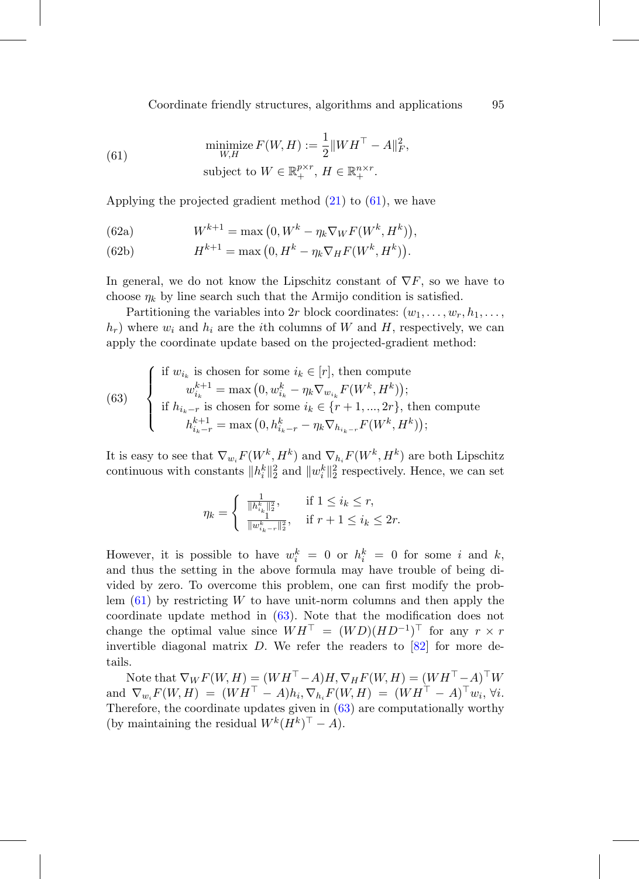$$
\begin{aligned}
&\underset{W,H}{\text{minimize}}\, F(W,H) := \frac{1}{2}\|WH^\top - A\|_F^2, \\
&\text{subject to } W \in \mathbb{R}_+^{p\times r},\ H \in \mathbb{R}_+^{n\times r}.
\end{aligned} \tag{61}
$$

Applying the projected gradient method (21) to (61), we have

$$
W^{k+1} = \max\left(0, W^k - \eta_k \nabla_W F(W^k, H^k)\right), \tag{62a}
$$

$$
H^{k+1} = \max\left(0, H^k - \eta_k \nabla_H F(W^k, H^k)\right). \tag{62b}
$$

In general, we do not know the Lipschitz constant of $\nabla F$, so we have to choose $\eta_k$ by line search such that the Armijo condition is satisfied.

Partitioning the variables into $2r$ block coordinates: $(w_1, \ldots, w_r, h_1, \ldots, h_r)$ where $w_i$ and $h_i$ are the $i$th columns of $W$ and $H$, respectively, we can apply the coordinate update based on the projected-gradient method:

$$
\begin{cases}
\text{if } w_{i_k} \text{ is chosen for some } i_k \in [r], \text{ then compute} \\
\qquad w_{i_k}^{k+1} = \max\left(0, w_{i_k}^k - \eta_k \nabla_{w_{i_k}} F(W^k, H^k)\right); \\
\text{if } h_{i_k - r} \text{ is chosen for some } i_k \in \{r+1, ..., 2r\}, \text{ then compute} \\
\qquad h_{i_k - r}^{k+1} = \max\left(0, h_{i_k - r}^k - \eta_k \nabla_{h_{i_k - r}} F(W^k, H^k)\right);
\end{cases} \tag{63}
$$

It is easy to see that $\nabla_{w_i} F(W^k, H^k)$ and $\nabla_{h_i} F(W^k, H^k)$ are both Lipschitz continuous with constants $\|h_i^k\|_2^2$ and $\|w_i^k\|_2^2$ respectively. Hence, we can set

$$
\eta_k = \begin{cases}
\frac{1}{\|h_{i_k}^k\|_2^2}, & \text{if } 1 \le i_k \le r, \\
\frac{1}{\|w_{i_k - r}^k\|_2^2}, & \text{if } r+1 \le i_k \le 2r.
\end{cases}
$$

However, it is possible to have $w_i^k = 0$ or $h_i^k = 0$ for some $i$ and $k$, and thus the setting in the above formula may have trouble of being divided by zero. To overcome this problem, one can first modify the problem (61) by restricting $W$ to have unit-norm columns and then apply the coordinate update method in (63). Note that the modification does not change the optimal value since $WH^\top = (WD)(HD^{-1})^\top$ for any $r \times r$ invertible diagonal matrix $D$. We refer the readers to [82] for more details.

Note that $\nabla_W F(W,H) = (WH^\top - A)H$, $\nabla_H F(W,H) = (WH^\top - A)^\top W$ and $\nabla_{w_i} F(W,H) = (WH^\top - A)h_i$, $\nabla_{h_i} F(W,H) = (WH^\top - A)^\top w_i$, $\forall i$. Therefore, the coordinate updates given in (63) are computationally worthy (by maintaining the residual $W^k(H^k)^\top - A$).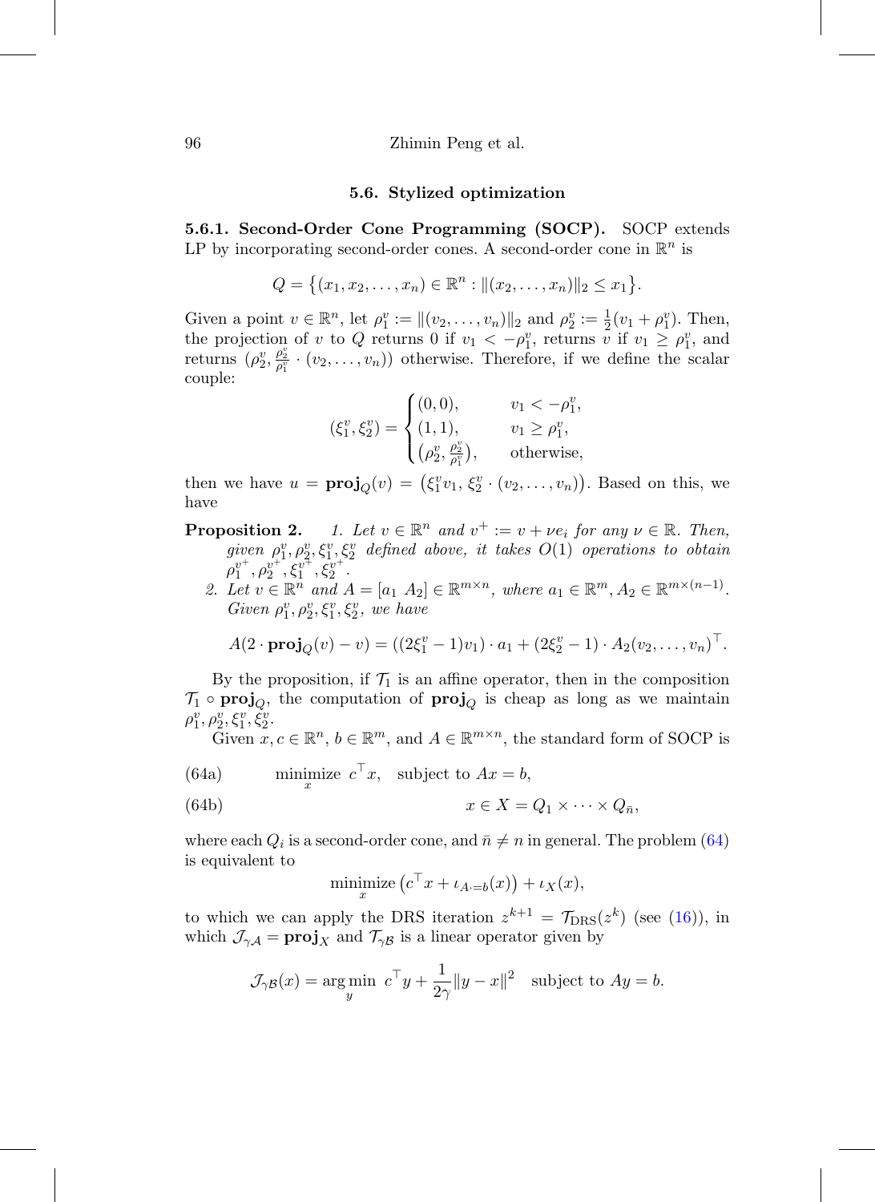### 5.6. Stylized optimization

**5.6.1. Second-Order Cone Programming (SOCP).** SOCP extends LP by incorporating second-order cones. A second-order cone in $\mathbb{R}^n$ is

$$Q = \{(x_1, x_2, \ldots, x_n) \in \mathbb{R}^n : \|(x_2, \ldots, x_n)\|_2 \le x_1\}.$$

Given a point $v \in \mathbb{R}^n$, let $\rho_1^v := \|(v_2, \ldots, v_n)\|_2$ and $\rho_2^v := \frac{1}{2}(v_1 + \rho_1^v)$. Then, the projection of $v$ to $Q$ returns 0 if $v_1 < -\rho_1^v$, returns $v$ if $v_1 \ge \rho_1^v$, and returns $(\rho_2^v, \frac{\rho_2^v}{\rho_1^v} \cdot (v_2, \ldots, v_n))$ otherwise. Therefore, if we define the scalar couple:

$$(\xi_1^v, \xi_2^v) = \begin{cases} (0, 0), & v_1 < -\rho_1^v, \\ (1, 1), & v_1 \ge \rho_1^v, \\ \left(\rho_2^v, \frac{\rho_2^v}{\rho_1^v}\right), & \text{otherwise}, \end{cases}$$

then we have $u = \mathbf{proj}_Q(v) = \left(\xi_1^v v_1, \xi_2^v \cdot (v_2, \ldots, v_n)\right)$. Based on this, we have

**Proposition 2.** *1. Let $v \in \mathbb{R}^n$ and $v^+ := v + \nu e_i$ for any $\nu \in \mathbb{R}$. Then, given $\rho_1^v, \rho_2^v, \xi_1^v, \xi_2^v$ defined above, it takes $O(1)$ operations to obtain $\rho_1^{v^+}, \rho_2^{v^+}, \xi_1^{v^+}, \xi_2^{v^+}$.*

*2. Let $v \in \mathbb{R}^n$ and $A = [a_1 \ A_2] \in \mathbb{R}^{m \times n}$, where $a_1 \in \mathbb{R}^m, A_2 \in \mathbb{R}^{m \times (n-1)}$. Given $\rho_1^v, \rho_2^v, \xi_1^v, \xi_2^v$, we have*

$$A(2 \cdot \mathbf{proj}_Q(v) - v) = ((2\xi_1^v - 1)v_1) \cdot a_1 + (2\xi_2^v - 1) \cdot A_2(v_2, \ldots, v_n)^\top.$$

By the proposition, if $\mathcal{T}_1$ is an affine operator, then in the composition $\mathcal{T}_1 \circ \mathbf{proj}_Q$, the computation of $\mathbf{proj}_Q$ is cheap as long as we maintain $\rho_1^v, \rho_2^v, \xi_1^v, \xi_2^v$.

Given $x, c \in \mathbb{R}^n$, $b \in \mathbb{R}^m$, and $A \in \mathbb{R}^{m \times n}$, the standard form of SOCP is

$$\text{(64a)} \qquad \underset{x}{\text{minimize}} \ c^\top x, \quad \text{subject to } Ax = b,$$

$$\text{(64b)} \qquad x \in X = Q_1 \times \cdots \times Q_{\bar{n}},$$

where each $Q_i$ is a second-order cone, and $\bar{n} \ne n$ in general. The problem (64) is equivalent to

$$\underset{x}{\text{minimize}} \left(c^\top x + \iota_{A \cdot = b}(x)\right) + \iota_X(x),$$

to which we can apply the DRS iteration $z^{k+1} = \mathcal{T}_{\text{DRS}}(z^k)$ (see (16)), in which $\mathcal{J}_{\gamma\mathcal{A}} = \mathbf{proj}_X$ and $\mathcal{T}_{\gamma\mathcal{B}}$ is a linear operator given by

$$\mathcal{J}_{\gamma\mathcal{B}}(x) = \underset{y}{\arg\min} \ c^\top y + \frac{1}{2\gamma}\|y - x\|^2 \quad \text{subject to } Ay = b.$$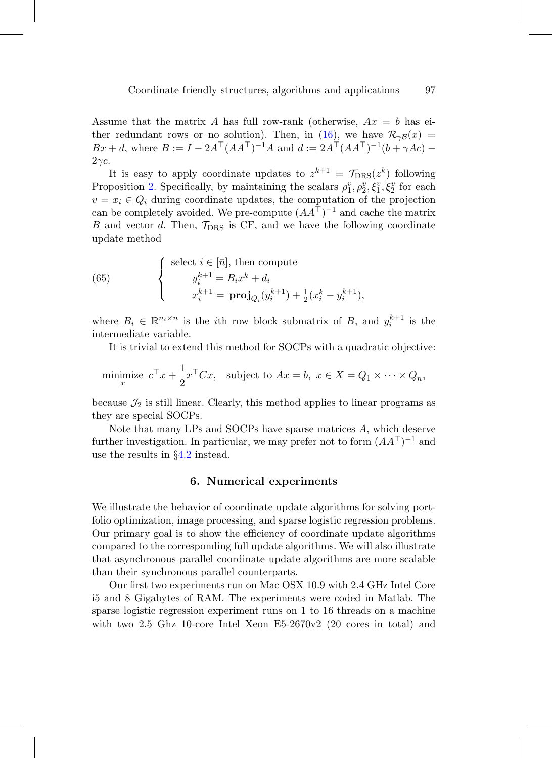Assume that the matrix $A$ has full row-rank (otherwise, $Ax = b$ has either redundant rows or no solution). Then, in (16), we have $\mathcal{R}_{\gamma\mathcal{B}}(x) = Bx + d$, where $B := I - 2A^\top(AA^\top)^{-1}A$ and $d := 2A^\top(AA^\top)^{-1}(b + \gamma Ac) - 2\gamma c$.

It is easy to apply coordinate updates to $z^{k+1} = \mathcal{T}_{\text{DRS}}(z^k)$ following Proposition 2. Specifically, by maintaining the scalars $\rho_1^v, \rho_2^v, \xi_1^v, \xi_2^v$ for each $v = x_i \in Q_i$ during coordinate updates, the computation of the projection can be completely avoided. We pre-compute $(AA^\top)^{-1}$ and cache the matrix $B$ and vector $d$. Then, $\mathcal{T}_{\text{DRS}}$ is CF, and we have the following coordinate update method

$$
(65) \qquad \begin{cases} \text{select } i \in [\bar{n}], \text{ then compute} \\ \qquad y_i^{k+1} = B_i x^k + d_i \\ \qquad x_i^{k+1} = \mathbf{proj}_{Q_i}(y_i^{k+1}) + \frac{1}{2}(x_i^k - y_i^{k+1}), \end{cases}
$$

where $B_i \in \mathbb{R}^{n_i \times n}$ is the $i$th row block submatrix of $B$, and $y_i^{k+1}$ is the intermediate variable.

It is trivial to extend this method for SOCPs with a quadratic objective:

$$
\underset{x}{\text{minimize}} \ c^\top x + \frac{1}{2} x^\top C x, \quad \text{subject to } Ax = b, \ x \in X = Q_1 \times \cdots \times Q_{\bar{n}},
$$

because $\mathcal{J}_2$ is still linear. Clearly, this method applies to linear programs as they are special SOCPs.

Note that many LPs and SOCPs have sparse matrices $A$, which deserve further investigation. In particular, we may prefer not to form $(AA^\top)^{-1}$ and use the results in §4.2 instead.

## 6. Numerical experiments

We illustrate the behavior of coordinate update algorithms for solving portfolio optimization, image processing, and sparse logistic regression problems. Our primary goal is to show the efficiency of coordinate update algorithms compared to the corresponding full update algorithms. We will also illustrate that asynchronous parallel coordinate update algorithms are more scalable than their synchronous parallel counterparts.

Our first two experiments run on Mac OSX 10.9 with 2.4 GHz Intel Core i5 and 8 Gigabytes of RAM. The experiments were coded in Matlab. The sparse logistic regression experiment runs on 1 to 16 threads on a machine with two 2.5 Ghz 10-core Intel Xeon E5-2670v2 (20 cores in total) and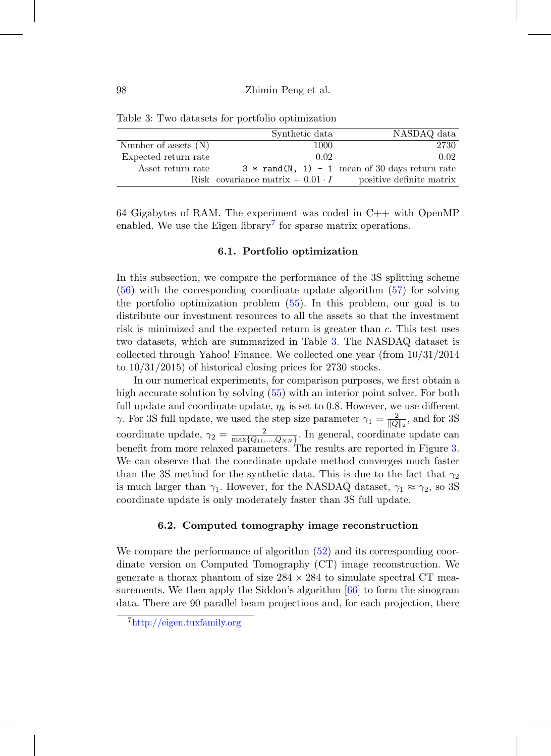Table 3: Two datasets for portfolio optimization

| | Synthetic data | NASDAQ data |
|---|---|---|
| Number of assets (N) | 1000 | 2730 |
| Expected return rate | 0.02 | 0.02 |
| Asset return rate | `3 * rand(N, 1) - 1` | mean of 30 days return rate |
| Risk | covariance matrix + $0.01 \cdot I$ | positive definite matrix |

64 Gigabytes of RAM. The experiment was coded in C++ with OpenMP enabled. We use the Eigen library[7] for sparse matrix operations.

### 6.1. Portfolio optimization

In this subsection, we compare the performance of the 3S splitting scheme (56) with the corresponding coordinate update algorithm (57) for solving the portfolio optimization problem (55). In this problem, our goal is to distribute our investment resources to all the assets so that the investment risk is minimized and the expected return is greater than $c$. This test uses two datasets, which are summarized in Table 3. The NASDAQ dataset is collected through Yahoo! Finance. We collected one year (from 10/31/2014 to 10/31/2015) of historical closing prices for 2730 stocks.

In our numerical experiments, for comparison purposes, we first obtain a high accurate solution by solving (55) with an interior point solver. For both full update and coordinate update, $\eta_k$ is set to 0.8. However, we use different $\gamma$. For 3S full update, we used the step size parameter $\gamma_1 = \frac{2}{\|Q\|_2}$, and for 3S coordinate update, $\gamma_2 = \frac{2}{\max\{Q_{11},\ldots,Q_{NN}\}}$. In general, coordinate update can benefit from more relaxed parameters. The results are reported in Figure 3. We can observe that the coordinate update method converges much faster than the 3S method for the synthetic data. This is due to the fact that $\gamma_2$ is much larger than $\gamma_1$. However, for the NASDAQ dataset, $\gamma_1 \approx \gamma_2$, so 3S coordinate update is only moderately faster than 3S full update.

### 6.2. Computed tomography image reconstruction

We compare the performance of algorithm (52) and its corresponding coordinate version on Computed Tomography (CT) image reconstruction. We generate a thorax phantom of size $284 \times 284$ to simulate spectral CT measurements. We then apply the Siddon's algorithm [66] to form the sinogram data. There are 90 parallel beam projections and, for each projection, there

[7] http://eigen.tuxfamily.org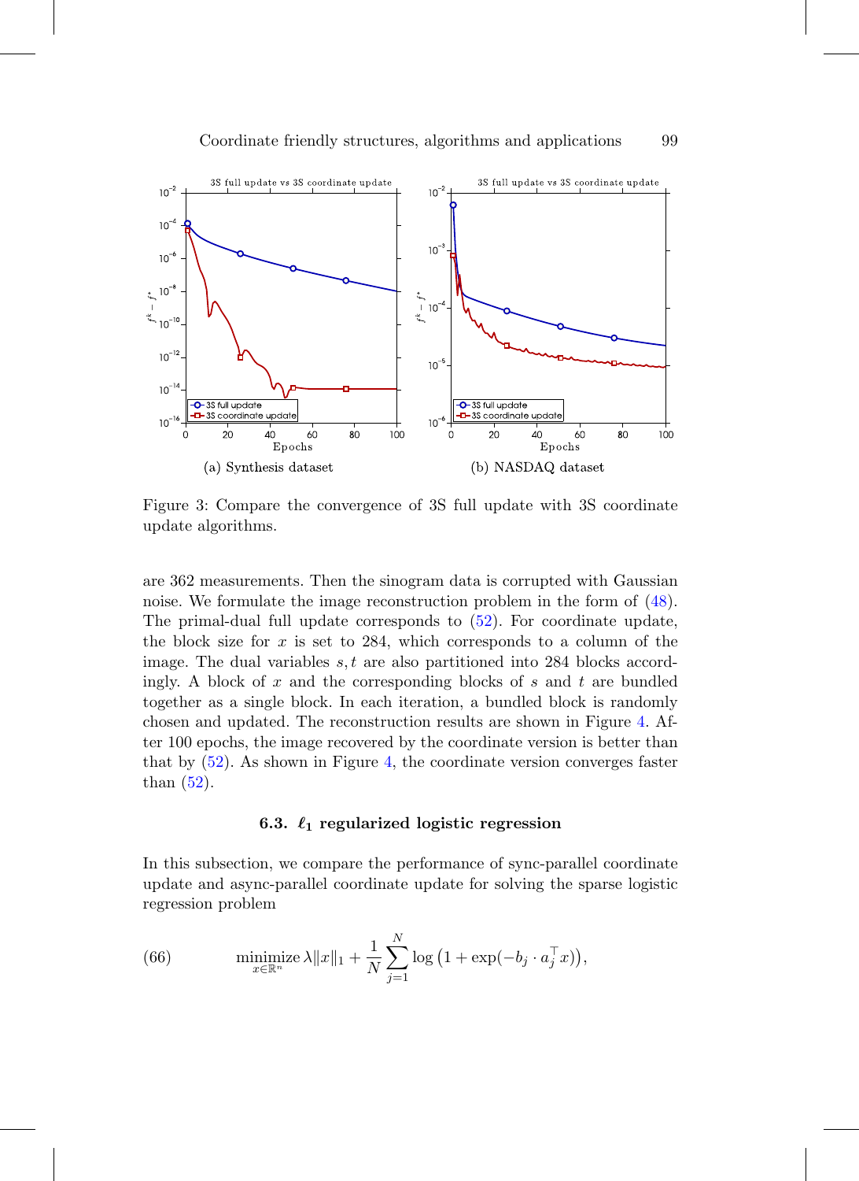Figure 3: Compare the convergence of 3S full update with 3S coordinate update algorithms.

(a) Synthesis dataset

(b) NASDAQ dataset

are 362 measurements. Then the sinogram data is corrupted with Gaussian noise. We formulate the image reconstruction problem in the form of (48). The primal-dual full update corresponds to (52). For coordinate update, the block size for $x$ is set to 284, which corresponds to a column of the image. The dual variables $s, t$ are also partitioned into 284 blocks accordingly. A block of $x$ and the corresponding blocks of $s$ and $t$ are bundled together as a single block. In each iteration, a bundled block is randomly chosen and updated. The reconstruction results are shown in Figure 4. After 100 epochs, the image recovered by the coordinate version is better than that by (52). As shown in Figure 4, the coordinate version converges faster than (52).

### 6.3. $\ell_1$ regularized logistic regression

In this subsection, we compare the performance of sync-parallel coordinate update and async-parallel coordinate update for solving the sparse logistic regression problem

$$\underset{x \in \mathbb{R}^n}{\text{minimize}} \, \lambda \|x\|_1 + \frac{1}{N} \sum_{j=1}^{N} \log\left(1 + \exp(-b_j \cdot a_j^\top x)\right), \tag{66}$$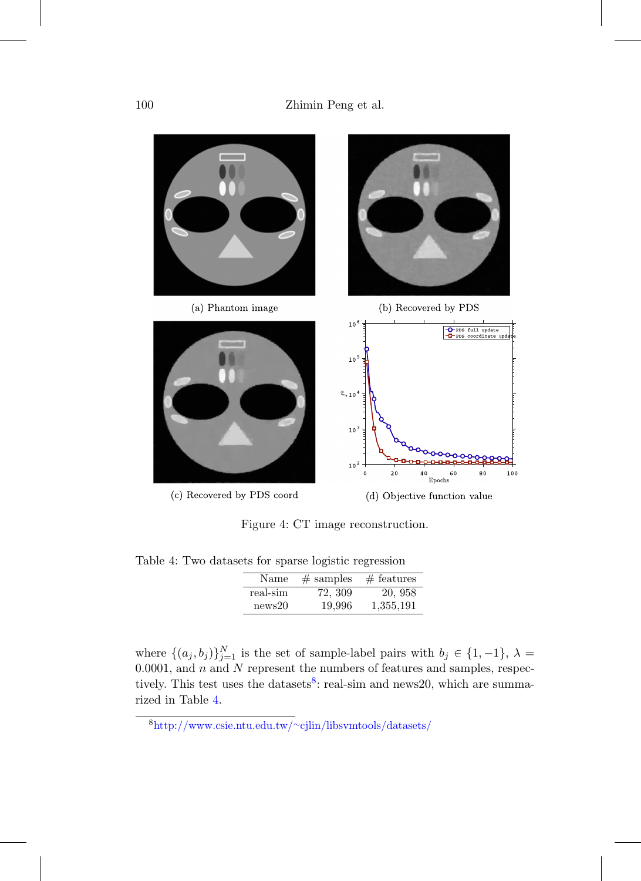(a) Phantom image

(b) Recovered by PDS

(c) Recovered by PDS coord

(d) Objective function value

Figure 4: CT image reconstruction.

Table 4: Two datasets for sparse logistic regression

| Name | # samples | # features |
|---|---|---|
| real-sim | 72, 309 | 20, 958 |
| news20 | 19,996 | 1,355,191 |

where $\{(a_j, b_j)\}_{j=1}^N$ is the set of sample-label pairs with $b_j \in \{1, -1\}$, $\lambda = 0.0001$, and $n$ and $N$ represent the numbers of features and samples, respectively. This test uses the datasets[8]: real-sim and news20, which are summarized in Table 4.

[8] http://www.csie.ntu.edu.tw/~cjlin/libsvmtools/datasets/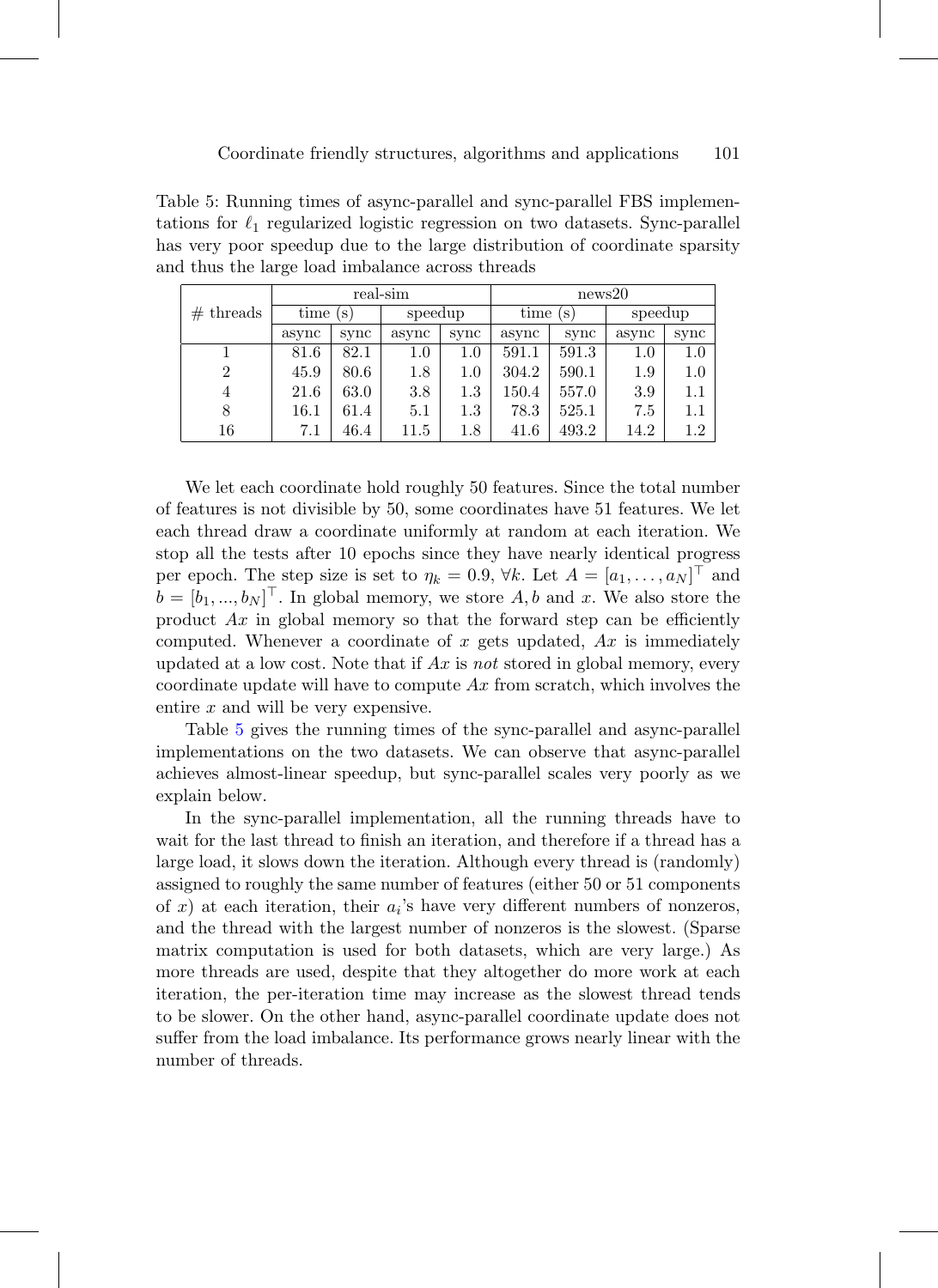Table 5: Running times of async-parallel and sync-parallel FBS implementations for $\ell_1$ regularized logistic regression on two datasets. Sync-parallel has very poor speedup due to the large distribution of coordinate sparsity and thus the large load imbalance across threads

| # threads | real-sim | | | | news20 | | | |
|---|---|---|---|---|---|---|---|---|
| | time (s) | | speedup | | time (s) | | speedup | |
| | async | sync | async | sync | async | sync | async | sync |
| 1 | 81.6 | 82.1 | 1.0 | 1.0 | 591.1 | 591.3 | 1.0 | 1.0 |
| 2 | 45.9 | 80.6 | 1.8 | 1.0 | 304.2 | 590.1 | 1.9 | 1.0 |
| 4 | 21.6 | 63.0 | 3.8 | 1.3 | 150.4 | 557.0 | 3.9 | 1.1 |
| 8 | 16.1 | 61.4 | 5.1 | 1.3 | 78.3 | 525.1 | 7.5 | 1.1 |
| 16 | 7.1 | 46.4 | 11.5 | 1.8 | 41.6 | 493.2 | 14.2 | 1.2 |

We let each coordinate hold roughly 50 features. Since the total number of features is not divisible by 50, some coordinates have 51 features. We let each thread draw a coordinate uniformly at random at each iteration. We stop all the tests after 10 epochs since they have nearly identical progress per epoch. The step size is set to $\eta_k = 0.9$, $\forall k$. Let $A = [a_1, \ldots, a_N]^\top$ and $b = [b_1, ..., b_N]^\top$. In global memory, we store $A, b$ and $x$. We also store the product $Ax$ in global memory so that the forward step can be efficiently computed. Whenever a coordinate of $x$ gets updated, $Ax$ is immediately updated at a low cost. Note that if $Ax$ is *not* stored in global memory, every coordinate update will have to compute $Ax$ from scratch, which involves the entire $x$ and will be very expensive.

Table 5 gives the running times of the sync-parallel and async-parallel implementations on the two datasets. We can observe that async-parallel achieves almost-linear speedup, but sync-parallel scales very poorly as we explain below.

In the sync-parallel implementation, all the running threads have to wait for the last thread to finish an iteration, and therefore if a thread has a large load, it slows down the iteration. Although every thread is (randomly) assigned to roughly the same number of features (either 50 or 51 components of $x$) at each iteration, their $a_i$'s have very different numbers of nonzeros, and the thread with the largest number of nonzeros is the slowest. (Sparse matrix computation is used for both datasets, which are very large.) As more threads are used, despite that they altogether do more work at each iteration, the per-iteration time may increase as the slowest thread tends to be slower. On the other hand, async-parallel coordinate update does not suffer from the load imbalance. Its performance grows nearly linear with the number of threads.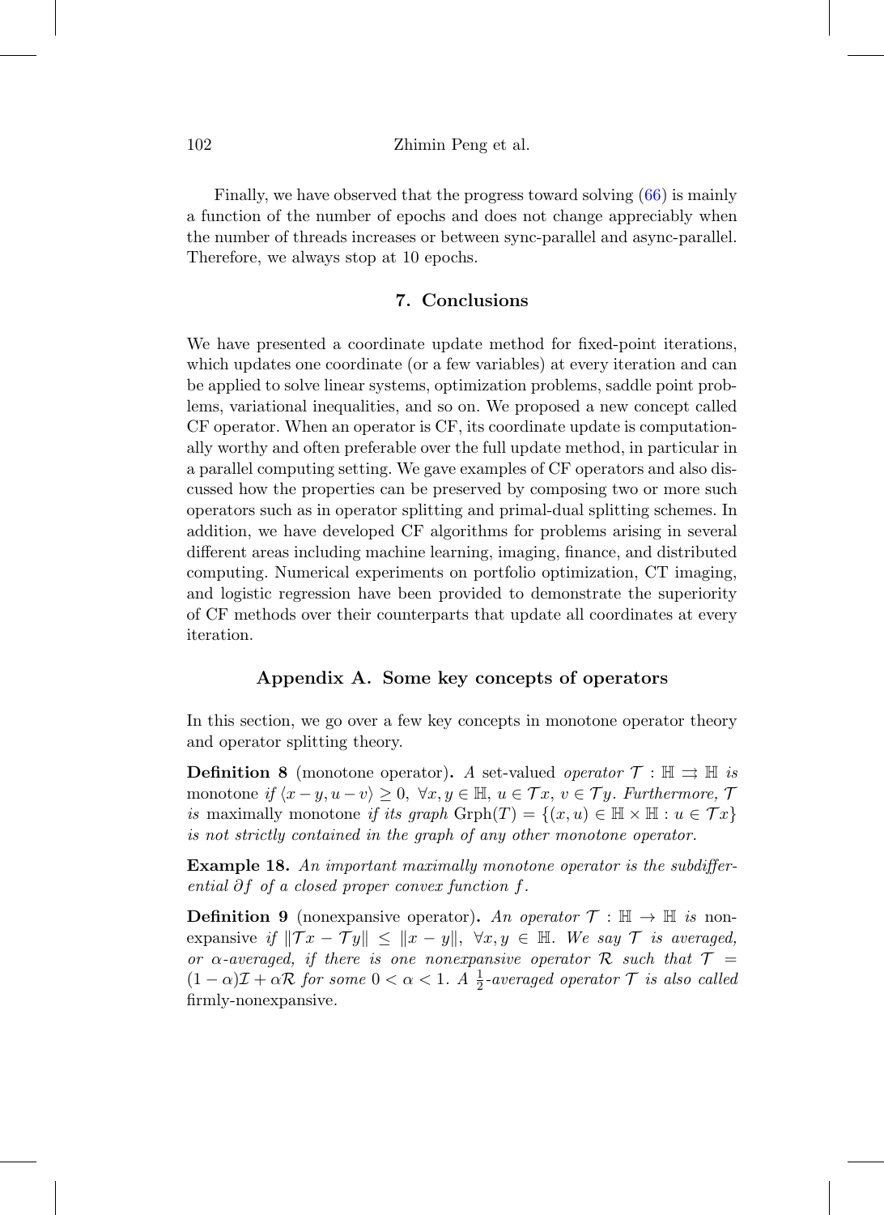Finally, we have observed that the progress toward solving (66) is mainly a function of the number of epochs and does not change appreciably when the number of threads increases or between sync-parallel and async-parallel. Therefore, we always stop at 10 epochs.

## 7. Conclusions

We have presented a coordinate update method for fixed-point iterations, which updates one coordinate (or a few variables) at every iteration and can be applied to solve linear systems, optimization problems, saddle point problems, variational inequalities, and so on. We proposed a new concept called CF operator. When an operator is CF, its coordinate update is computationally worthy and often preferable over the full update method, in particular in a parallel computing setting. We gave examples of CF operators and also discussed how the properties can be preserved by composing two or more such operators such as in operator splitting and primal-dual splitting schemes. In addition, we have developed CF algorithms for problems arising in several different areas including machine learning, imaging, finance, and distributed computing. Numerical experiments on portfolio optimization, CT imaging, and logistic regression have been provided to demonstrate the superiority of CF methods over their counterparts that update all coordinates at every iteration.

## Appendix A. Some key concepts of operators

In this section, we go over a few key concepts in monotone operator theory and operator splitting theory.

**Definition 8** (monotone operator)**.** *A* set-valued *operator $\mathcal{T} : \mathbb{H} \rightrightarrows \mathbb{H}$ is* monotone *if $\langle x - y, u - v\rangle \geq 0,\ \forall x, y \in \mathbb{H},\ u \in \mathcal{T}x,\ v \in \mathcal{T}y$. Furthermore, $\mathcal{T}$ is* maximally monotone *if its graph $\operatorname{Grph}(T) = \{(x, u) \in \mathbb{H} \times \mathbb{H} : u \in \mathcal{T}x\}$ is not strictly contained in the graph of any other monotone operator.*

**Example 18.** *An important maximally monotone operator is the subdifferential $\partial f$ of a closed proper convex function $f$.*

**Definition 9** (nonexpansive operator)**.** *An operator $\mathcal{T} : \mathbb{H} \to \mathbb{H}$ is* nonexpansive *if $\|\mathcal{T}x - \mathcal{T}y\| \leq \|x - y\|,\ \forall x, y \in \mathbb{H}$. We say $\mathcal{T}$ is averaged, or $\alpha$-averaged, if there is one nonexpansive operator $\mathcal{R}$ such that $\mathcal{T} = (1-\alpha)\mathcal{I} + \alpha\mathcal{R}$ for some $0 < \alpha < 1$. A $\frac{1}{2}$-averaged operator $\mathcal{T}$ is also called* firmly-nonexpansive*.*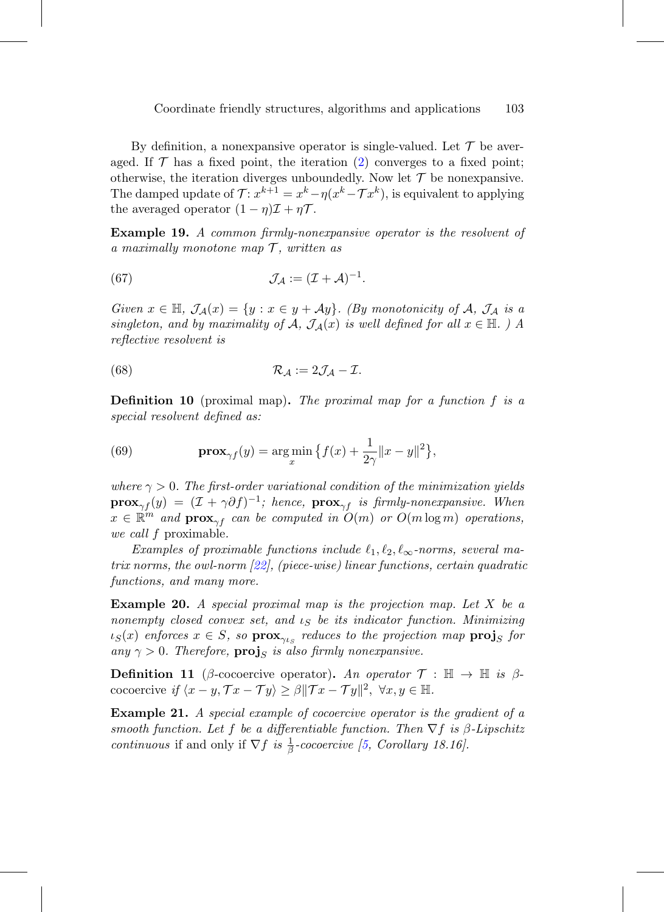By definition, a nonexpansive operator is single-valued. Let $\mathcal{T}$ be averaged. If $\mathcal{T}$ has a fixed point, the iteration (2) converges to a fixed point; otherwise, the iteration diverges unboundedly. Now let $\mathcal{T}$ be nonexpansive. The damped update of $\mathcal{T}$: $x^{k+1} = x^k - \eta(x^k - \mathcal{T}x^k)$, is equivalent to applying the averaged operator $(1-\eta)\mathcal{I} + \eta\mathcal{T}$.

**Example 19.** *A common firmly-nonexpansive operator is the resolvent of a maximally monotone map $\mathcal{T}$, written as*

$$\mathcal{J}_{\mathcal{A}} := (\mathcal{I} + \mathcal{A})^{-1}. \tag{67}$$

*Given $x \in \mathbb{H}$, $\mathcal{J}_{\mathcal{A}}(x) = \{y : x \in y + \mathcal{A}y\}$. (By monotonicity of $\mathcal{A}$, $\mathcal{J}_{\mathcal{A}}$ is a singleton, and by maximality of $\mathcal{A}$, $\mathcal{J}_{\mathcal{A}}(x)$ is well defined for all $x \in \mathbb{H}$. ) A reflective resolvent is*

$$\mathcal{R}_{\mathcal{A}} := 2\mathcal{J}_{\mathcal{A}} - \mathcal{I}. \tag{68}$$

**Definition 10** (proximal map)**.** *The proximal map for a function $f$ is a special resolvent defined as:*

$$\mathbf{prox}_{\gamma f}(y) = \arg\min_x \left\{ f(x) + \frac{1}{2\gamma}\|x - y\|^2 \right\}, \tag{69}$$

*where $\gamma > 0$. The first-order variational condition of the minimization yields $\mathbf{prox}_{\gamma f}(y) = (\mathcal{I} + \gamma\partial f)^{-1}$; hence, $\mathbf{prox}_{\gamma f}$ is firmly-nonexpansive. When $x \in \mathbb{R}^m$ and $\mathbf{prox}_{\gamma f}$ can be computed in $O(m)$ or $O(m \log m)$ operations, we call $f$* proximable*.*

*Examples of proximable functions include $\ell_1, \ell_2, \ell_\infty$-norms, several matrix norms, the owl-norm [22], (piece-wise) linear functions, certain quadratic functions, and many more.*

**Example 20.** *A special proximal map is the projection map. Let $X$ be a nonempty closed convex set, and $\iota_S$ be its indicator function. Minimizing $\iota_S(x)$ enforces $x \in S$, so $\mathbf{prox}_{\gamma\iota_S}$ reduces to the projection map $\mathbf{proj}_S$ for any $\gamma > 0$. Therefore, $\mathbf{proj}_S$ is also firmly nonexpansive.*

**Definition 11** ($\beta$-cocoercive operator)**.** *An operator $\mathcal{T} : \mathbb{H} \to \mathbb{H}$ is $\beta$-*cocoercive *if $\langle x - y, \mathcal{T}x - \mathcal{T}y\rangle \geq \beta\|\mathcal{T}x - \mathcal{T}y\|^2, \ \forall x, y \in \mathbb{H}$.*

**Example 21.** *A special example of cocoercive operator is the gradient of a smooth function. Let $f$ be a differentiable function. Then $\nabla f$ is $\beta$-Lipschitz continuous* if and only if *$\nabla f$ is $\frac{1}{\beta}$-cocoercive [5, Corollary 18.16].*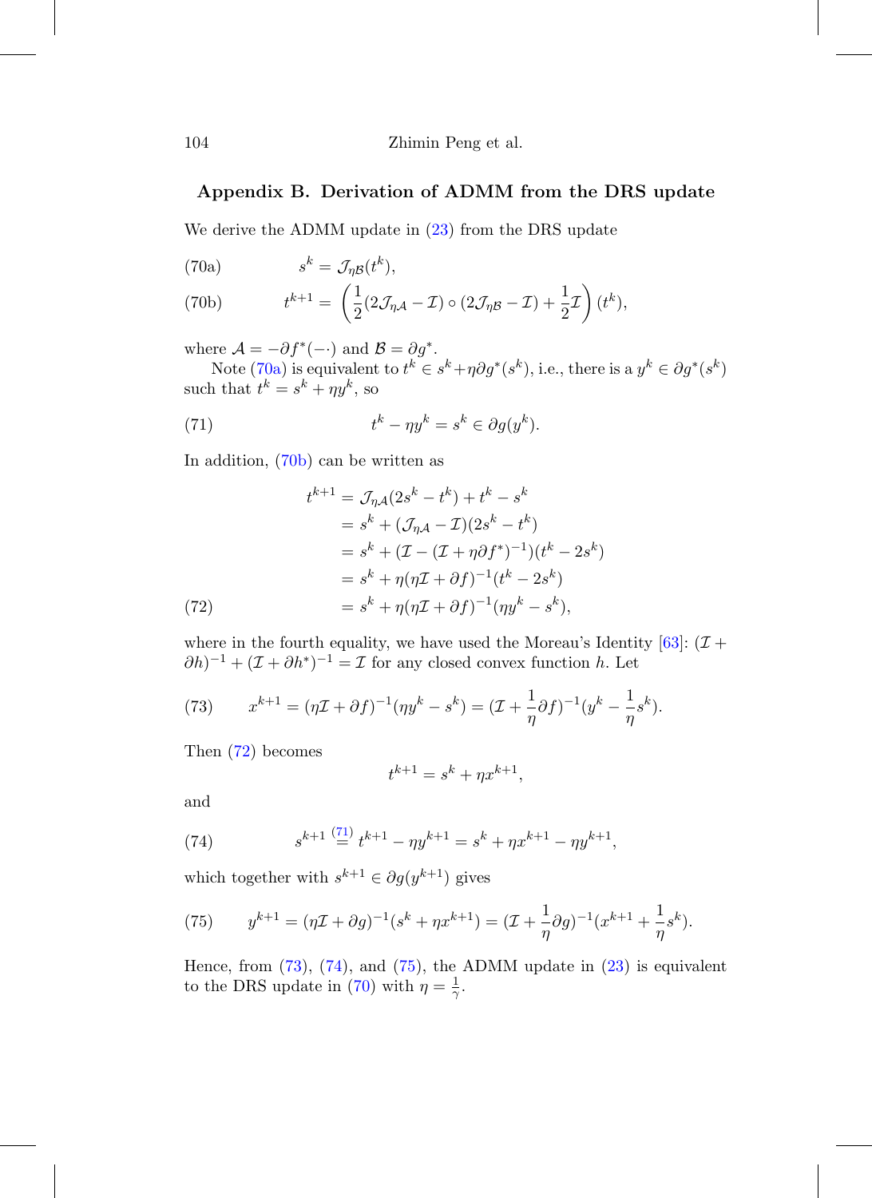## Appendix B. Derivation of ADMM from the DRS update

We derive the ADMM update in (23) from the DRS update

$$s^k = \mathcal{J}_{\eta\mathcal{B}}(t^k), \tag{70a}$$

$$t^{k+1} = \left(\frac{1}{2}(2\mathcal{J}_{\eta\mathcal{A}} - \mathcal{I}) \circ (2\mathcal{J}_{\eta\mathcal{B}} - \mathcal{I}) + \frac{1}{2}\mathcal{I}\right)(t^k), \tag{70b}$$

where $\mathcal{A} = -\partial f^*(-\cdot)$ and $\mathcal{B} = \partial g^*$.

Note (70a) is equivalent to $t^k \in s^k + \eta \partial g^*(s^k)$, i.e., there is a $y^k \in \partial g^*(s^k)$ such that $t^k = s^k + \eta y^k$, so

$$t^k - \eta y^k = s^k \in \partial g(y^k). \tag{71}$$

In addition, (70b) can be written as

$$\begin{aligned}
t^{k+1} &= \mathcal{J}_{\eta\mathcal{A}}(2s^k - t^k) + t^k - s^k \\
&= s^k + (\mathcal{J}_{\eta\mathcal{A}} - \mathcal{I})(2s^k - t^k) \\
&= s^k + (\mathcal{I} - (\mathcal{I} + \eta\partial f^*)^{-1})(t^k - 2s^k) \\
&= s^k + \eta(\eta\mathcal{I} + \partial f)^{-1}(t^k - 2s^k) \\
&= s^k + \eta(\eta\mathcal{I} + \partial f)^{-1}(\eta y^k - s^k),
\end{aligned} \tag{72}$$

where in the fourth equality, we have used the Moreau's Identity [63]: $(\mathcal{I} + \partial h)^{-1} + (\mathcal{I} + \partial h^*)^{-1} = \mathcal{I}$ for any closed convex function $h$. Let

$$x^{k+1} = (\eta\mathcal{I} + \partial f)^{-1}(\eta y^k - s^k) = (\mathcal{I} + \frac{1}{\eta}\partial f)^{-1}(y^k - \frac{1}{\eta}s^k). \tag{73}$$

Then (72) becomes

$$t^{k+1} = s^k + \eta x^{k+1},$$

and

$$s^{k+1} \overset{(71)}{=} t^{k+1} - \eta y^{k+1} = s^k + \eta x^{k+1} - \eta y^{k+1}, \tag{74}$$

which together with $s^{k+1} \in \partial g(y^{k+1})$ gives

$$y^{k+1} = (\eta\mathcal{I} + \partial g)^{-1}(s^k + \eta x^{k+1}) = (\mathcal{I} + \frac{1}{\eta}\partial g)^{-1}(x^{k+1} + \frac{1}{\eta}s^k). \tag{75}$$

Hence, from (73), (74), and (75), the ADMM update in (23) is equivalent to the DRS update in (70) with $\eta = \frac{1}{\gamma}$.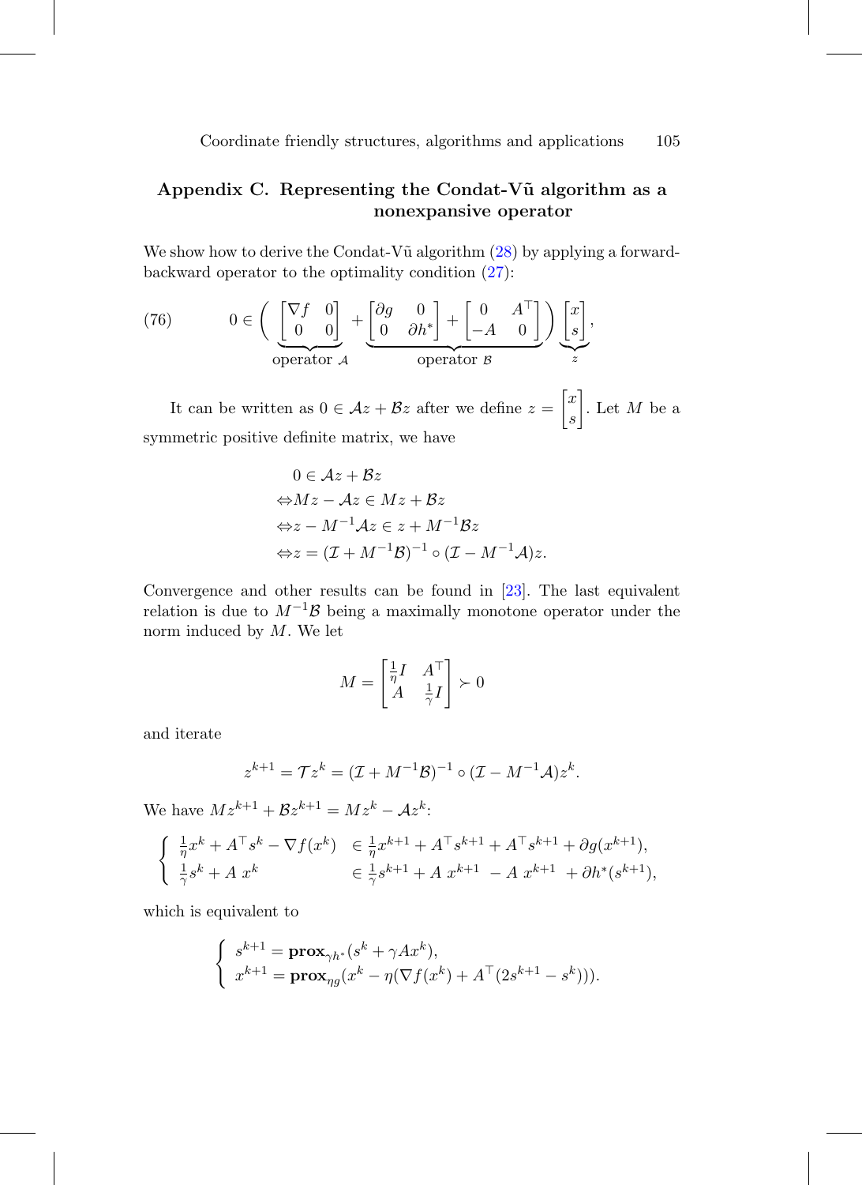## Appendix C. Representing the Condat-Vũ algorithm as a nonexpansive operator

We show how to derive the Condat-Vũ algorithm (28) by applying a forward-backward operator to the optimality condition (27):

$$
(76) \qquad 0 \in \Bigg( \underbrace{\begin{bmatrix} \nabla f & 0 \\ 0 & 0 \end{bmatrix}}_{\text{operator } \mathcal{A}} + \underbrace{\begin{bmatrix} \partial g & 0 \\ 0 & \partial h^* \end{bmatrix} + \begin{bmatrix} 0 & A^\top \\ -A & 0 \end{bmatrix}}_{\text{operator } \mathcal{B}} \Bigg) \underbrace{\begin{bmatrix} x \\ s \end{bmatrix}}_{z},
$$

It can be written as $0 \in \mathcal{A}z + \mathcal{B}z$ after we define $z = \begin{bmatrix} x \\ s \end{bmatrix}$. Let $M$ be a symmetric positive definite matrix, we have

$$
\begin{aligned}
& 0 \in \mathcal{A}z + \mathcal{B}z \\
\Leftrightarrow & Mz - \mathcal{A}z \in Mz + \mathcal{B}z \\
\Leftrightarrow & z - M^{-1}\mathcal{A}z \in z + M^{-1}\mathcal{B}z \\
\Leftrightarrow & z = (\mathcal{I} + M^{-1}\mathcal{B})^{-1} \circ (\mathcal{I} - M^{-1}\mathcal{A})z.
\end{aligned}
$$

Convergence and other results can be found in [23]. The last equivalent relation is due to $M^{-1}\mathcal{B}$ being a maximally monotone operator under the norm induced by $M$. We let

$$
M = \begin{bmatrix} \frac{1}{\eta} I & A^\top \\ A & \frac{1}{\gamma} I \end{bmatrix} \succ 0
$$

and iterate

$$
z^{k+1} = \mathcal{T} z^k = (\mathcal{I} + M^{-1}\mathcal{B})^{-1} \circ (\mathcal{I} - M^{-1}\mathcal{A}) z^k.
$$

We have $Mz^{k+1} + \mathcal{B}z^{k+1} = Mz^k - \mathcal{A}z^k$:

$$
\begin{cases}
\frac{1}{\eta} x^k + A^\top s^k - \nabla f(x^k) & \in \frac{1}{\eta} x^{k+1} + A^\top s^{k+1} + A^\top s^{k+1} + \partial g(x^{k+1}), \\
\frac{1}{\gamma} s^k + A\, x^k & \in \frac{1}{\gamma} s^{k+1} + A\, x^{k+1} \ - A\, x^{k+1} \ + \partial h^*(s^{k+1}),
\end{cases}
$$

which is equivalent to

$$
\begin{cases}
s^{k+1} = \mathbf{prox}_{\gamma h^*}(s^k + \gamma A x^k), \\
x^{k+1} = \mathbf{prox}_{\eta g}(x^k - \eta(\nabla f(x^k) + A^\top(2s^{k+1} - s^k))).
\end{cases}
$$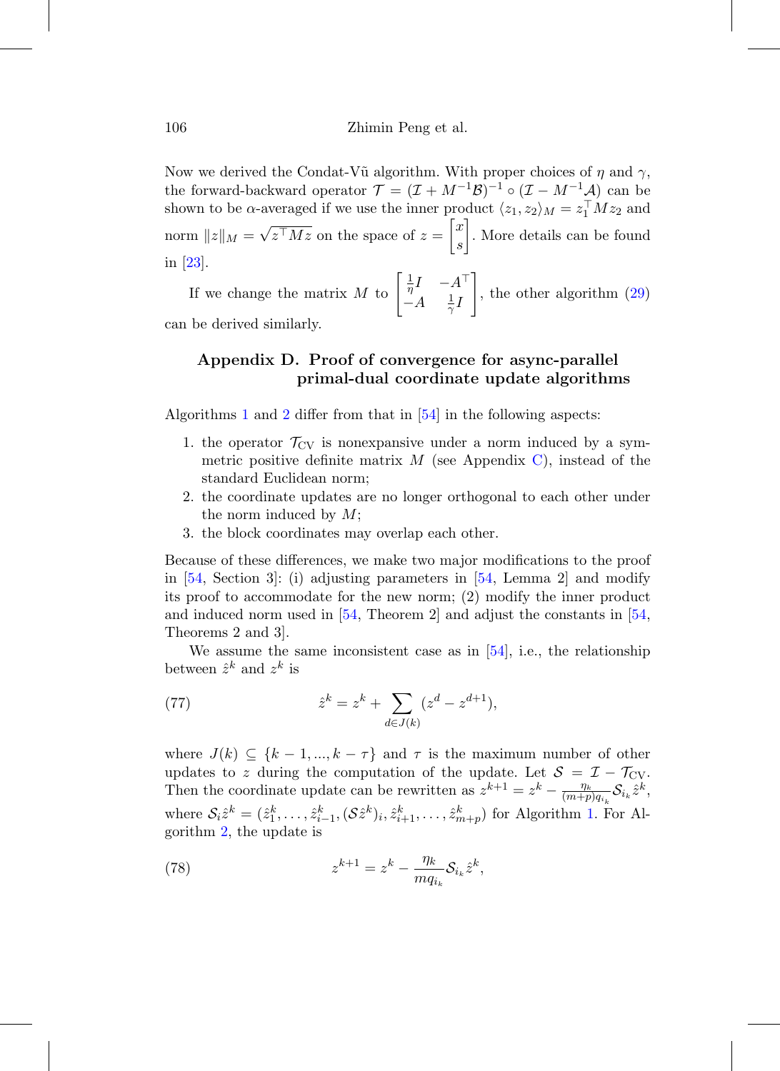Now we derived the Condat-Vũ algorithm. With proper choices of $\eta$ and $\gamma$, the forward-backward operator $\mathcal{T} = (\mathcal{I} + M^{-1}\mathcal{B})^{-1} \circ (\mathcal{I} - M^{-1}\mathcal{A})$ can be shown to be $\alpha$-averaged if we use the inner product $\langle z_1, z_2 \rangle_M = z_1^\top M z_2$ and norm $\|z\|_M = \sqrt{z^\top M z}$ on the space of $z = \begin{bmatrix} x \\ s \end{bmatrix}$. More details can be found in [23].

If we change the matrix $M$ to $\begin{bmatrix} \frac{1}{\eta}I & -A^\top \\ -A & \frac{1}{\gamma}I \end{bmatrix}$, the other algorithm (29) can be derived similarly.

## Appendix D. Proof of convergence for async-parallel primal-dual coordinate update algorithms

Algorithms 1 and 2 differ from that in [54] in the following aspects:

1. the operator $\mathcal{T}_{\mathrm{CV}}$ is nonexpansive under a norm induced by a symmetric positive definite matrix $M$ (see Appendix C), instead of the standard Euclidean norm;
2. the coordinate updates are no longer orthogonal to each other under the norm induced by $M$;
3. the block coordinates may overlap each other.

Because of these differences, we make two major modifications to the proof in [54, Section 3]: (i) adjusting parameters in [54, Lemma 2] and modify its proof to accommodate for the new norm; (2) modify the inner product and induced norm used in [54, Theorem 2] and adjust the constants in [54, Theorems 2 and 3].

We assume the same inconsistent case as in [54], i.e., the relationship between $\hat{z}^k$ and $z^k$ is

$$\hat{z}^k = z^k + \sum_{d \in J(k)} (z^d - z^{d+1}), \tag{77}$$

where $J(k) \subseteq \{k-1, ..., k-\tau\}$ and $\tau$ is the maximum number of other updates to $z$ during the computation of the update. Let $\mathcal{S} = \mathcal{I} - \mathcal{T}_{\mathrm{CV}}$. Then the coordinate update can be rewritten as $z^{k+1} = z^k - \frac{\eta_k}{(m+p)q_{i_k}} \mathcal{S}_{i_k} \hat{z}^k$, where $\mathcal{S}_i \hat{z}^k = (\hat{z}_1^k, \ldots, \hat{z}_{i-1}^k, (\mathcal{S}\hat{z}^k)_i, \hat{z}_{i+1}^k, \ldots, \hat{z}_{m+p}^k)$ for Algorithm 1. For Algorithm 2, the update is

$$z^{k+1} = z^k - \frac{\eta_k}{m q_{i_k}} \mathcal{S}_{i_k} \hat{z}^k, \tag{78}$$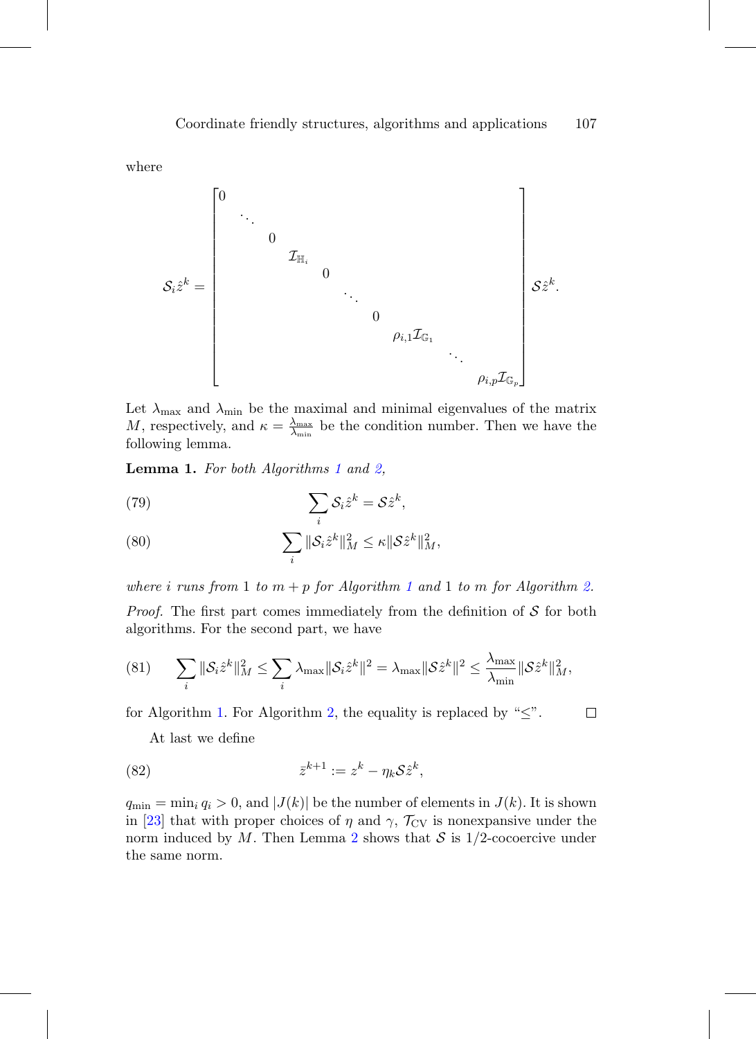where

$$
\mathcal{S}_i \hat{z}^k = \begin{bmatrix} 0 & & & & & & & & & \\ & \ddots & & & & & & & & \\ & & 0 & & & & & & & \\ & & & \mathcal{I}_{\mathbb{H}_i} & & & & & & \\ & & & & 0 & & & & & \\ & & & & & \ddots & & & & \\ & & & & & & 0 & & & \\ & & & & & & & \rho_{i,1}\mathcal{I}_{\mathbb{G}_1} & & \\ & & & & & & & & \ddots & \\ & & & & & & & & & \rho_{i,p}\mathcal{I}_{\mathbb{G}_p} \end{bmatrix} \mathcal{S}\hat{z}^k.
$$

Let $\lambda_{\max}$ and $\lambda_{\min}$ be the maximal and minimal eigenvalues of the matrix $M$, respectively, and $\kappa = \frac{\lambda_{\max}}{\lambda_{\min}}$ be the condition number. Then we have the following lemma.

**Lemma 1.** *For both Algorithms 1 and 2,*

$$
\sum_i \mathcal{S}_i \hat{z}^k = \mathcal{S}\hat{z}^k, \tag{79}
$$

$$
\sum_i \|\mathcal{S}_i \hat{z}^k\|_M^2 \leq \kappa \|\mathcal{S}\hat{z}^k\|_M^2, \tag{80}
$$

*where $i$ runs from 1 to $m+p$ for Algorithm 1 and 1 to $m$ for Algorithm 2.*

*Proof.* The first part comes immediately from the definition of $\mathcal{S}$ for both algorithms. For the second part, we have

$$
\sum_i \|\mathcal{S}_i \hat{z}^k\|_M^2 \leq \sum_i \lambda_{\max} \|\mathcal{S}_i \hat{z}^k\|^2 = \lambda_{\max} \|\mathcal{S}\hat{z}^k\|^2 \leq \frac{\lambda_{\max}}{\lambda_{\min}} \|\mathcal{S}\hat{z}^k\|_M^2, \tag{81}
$$

for Algorithm 1. For Algorithm 2, the equality is replaced by "$\leq$". □

At last we define

$$
\bar{z}^{k+1} := z^k - \eta_k \mathcal{S}\hat{z}^k, \tag{82}
$$

$q_{\min} = \min_i q_i > 0$, and $|J(k)|$ be the number of elements in $J(k)$. It is shown in [23] that with proper choices of $\eta$ and $\gamma$, $\mathcal{T}_{\text{CV}}$ is nonexpansive under the norm induced by $M$. Then Lemma 2 shows that $\mathcal{S}$ is 1/2-cocoercive under the same norm.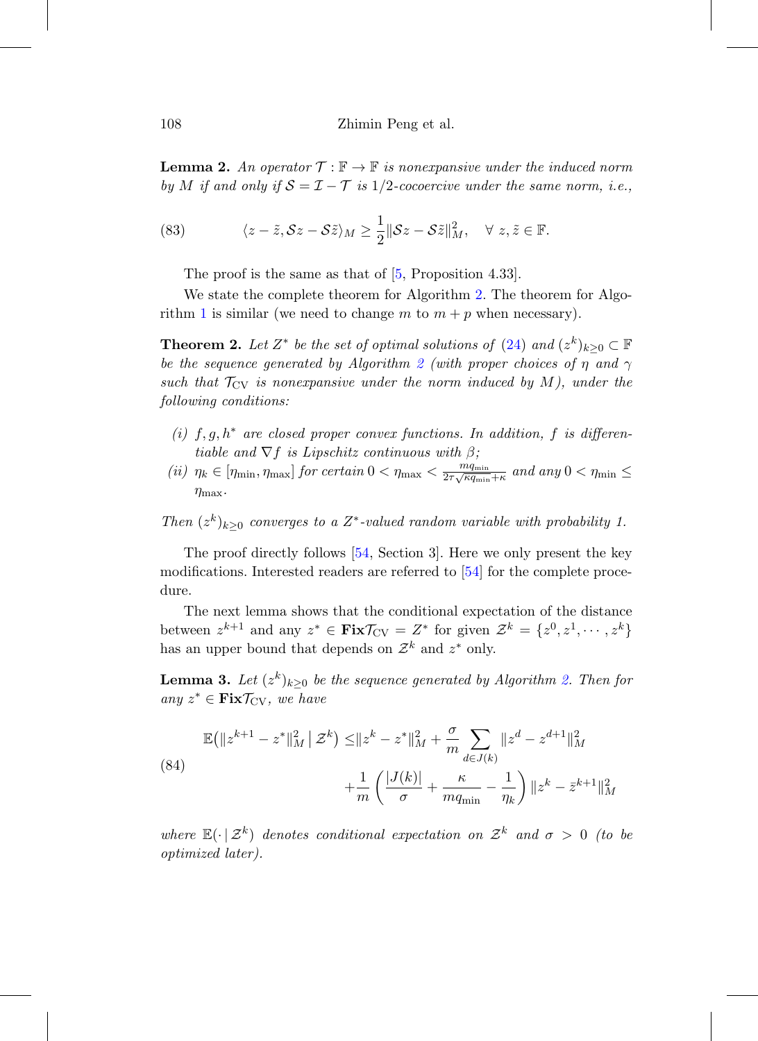**Lemma 2.** *An operator $\mathcal{T} : \mathbb{F} \to \mathbb{F}$ is nonexpansive under the induced norm by $M$ if and only if $\mathcal{S} = \mathcal{I} - \mathcal{T}$ is $1/2$-cocoercive under the same norm, i.e.,*

$$\langle z - \tilde{z}, \mathcal{S}z - \mathcal{S}\tilde{z}\rangle_M \geq \frac{1}{2}\|\mathcal{S}z - \mathcal{S}\tilde{z}\|_M^2, \quad \forall\, z, \tilde{z} \in \mathbb{F}. \tag{83}$$

The proof is the same as that of [5, Proposition 4.33].

We state the complete theorem for Algorithm 2. The theorem for Algorithm 1 is similar (we need to change $m$ to $m+p$ when necessary).

**Theorem 2.** *Let $Z^*$ be the set of optimal solutions of (24) and $(z^k)_{k\geq 0} \subset \mathbb{F}$ be the sequence generated by Algorithm 2 (with proper choices of $\eta$ and $\gamma$ such that $\mathcal{T}_{\text{CV}}$ is nonexpansive under the norm induced by $M$), under the following conditions:*

- *(i) $f, g, h^*$ are closed proper convex functions. In addition, $f$ is differentiable and $\nabla f$ is Lipschitz continuous with $\beta$;*
- *(ii) $\eta_k \in [\eta_{\min}, \eta_{\max}]$ for certain $0 < \eta_{\max} < \frac{mq_{\min}}{2\tau\sqrt{\kappa q_{\min}}+\kappa}$ and any $0 < \eta_{\min} \leq \eta_{\max}$.*

*Then $(z^k)_{k\geq 0}$ converges to a $Z^*$-valued random variable with probability 1.*

The proof directly follows [54, Section 3]. Here we only present the key modifications. Interested readers are referred to [54] for the complete procedure.

The next lemma shows that the conditional expectation of the distance between $z^{k+1}$ and any $z^* \in \mathbf{Fix}\mathcal{T}_{\text{CV}} = Z^*$ for given $\mathcal{Z}^k = \{z^0, z^1, \cdots, z^k\}$ has an upper bound that depends on $\mathcal{Z}^k$ and $z^*$ only.

**Lemma 3.** *Let $(z^k)_{k\geq 0}$ be the sequence generated by Algorithm 2. Then for any $z^* \in \mathbf{Fix}\mathcal{T}_{\text{CV}}$, we have*

$$\begin{aligned}\mathbb{E}\big(\|z^{k+1} - z^*\|_M^2 \,\big|\, \mathcal{Z}^k\big) \leq &\|z^k - z^*\|_M^2 + \frac{\sigma}{m}\sum_{d\in J(k)}\|z^d - z^{d+1}\|_M^2 \\ &+ \frac{1}{m}\left(\frac{|J(k)|}{\sigma} + \frac{\kappa}{mq_{\min}} - \frac{1}{\eta_k}\right)\|z^k - \bar{z}^{k+1}\|_M^2\end{aligned} \tag{84}$$

*where $\mathbb{E}(\cdot\,|\,\mathcal{Z}^k)$ denotes conditional expectation on $\mathcal{Z}^k$ and $\sigma > 0$ (to be optimized later).*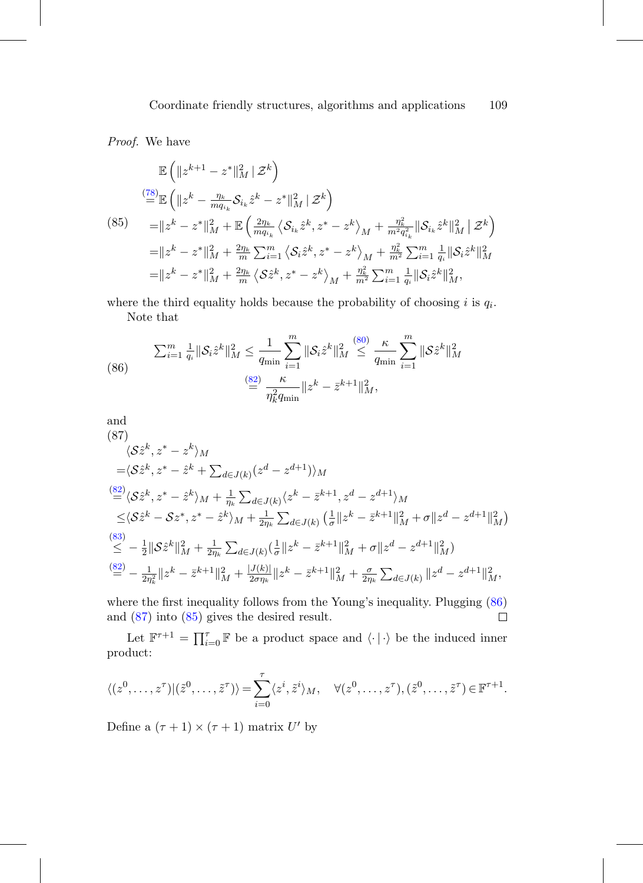*Proof.* We have

$$
\begin{aligned}
&\mathbb{E}\left(\|z^{k+1} - z^*\|_M^2 \,|\, \mathcal{Z}^k\right) \\
\overset{(78)}{=}&\mathbb{E}\left(\|z^k - \tfrac{\eta_k}{mq_{i_k}}\mathcal{S}_{i_k}\hat{z}^k - z^*\|_M^2 \,|\, \mathcal{Z}^k\right) \\
=&\|z^k - z^*\|_M^2 + \mathbb{E}\left(\tfrac{2\eta_k}{mq_{i_k}}\left\langle \mathcal{S}_{i_k}\hat{z}^k, z^* - z^k\right\rangle_M + \tfrac{\eta_k^2}{m^2 q_{i_k}^2}\|\mathcal{S}_{i_k}\hat{z}^k\|_M^2 \,\Big|\, \mathcal{Z}^k\right) \\
=&\|z^k - z^*\|_M^2 + \tfrac{2\eta_k}{m}\textstyle\sum_{i=1}^m \left\langle \mathcal{S}_i\hat{z}^k, z^* - z^k\right\rangle_M + \tfrac{\eta_k^2}{m^2}\textstyle\sum_{i=1}^m \tfrac{1}{q_i}\|\mathcal{S}_i\hat{z}^k\|_M^2 \\
=&\|z^k - z^*\|_M^2 + \tfrac{2\eta_k}{m}\left\langle \mathcal{S}\hat{z}^k, z^* - z^k\right\rangle_M + \tfrac{\eta_k^2}{m^2}\textstyle\sum_{i=1}^m \tfrac{1}{q_i}\|\mathcal{S}_i\hat{z}^k\|_M^2,
\end{aligned}
\tag{85}
$$

where the third equality holds because the probability of choosing $i$ is $q_i$.

Note that

$$
\begin{aligned}
\textstyle\sum_{i=1}^m \tfrac{1}{q_i}\|\mathcal{S}_i\hat{z}^k\|_M^2 \le \frac{1}{q_{\min}}\sum_{i=1}^m \|\mathcal{S}_i\hat{z}^k\|_M^2 &\overset{(80)}{\le} \frac{\kappa}{q_{\min}}\sum_{i=1}^m \|\mathcal{S}\hat{z}^k\|_M^2 \\
&\overset{(82)}{=} \frac{\kappa}{\eta_k^2 q_{\min}}\|z^k - \bar{z}^{k+1}\|_M^2,
\end{aligned}
\tag{86}
$$

and

$$
\begin{aligned}
&\langle \mathcal{S}\hat{z}^k, z^* - z^k\rangle_M \\
=&\langle \mathcal{S}\hat{z}^k, z^* - \hat{z}^k + \textstyle\sum_{d\in J(k)}(z^d - z^{d+1})\rangle_M \\
\overset{(82)}{=}&\langle \mathcal{S}\hat{z}^k, z^* - \hat{z}^k\rangle_M + \tfrac{1}{\eta_k}\textstyle\sum_{d\in J(k)}\langle z^k - \bar{z}^{k+1}, z^d - z^{d+1}\rangle_M \\
\le&\langle \mathcal{S}\hat{z}^k - \mathcal{S}z^*, z^* - \hat{z}^k\rangle_M + \tfrac{1}{2\eta_k}\textstyle\sum_{d\in J(k)}\left(\tfrac{1}{\sigma}\|z^k - \bar{z}^{k+1}\|_M^2 + \sigma\|z^d - z^{d+1}\|_M^2\right) \\
\overset{(83)}{\le}& -\tfrac{1}{2}\|\mathcal{S}\hat{z}^k\|_M^2 + \tfrac{1}{2\eta_k}\textstyle\sum_{d\in J(k)}(\tfrac{1}{\sigma}\|z^k - \bar{z}^{k+1}\|_M^2 + \sigma\|z^d - z^{d+1}\|_M^2) \\
\overset{(82)}{=}& -\tfrac{1}{2\eta_k^2}\|z^k - \bar{z}^{k+1}\|_M^2 + \tfrac{|J(k)|}{2\sigma\eta_k}\|z^k - \bar{z}^{k+1}\|_M^2 + \tfrac{\sigma}{2\eta_k}\textstyle\sum_{d\in J(k)}\|z^d - z^{d+1}\|_M^2,
\end{aligned}
\tag{87}
$$

where the first inequality follows from the Young's inequality. Plugging (86) and (87) into (85) gives the desired result. $\square$

Let $\mathbb{F}^{\tau+1} = \prod_{i=0}^{\tau}\mathbb{F}$ be a product space and $\langle\cdot\,|\,\cdot\rangle$ be the induced inner product:

$$
\langle (z^0,\ldots,z^\tau) | (\tilde{z}^0,\ldots,\tilde{z}^\tau)\rangle = \sum_{i=0}^{\tau}\langle z^i, \tilde{z}^i\rangle_M, \quad \forall (z^0,\ldots,z^\tau), (\tilde{z}^0,\ldots,\tilde{z}^\tau) \in \mathbb{F}^{\tau+1}.
$$

Define a $(\tau+1)\times(\tau+1)$ matrix $U'$ by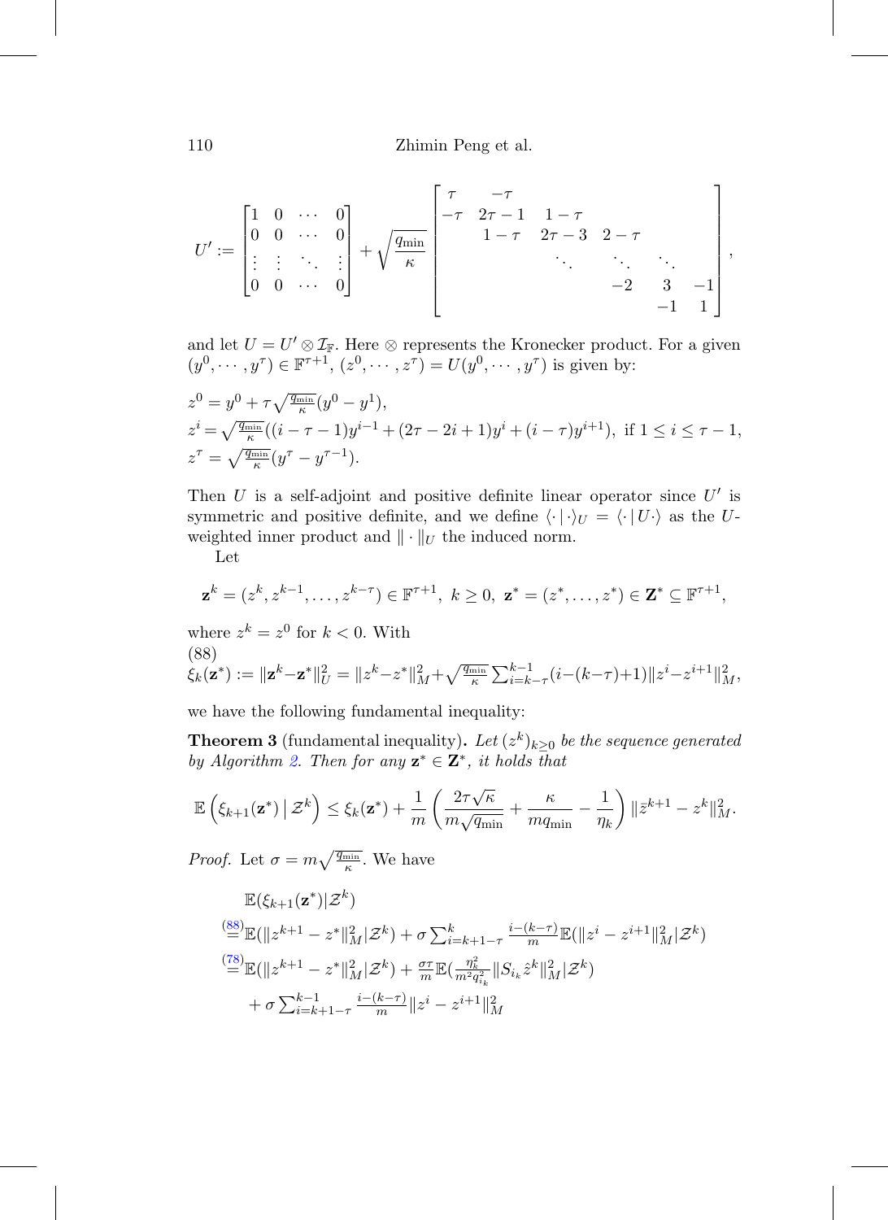$$
U' := \begin{bmatrix} 1 & 0 & \cdots & 0 \\ 0 & 0 & \cdots & 0 \\ \vdots & \vdots & \ddots & \vdots \\ 0 & 0 & \cdots & 0 \end{bmatrix} + \sqrt{\frac{q_{\min}}{\kappa}} \begin{bmatrix} \tau & -\tau & & & & \\ -\tau & 2\tau-1 & 1-\tau & & & \\ & 1-\tau & 2\tau-3 & 2-\tau & & \\ & & \ddots & \ddots & \ddots & \\ & & & -2 & 3 & -1 \\ & & & & -1 & 1 \end{bmatrix},
$$

and let $U = U' \otimes \mathcal{I}_{\mathbb{F}}$. Here $\otimes$ represents the Kronecker product. For a given $(y^0, \cdots, y^\tau) \in \mathbb{F}^{\tau+1}$, $(z^0, \cdots, z^\tau) = U(y^0, \cdots, y^\tau)$ is given by:

$$
\begin{aligned}
&z^0 = y^0 + \tau\sqrt{\tfrac{q_{\min}}{\kappa}}(y^0 - y^1), \\
&z^i = \sqrt{\tfrac{q_{\min}}{\kappa}}((i-\tau-1)y^{i-1} + (2\tau-2i+1)y^i + (i-\tau)y^{i+1}), \text{ if } 1 \le i \le \tau-1, \\
&z^\tau = \sqrt{\tfrac{q_{\min}}{\kappa}}(y^\tau - y^{\tau-1}).
\end{aligned}
$$

Then $U$ is a self-adjoint and positive definite linear operator since $U'$ is symmetric and positive definite, and we define $\langle \cdot \,|\, \cdot \rangle_U = \langle \cdot \,|\, U \cdot \rangle$ as the $U$-weighted inner product and $\| \cdot \|_U$ the induced norm.

Let

$$
\mathbf{z}^k = (z^k, z^{k-1}, \dots, z^{k-\tau}) \in \mathbb{F}^{\tau+1},\ k \ge 0,\ \mathbf{z}^* = (z^*, \dots, z^*) \in \mathbf{Z}^* \subseteq \mathbb{F}^{\tau+1},
$$

where $z^k = z^0$ for $k < 0$. With

(88)
$$
\xi_k(\mathbf{z}^*) := \|\mathbf{z}^k - \mathbf{z}^*\|_U^2 = \|z^k - z^*\|_M^2 + \sqrt{\tfrac{q_{\min}}{\kappa}} \sum_{i=k-\tau}^{k-1} (i-(k-\tau)+1)\|z^i - z^{i+1}\|_M^2,
$$

we have the following fundamental inequality:

**Theorem 3** (fundamental inequality)**.** *Let $(z^k)_{k\ge0}$ be the sequence generated by Algorithm 2. Then for any $\mathbf{z}^* \in \mathbf{Z}^*$, it holds that*

$$
\mathbb{E}\left(\xi_{k+1}(\mathbf{z}^*) \,\middle|\, \mathcal{Z}^k\right) \le \xi_k(\mathbf{z}^*) + \frac{1}{m}\left(\frac{2\tau\sqrt{\kappa}}{m\sqrt{q_{\min}}} + \frac{\kappa}{m q_{\min}} - \frac{1}{\eta_k}\right)\|\bar{z}^{k+1} - z^k\|_M^2.
$$

*Proof.* Let $\sigma = m\sqrt{\frac{q_{\min}}{\kappa}}$. We have

$$
\begin{aligned}
&\mathbb{E}(\xi_{k+1}(\mathbf{z}^*)|\mathcal{Z}^k) \\
&\overset{(88)}{=} \mathbb{E}(\|z^{k+1} - z^*\|_M^2|\mathcal{Z}^k) + \sigma \textstyle\sum_{i=k+1-\tau}^{k} \frac{i-(k-\tau)}{m} \mathbb{E}(\|z^i - z^{i+1}\|_M^2|\mathcal{Z}^k) \\
&\overset{(78)}{=} \mathbb{E}(\|z^{k+1} - z^*\|_M^2|\mathcal{Z}^k) + \frac{\sigma\tau}{m}\mathbb{E}(\frac{\eta_k^2}{m^2 q_{i_k}^2}\|S_{i_k}\hat{z}^k\|_M^2|\mathcal{Z}^k) \\
&\quad + \sigma \textstyle\sum_{i=k+1-\tau}^{k-1} \frac{i-(k-\tau)}{m}\|z^i - z^{i+1}\|_M^2
\end{aligned}
$$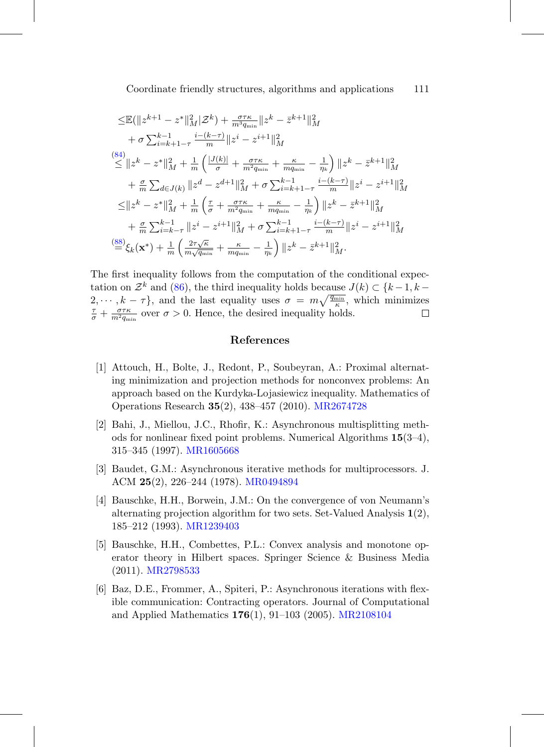$$
\begin{aligned}
\leq & \mathbb{E}(\|z^{k+1} - z^*\|_M^2 | \mathcal{Z}^k) + \tfrac{\sigma\tau\kappa}{m^3 q_{\min}} \|z^k - \bar{z}^{k+1}\|_M^2 \\
& + \sigma \textstyle\sum_{i=k+1-\tau}^{k-1} \tfrac{i-(k-\tau)}{m} \|z^i - z^{i+1}\|_M^2 \\
\overset{(84)}{\leq} & \|z^k - z^*\|_M^2 + \tfrac{1}{m} \left( \tfrac{|J(k)|}{\sigma} + \tfrac{\sigma\tau\kappa}{m^2 q_{\min}} + \tfrac{\kappa}{m q_{\min}} - \tfrac{1}{\eta_k} \right) \|z^k - \bar{z}^{k+1}\|_M^2 \\
& + \tfrac{\sigma}{m} \textstyle\sum_{d \in J(k)} \|z^d - z^{d+1}\|_M^2 + \sigma \sum_{i=k+1-\tau}^{k-1} \tfrac{i-(k-\tau)}{m} \|z^i - z^{i+1}\|_M^2 \\
\leq & \|z^k - z^*\|_M^2 + \tfrac{1}{m} \left( \tfrac{\tau}{\sigma} + \tfrac{\sigma\tau\kappa}{m^2 q_{\min}} + \tfrac{\kappa}{m q_{\min}} - \tfrac{1}{\eta_k} \right) \|z^k - \bar{z}^{k+1}\|_M^2 \\
& + \tfrac{\sigma}{m} \textstyle\sum_{i=k-\tau}^{k-1} \|z^i - z^{i+1}\|_M^2 + \sigma \sum_{i=k+1-\tau}^{k-1} \tfrac{i-(k-\tau)}{m} \|z^i - z^{i+1}\|_M^2 \\
\overset{(88)}{=} & \xi_k(\mathbf{x}^*) + \tfrac{1}{m} \left( \tfrac{2\tau\sqrt{\kappa}}{m\sqrt{q_{\min}}} + \tfrac{\kappa}{m q_{\min}} - \tfrac{1}{\eta_k} \right) \|z^k - \bar{z}^{k+1}\|_M^2 .
\end{aligned}
$$

The first inequality follows from the computation of the conditional expectation on $\mathcal{Z}^k$ and (86), the third inequality holds because $J(k) \subset \{k-1, k-2, \cdots, k-\tau\}$, and the last equality uses $\sigma = m\sqrt{\frac{q_{\min}}{\kappa}}$, which minimizes $\frac{\tau}{\sigma} + \frac{\sigma\tau\kappa}{m^2 q_{\min}}$ over $\sigma > 0$. Hence, the desired inequality holds. □

## References

[1] Attouch, H., Bolte, J., Redont, P., Soubeyran, A.: Proximal alternating minimization and projection methods for nonconvex problems: An approach based on the Kurdyka-Lojasiewicz inequality. Mathematics of Operations Research **35**(2), 438–457 (2010). MR2674728

[2] Bahi, J., Miellou, J.C., Rhofir, K.: Asynchronous multisplitting methods for nonlinear fixed point problems. Numerical Algorithms **15**(3–4), 315–345 (1997). MR1605668

[3] Baudet, G.M.: Asynchronous iterative methods for multiprocessors. J. ACM **25**(2), 226–244 (1978). MR0494894

[4] Bauschke, H.H., Borwein, J.M.: On the convergence of von Neumann's alternating projection algorithm for two sets. Set-Valued Analysis **1**(2), 185–212 (1993). MR1239403

[5] Bauschke, H.H., Combettes, P.L.: Convex analysis and monotone operator theory in Hilbert spaces. Springer Science & Business Media (2011). MR2798533

[6] Baz, D.E., Frommer, A., Spiteri, P.: Asynchronous iterations with flexible communication: Contracting operators. Journal of Computational and Applied Mathematics **176**(1), 91–103 (2005). MR2108104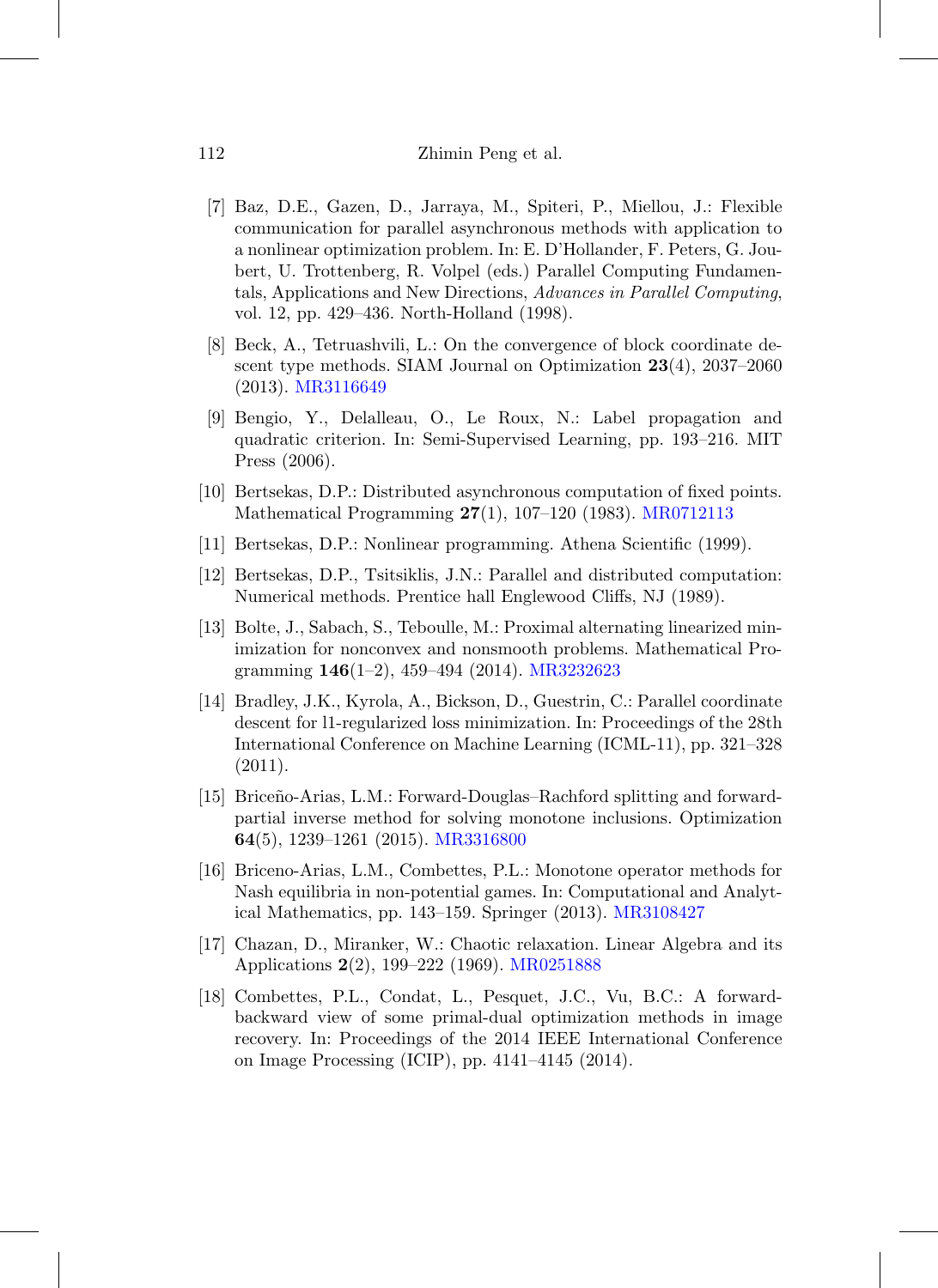[7] Baz, D.E., Gazen, D., Jarraya, M., Spiteri, P., Miellou, J.: Flexible communication for parallel asynchronous methods with application to a nonlinear optimization problem. In: E. D'Hollander, F. Peters, G. Joubert, U. Trottenberg, R. Volpel (eds.) Parallel Computing Fundamentals, Applications and New Directions, *Advances in Parallel Computing*, vol. 12, pp. 429–436. North-Holland (1998).

[8] Beck, A., Tetruashvili, L.: On the convergence of block coordinate descent type methods. SIAM Journal on Optimization **23**(4), 2037–2060 (2013). MR3116649

[9] Bengio, Y., Delalleau, O., Le Roux, N.: Label propagation and quadratic criterion. In: Semi-Supervised Learning, pp. 193–216. MIT Press (2006).

[10] Bertsekas, D.P.: Distributed asynchronous computation of fixed points. Mathematical Programming **27**(1), 107–120 (1983). MR0712113

[11] Bertsekas, D.P.: Nonlinear programming. Athena Scientific (1999).

[12] Bertsekas, D.P., Tsitsiklis, J.N.: Parallel and distributed computation: Numerical methods. Prentice hall Englewood Cliffs, NJ (1989).

[13] Bolte, J., Sabach, S., Teboulle, M.: Proximal alternating linearized minimization for nonconvex and nonsmooth problems. Mathematical Programming **146**(1–2), 459–494 (2014). MR3232623

[14] Bradley, J.K., Kyrola, A., Bickson, D., Guestrin, C.: Parallel coordinate descent for l1-regularized loss minimization. In: Proceedings of the 28th International Conference on Machine Learning (ICML-11), pp. 321–328 (2011).

[15] Briceño-Arias, L.M.: Forward-Douglas–Rachford splitting and forward-partial inverse method for solving monotone inclusions. Optimization **64**(5), 1239–1261 (2015). MR3316800

[16] Briceno-Arias, L.M., Combettes, P.L.: Monotone operator methods for Nash equilibria in non-potential games. In: Computational and Analytical Mathematics, pp. 143–159. Springer (2013). MR3108427

[17] Chazan, D., Miranker, W.: Chaotic relaxation. Linear Algebra and its Applications **2**(2), 199–222 (1969). MR0251888

[18] Combettes, P.L., Condat, L., Pesquet, J.C., Vu, B.C.: A forward-backward view of some primal-dual optimization methods in image recovery. In: Proceedings of the 2014 IEEE International Conference on Image Processing (ICIP), pp. 4141–4145 (2014).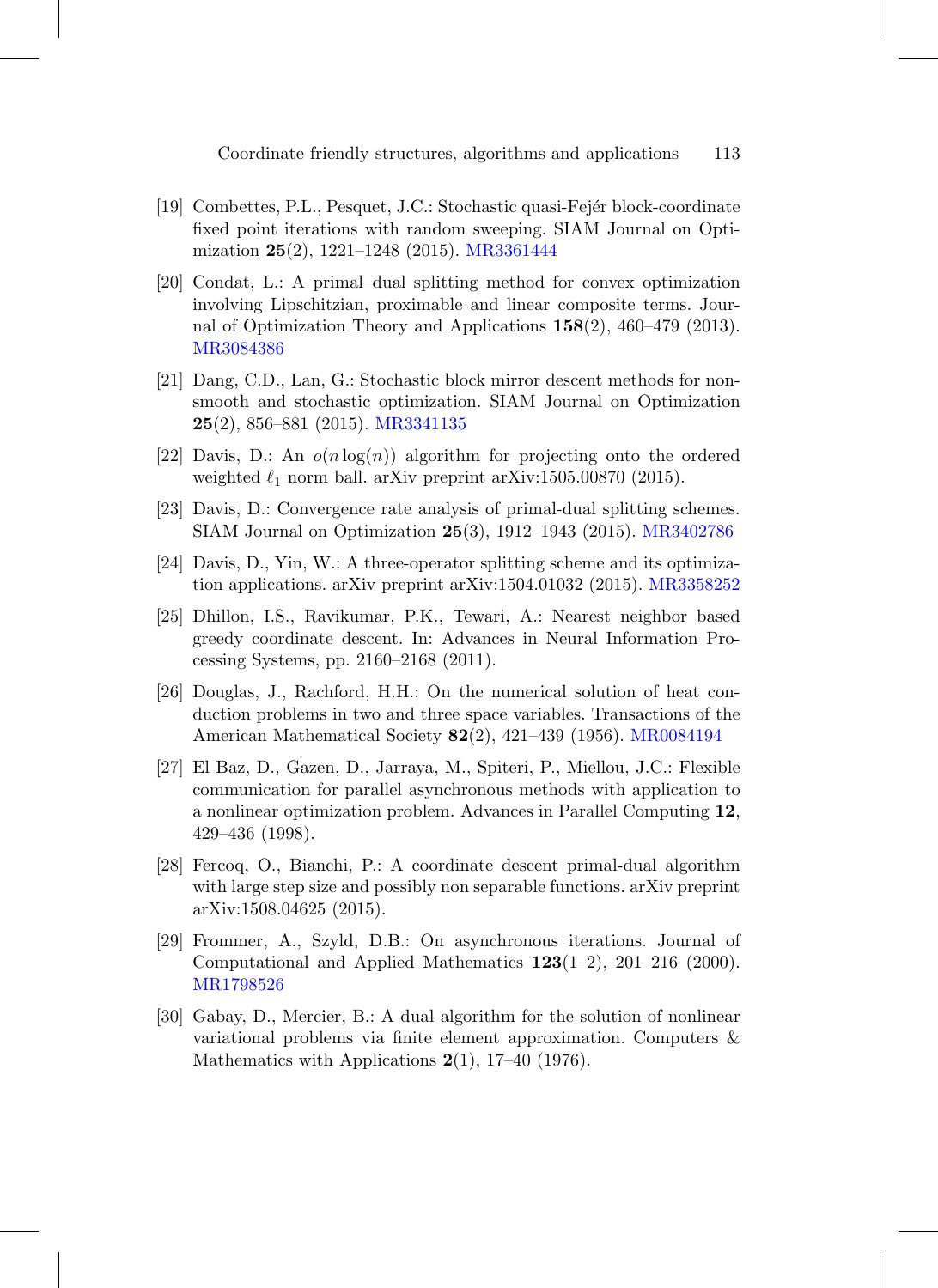[19] Combettes, P.L., Pesquet, J.C.: Stochastic quasi-Fejér block-coordinate fixed point iterations with random sweeping. SIAM Journal on Optimization **25**(2), 1221–1248 (2015). MR3361444

[20] Condat, L.: A primal–dual splitting method for convex optimization involving Lipschitzian, proximable and linear composite terms. Journal of Optimization Theory and Applications **158**(2), 460–479 (2013). MR3084386

[21] Dang, C.D., Lan, G.: Stochastic block mirror descent methods for nonsmooth and stochastic optimization. SIAM Journal on Optimization **25**(2), 856–881 (2015). MR3341135

[22] Davis, D.: An $o(n \log(n))$ algorithm for projecting onto the ordered weighted $\ell_1$ norm ball. arXiv preprint arXiv:1505.00870 (2015).

[23] Davis, D.: Convergence rate analysis of primal-dual splitting schemes. SIAM Journal on Optimization **25**(3), 1912–1943 (2015). MR3402786

[24] Davis, D., Yin, W.: A three-operator splitting scheme and its optimization applications. arXiv preprint arXiv:1504.01032 (2015). MR3358252

[25] Dhillon, I.S., Ravikumar, P.K., Tewari, A.: Nearest neighbor based greedy coordinate descent. In: Advances in Neural Information Processing Systems, pp. 2160–2168 (2011).

[26] Douglas, J., Rachford, H.H.: On the numerical solution of heat conduction problems in two and three space variables. Transactions of the American Mathematical Society **82**(2), 421–439 (1956). MR0084194

[27] El Baz, D., Gazen, D., Jarraya, M., Spiteri, P., Miellou, J.C.: Flexible communication for parallel asynchronous methods with application to a nonlinear optimization problem. Advances in Parallel Computing **12**, 429–436 (1998).

[28] Fercoq, O., Bianchi, P.: A coordinate descent primal-dual algorithm with large step size and possibly non separable functions. arXiv preprint arXiv:1508.04625 (2015).

[29] Frommer, A., Szyld, D.B.: On asynchronous iterations. Journal of Computational and Applied Mathematics **123**(1–2), 201–216 (2000). MR1798526

[30] Gabay, D., Mercier, B.: A dual algorithm for the solution of nonlinear variational problems via finite element approximation. Computers & Mathematics with Applications **2**(1), 17–40 (1976).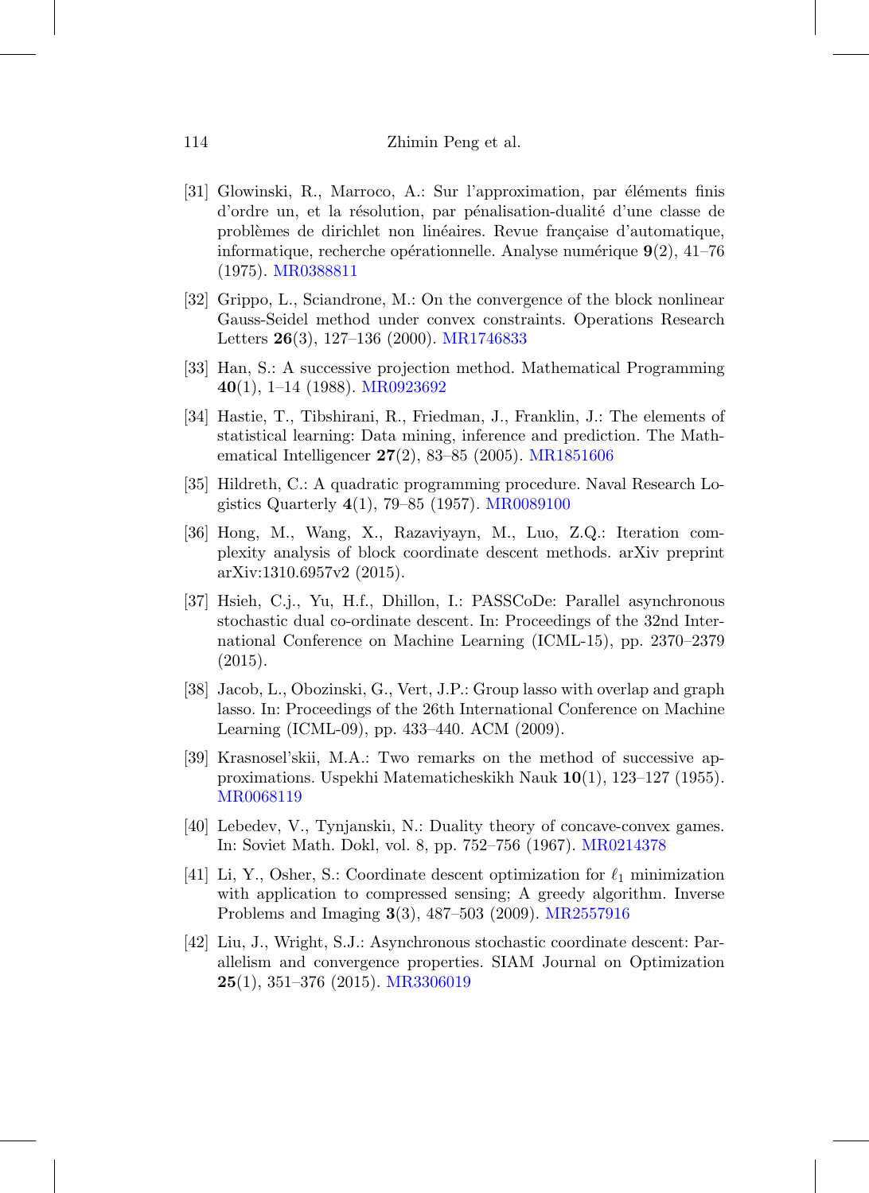[31] Glowinski, R., Marroco, A.: Sur l'approximation, par éléments finis d'ordre un, et la résolution, par pénalisation-dualité d'une classe de problèmes de dirichlet non linéaires. Revue française d'automatique, informatique, recherche opérationnelle. Analyse numérique **9**(2), 41–76 (1975). MR0388811

[32] Grippo, L., Sciandrone, M.: On the convergence of the block nonlinear Gauss-Seidel method under convex constraints. Operations Research Letters **26**(3), 127–136 (2000). MR1746833

[33] Han, S.: A successive projection method. Mathematical Programming **40**(1), 1–14 (1988). MR0923692

[34] Hastie, T., Tibshirani, R., Friedman, J., Franklin, J.: The elements of statistical learning: Data mining, inference and prediction. The Mathematical Intelligencer **27**(2), 83–85 (2005). MR1851606

[35] Hildreth, C.: A quadratic programming procedure. Naval Research Logistics Quarterly **4**(1), 79–85 (1957). MR0089100

[36] Hong, M., Wang, X., Razaviyayn, M., Luo, Z.Q.: Iteration complexity analysis of block coordinate descent methods. arXiv preprint arXiv:1310.6957v2 (2015).

[37] Hsieh, C.j., Yu, H.f., Dhillon, I.: PASSCoDe: Parallel asynchronous stochastic dual co-ordinate descent. In: Proceedings of the 32nd International Conference on Machine Learning (ICML-15), pp. 2370–2379 (2015).

[38] Jacob, L., Obozinski, G., Vert, J.P.: Group lasso with overlap and graph lasso. In: Proceedings of the 26th International Conference on Machine Learning (ICML-09), pp. 433–440. ACM (2009).

[39] Krasnosel'skii, M.A.: Two remarks on the method of successive approximations. Uspekhi Matematicheskikh Nauk **10**(1), 123–127 (1955). MR0068119

[40] Lebedev, V., Tynjanskiı, N.: Duality theory of concave-convex games. In: Soviet Math. Dokl, vol. 8, pp. 752–756 (1967). MR0214378

[41] Li, Y., Osher, S.: Coordinate descent optimization for $\ell_1$ minimization with application to compressed sensing; A greedy algorithm. Inverse Problems and Imaging **3**(3), 487–503 (2009). MR2557916

[42] Liu, J., Wright, S.J.: Asynchronous stochastic coordinate descent: Parallelism and convergence properties. SIAM Journal on Optimization **25**(1), 351–376 (2015). MR3306019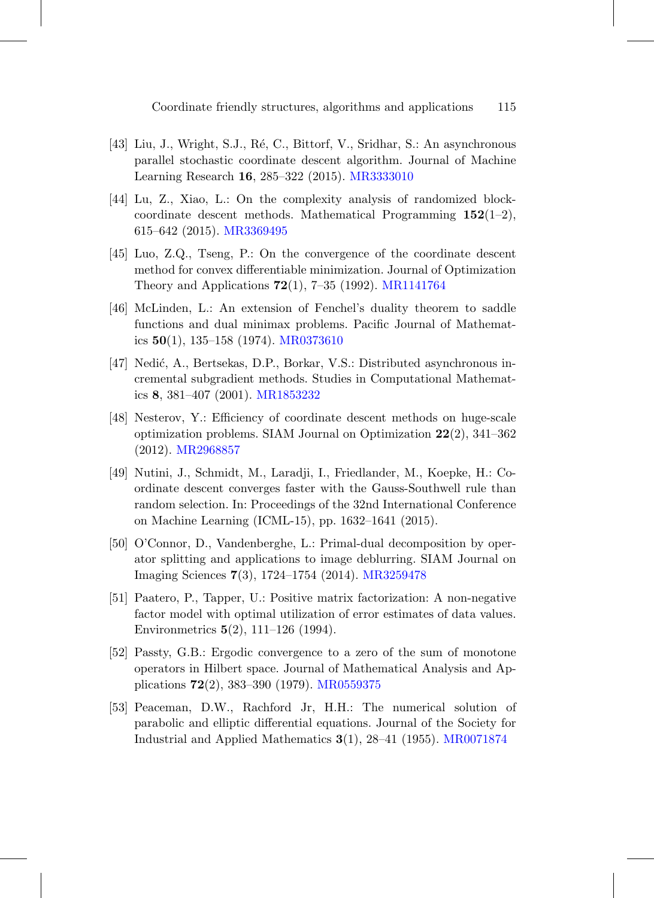[43] Liu, J., Wright, S.J., Ré, C., Bittorf, V., Sridhar, S.: An asynchronous parallel stochastic coordinate descent algorithm. Journal of Machine Learning Research **16**, 285–322 (2015). MR3333010

[44] Lu, Z., Xiao, L.: On the complexity analysis of randomized block-coordinate descent methods. Mathematical Programming **152**(1–2), 615–642 (2015). MR3369495

[45] Luo, Z.Q., Tseng, P.: On the convergence of the coordinate descent method for convex differentiable minimization. Journal of Optimization Theory and Applications **72**(1), 7–35 (1992). MR1141764

[46] McLinden, L.: An extension of Fenchel's duality theorem to saddle functions and dual minimax problems. Pacific Journal of Mathematics **50**(1), 135–158 (1974). MR0373610

[47] Nedić, A., Bertsekas, D.P., Borkar, V.S.: Distributed asynchronous incremental subgradient methods. Studies in Computational Mathematics **8**, 381–407 (2001). MR1853232

[48] Nesterov, Y.: Efficiency of coordinate descent methods on huge-scale optimization problems. SIAM Journal on Optimization **22**(2), 341–362 (2012). MR2968857

[49] Nutini, J., Schmidt, M., Laradji, I., Friedlander, M., Koepke, H.: Coordinate descent converges faster with the Gauss-Southwell rule than random selection. In: Proceedings of the 32nd International Conference on Machine Learning (ICML-15), pp. 1632–1641 (2015).

[50] O'Connor, D., Vandenberghe, L.: Primal-dual decomposition by operator splitting and applications to image deblurring. SIAM Journal on Imaging Sciences **7**(3), 1724–1754 (2014). MR3259478

[51] Paatero, P., Tapper, U.: Positive matrix factorization: A non-negative factor model with optimal utilization of error estimates of data values. Environmetrics **5**(2), 111–126 (1994).

[52] Passty, G.B.: Ergodic convergence to a zero of the sum of monotone operators in Hilbert space. Journal of Mathematical Analysis and Applications **72**(2), 383–390 (1979). MR0559375

[53] Peaceman, D.W., Rachford Jr, H.H.: The numerical solution of parabolic and elliptic differential equations. Journal of the Society for Industrial and Applied Mathematics **3**(1), 28–41 (1955). MR0071874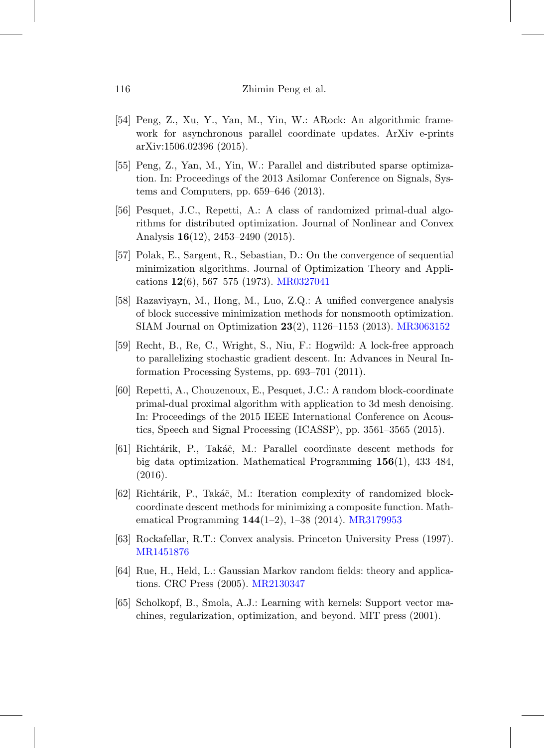[54] Peng, Z., Xu, Y., Yan, M., Yin, W.: ARock: An algorithmic framework for asynchronous parallel coordinate updates. ArXiv e-prints arXiv:1506.02396 (2015).

[55] Peng, Z., Yan, M., Yin, W.: Parallel and distributed sparse optimization. In: Proceedings of the 2013 Asilomar Conference on Signals, Systems and Computers, pp. 659–646 (2013).

[56] Pesquet, J.C., Repetti, A.: A class of randomized primal-dual algorithms for distributed optimization. Journal of Nonlinear and Convex Analysis **16**(12), 2453–2490 (2015).

[57] Polak, E., Sargent, R., Sebastian, D.: On the convergence of sequential minimization algorithms. Journal of Optimization Theory and Applications **12**(6), 567–575 (1973). MR0327041

[58] Razaviyayn, M., Hong, M., Luo, Z.Q.: A unified convergence analysis of block successive minimization methods for nonsmooth optimization. SIAM Journal on Optimization **23**(2), 1126–1153 (2013). MR3063152

[59] Recht, B., Re, C., Wright, S., Niu, F.: Hogwild: A lock-free approach to parallelizing stochastic gradient descent. In: Advances in Neural Information Processing Systems, pp. 693–701 (2011).

[60] Repetti, A., Chouzenoux, E., Pesquet, J.C.: A random block-coordinate primal-dual proximal algorithm with application to 3d mesh denoising. In: Proceedings of the 2015 IEEE International Conference on Acoustics, Speech and Signal Processing (ICASSP), pp. 3561–3565 (2015).

[61] Richtárik, P., Takáč, M.: Parallel coordinate descent methods for big data optimization. Mathematical Programming **156**(1), 433–484, (2016).

[62] Richtárik, P., Takáč, M.: Iteration complexity of randomized block-coordinate descent methods for minimizing a composite function. Mathematical Programming **144**(1–2), 1–38 (2014). MR3179953

[63] Rockafellar, R.T.: Convex analysis. Princeton University Press (1997). MR1451876

[64] Rue, H., Held, L.: Gaussian Markov random fields: theory and applications. CRC Press (2005). MR2130347

[65] Scholkopf, B., Smola, A.J.: Learning with kernels: Support vector machines, regularization, optimization, and beyond. MIT press (2001).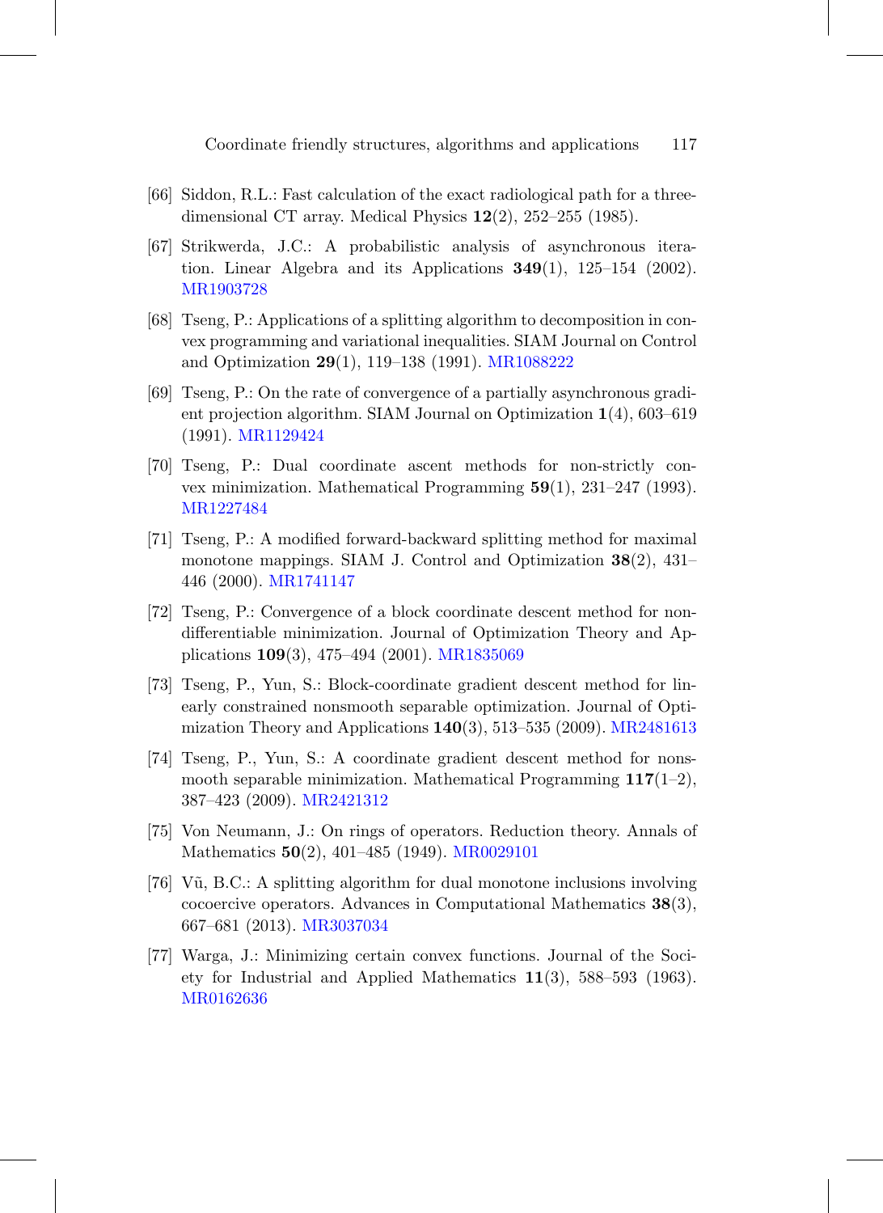[66] Siddon, R.L.: Fast calculation of the exact radiological path for a three-dimensional CT array. Medical Physics **12**(2), 252–255 (1985).

[67] Strikwerda, J.C.: A probabilistic analysis of asynchronous iteration. Linear Algebra and its Applications **349**(1), 125–154 (2002). MR1903728

[68] Tseng, P.: Applications of a splitting algorithm to decomposition in convex programming and variational inequalities. SIAM Journal on Control and Optimization **29**(1), 119–138 (1991). MR1088222

[69] Tseng, P.: On the rate of convergence of a partially asynchronous gradient projection algorithm. SIAM Journal on Optimization **1**(4), 603–619 (1991). MR1129424

[70] Tseng, P.: Dual coordinate ascent methods for non-strictly convex minimization. Mathematical Programming **59**(1), 231–247 (1993). MR1227484

[71] Tseng, P.: A modified forward-backward splitting method for maximal monotone mappings. SIAM J. Control and Optimization **38**(2), 431–446 (2000). MR1741147

[72] Tseng, P.: Convergence of a block coordinate descent method for nondifferentiable minimization. Journal of Optimization Theory and Applications **109**(3), 475–494 (2001). MR1835069

[73] Tseng, P., Yun, S.: Block-coordinate gradient descent method for linearly constrained nonsmooth separable optimization. Journal of Optimization Theory and Applications **140**(3), 513–535 (2009). MR2481613

[74] Tseng, P., Yun, S.: A coordinate gradient descent method for nonsmooth separable minimization. Mathematical Programming **117**(1–2), 387–423 (2009). MR2421312

[75] Von Neumann, J.: On rings of operators. Reduction theory. Annals of Mathematics **50**(2), 401–485 (1949). MR0029101

[76] Vũ, B.C.: A splitting algorithm for dual monotone inclusions involving cocoercive operators. Advances in Computational Mathematics **38**(3), 667–681 (2013). MR3037034

[77] Warga, J.: Minimizing certain convex functions. Journal of the Society for Industrial and Applied Mathematics **11**(3), 588–593 (1963). MR0162636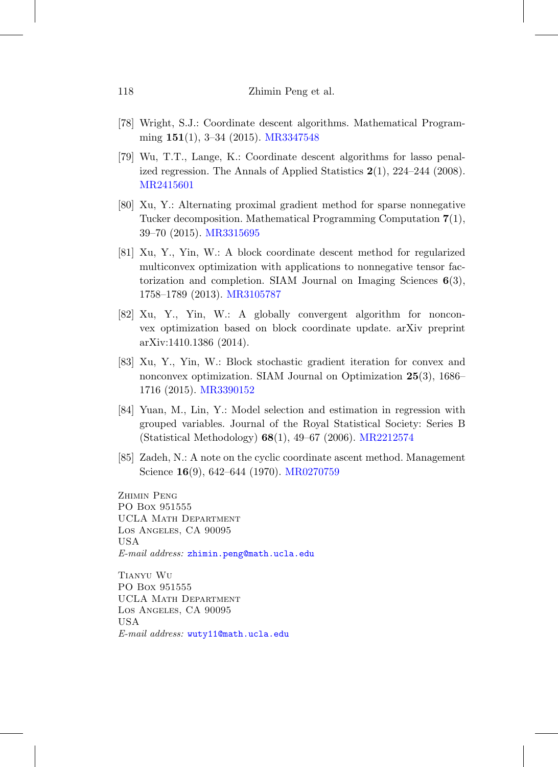[78] Wright, S.J.: Coordinate descent algorithms. Mathematical Programming **151**(1), 3–34 (2015). MR3347548

[79] Wu, T.T., Lange, K.: Coordinate descent algorithms for lasso penalized regression. The Annals of Applied Statistics **2**(1), 224–244 (2008). MR2415601

[80] Xu, Y.: Alternating proximal gradient method for sparse nonnegative Tucker decomposition. Mathematical Programming Computation **7**(1), 39–70 (2015). MR3315695

[81] Xu, Y., Yin, W.: A block coordinate descent method for regularized multiconvex optimization with applications to nonnegative tensor factorization and completion. SIAM Journal on Imaging Sciences **6**(3), 1758–1789 (2013). MR3105787

[82] Xu, Y., Yin, W.: A globally convergent algorithm for nonconvex optimization based on block coordinate update. arXiv preprint arXiv:1410.1386 (2014).

[83] Xu, Y., Yin, W.: Block stochastic gradient iteration for convex and nonconvex optimization. SIAM Journal on Optimization **25**(3), 1686–1716 (2015). MR3390152

[84] Yuan, M., Lin, Y.: Model selection and estimation in regression with grouped variables. Journal of the Royal Statistical Society: Series B (Statistical Methodology) **68**(1), 49–67 (2006). MR2212574

[85] Zadeh, N.: A note on the cyclic coordinate ascent method. Management Science **16**(9), 642–644 (1970). MR0270759

Zhimin Peng
PO Box 951555
UCLA Math Department
Los Angeles, CA 90095
USA
*E-mail address:* zhimin.peng@math.ucla.edu

Tianyu Wu
PO Box 951555
UCLA Math Department
Los Angeles, CA 90095
USA
*E-mail address:* wuty11@math.ucla.edu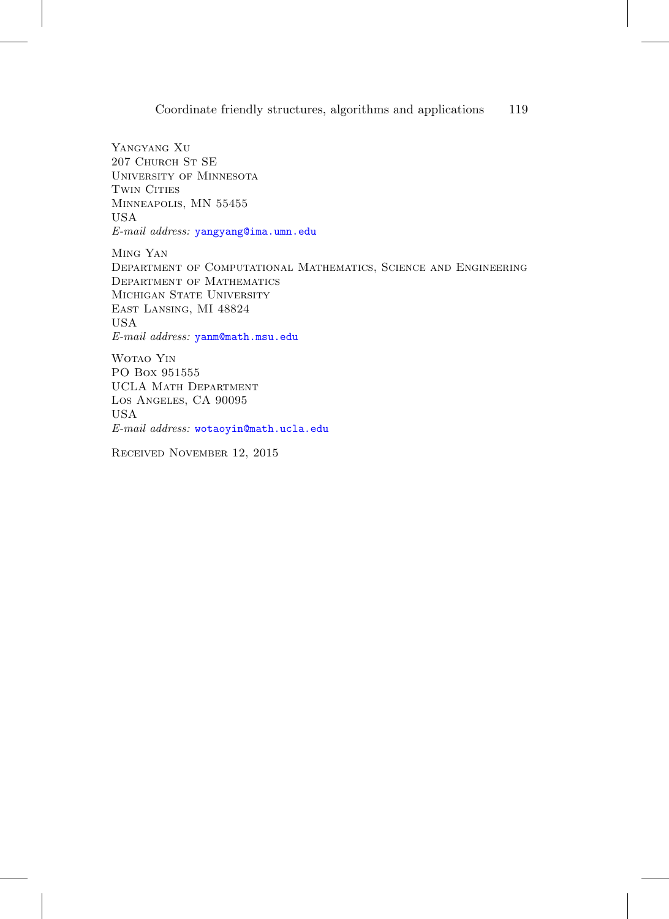Yangyang Xu
207 Church St SE
University of Minnesota
Twin Cities
Minneapolis, MN 55455
USA
*E-mail address:* yangyang@ima.umn.edu

Ming Yan
Department of Computational Mathematics, Science and Engineering
Department of Mathematics
Michigan State University
East Lansing, MI 48824
USA
*E-mail address:* yanm@math.msu.edu

Wotao Yin
PO Box 951555
UCLA Math Department
Los Angeles, CA 90095
USA
*E-mail address:* wotaoyin@math.ucla.edu

Received November 12, 2015